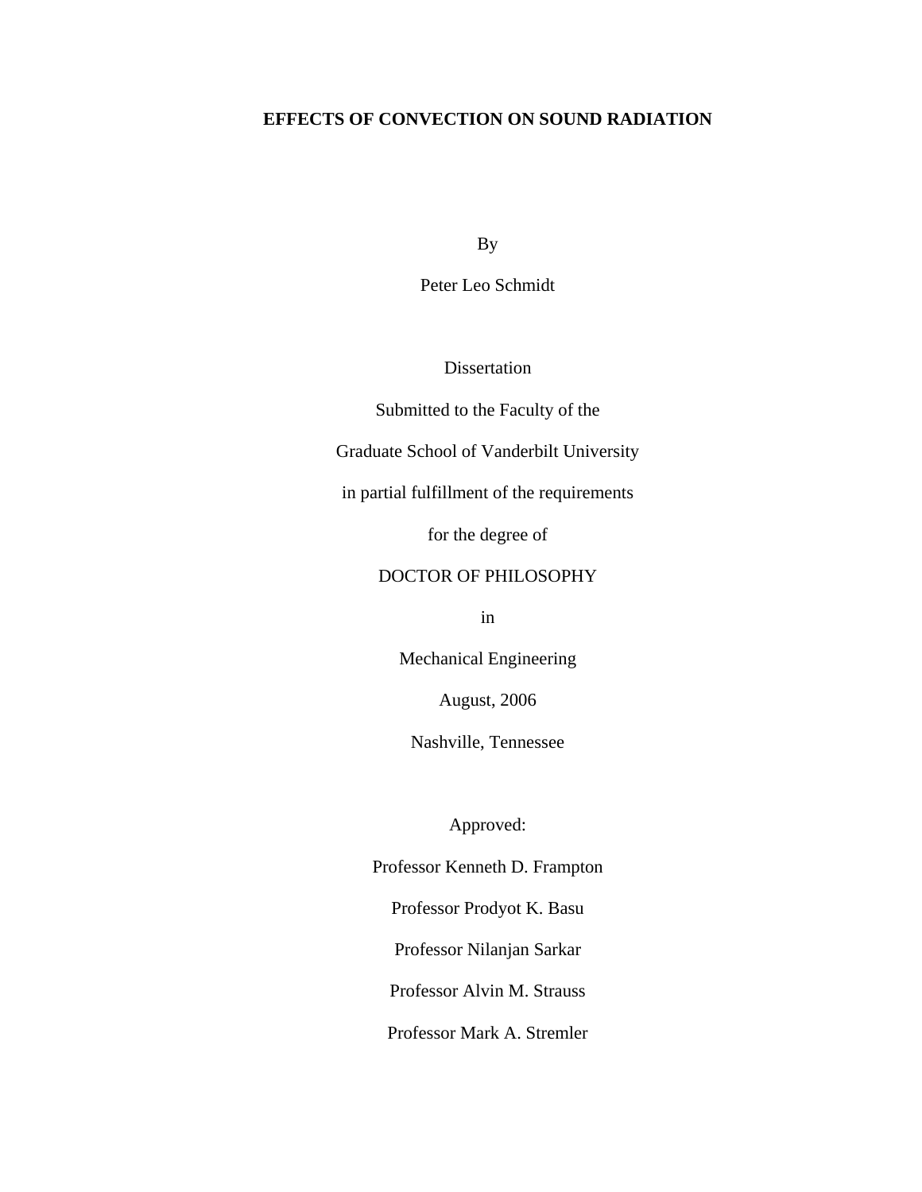# EFFECTS OF CONVECTION ON SOUND RADIATION

By

Peter Leo Schmidt

Dissertation

Submitted to the Faculty of the

Graduate School of Vanderbilt University

in partial fulfillment of the requirements

for the degree of

DOCTOR OF PHILOSOPHY

in

Mechanical Engineering

August, 2006

Nashville, Tennessee

Approved:

Professor Kenneth D. Frampton

Professor Prodyot K. Basu

Professor Nilanjan Sarkar

Professor Alvin M. Strauss

Professor Mark A. Stremler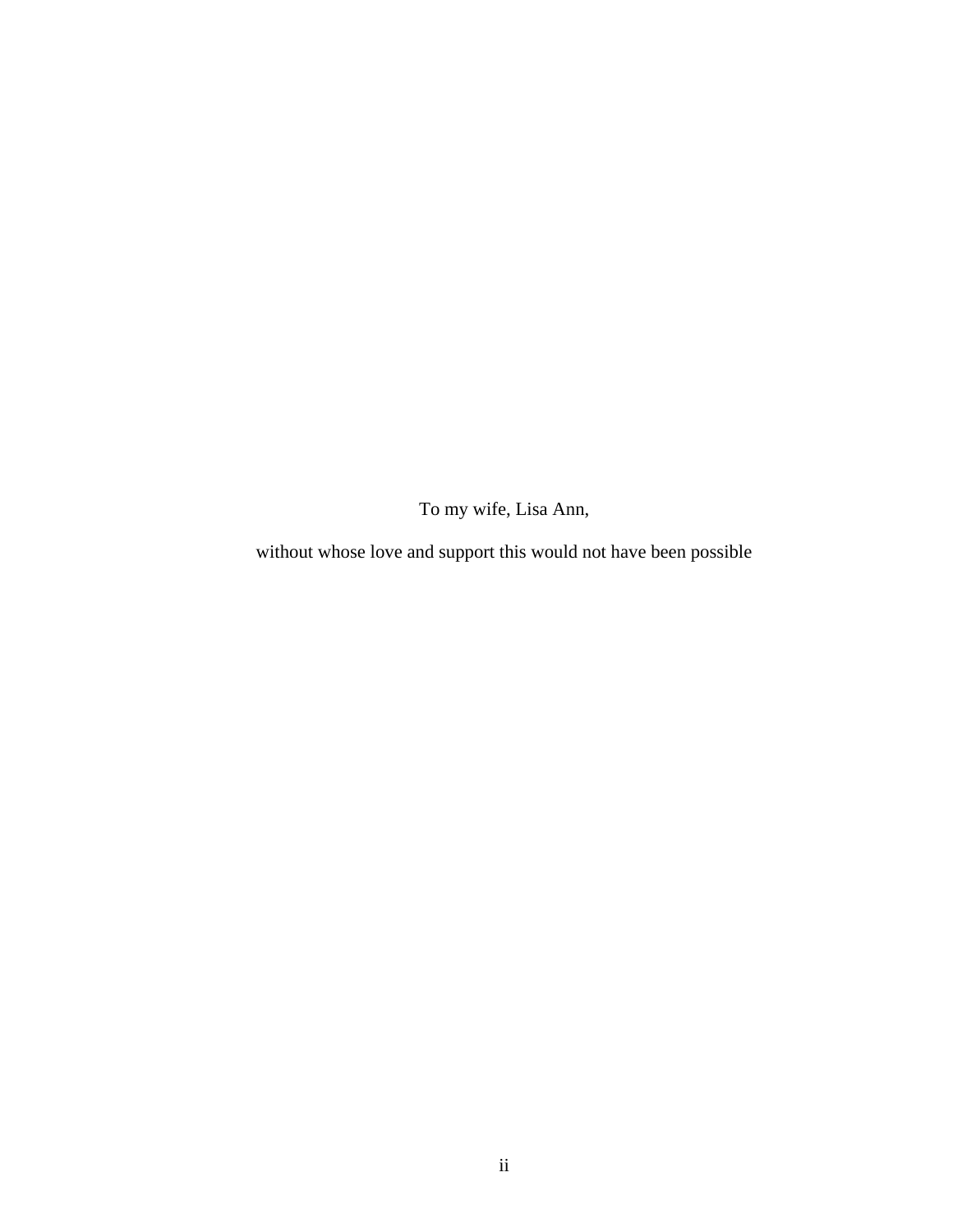To my wife, Lisa Ann,

without whose love and support this would not have been possible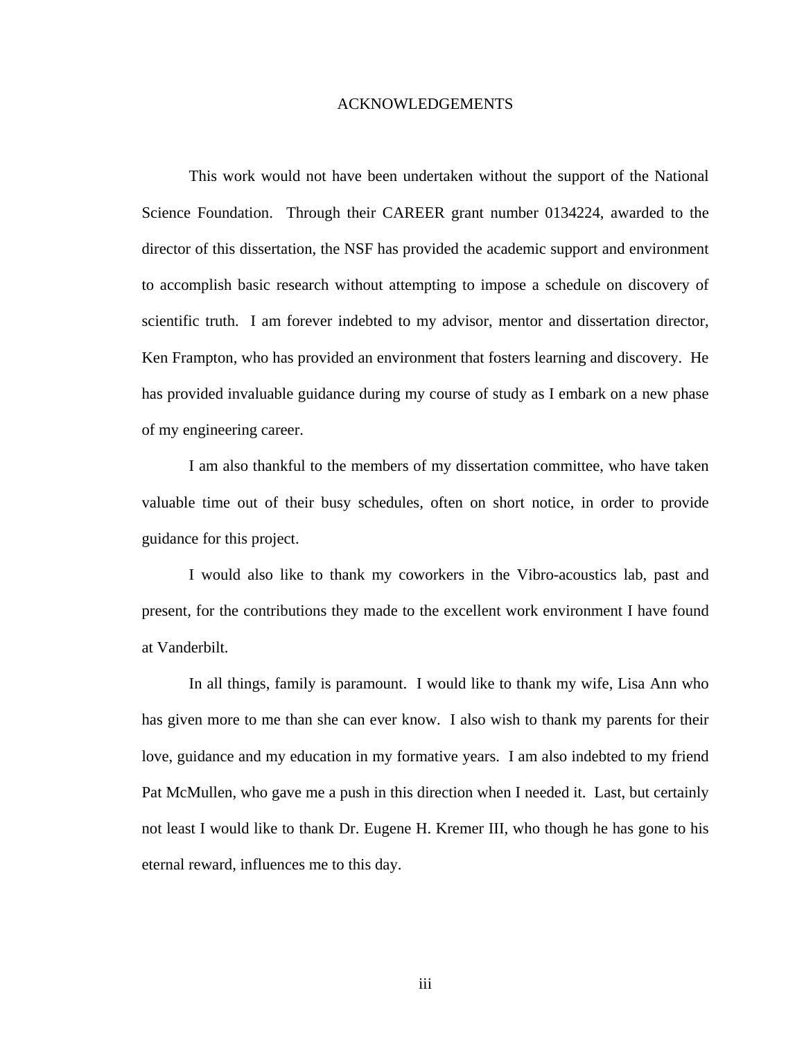# ACKNOWLEDGEMENTS

This work would not have been undertaken without the support of the National Science Foundation. Through their CAREER grant number 0134224, awarded to the director of this dissertation, the NSF has provided the academic support and environment to accomplish basic research without attempting to impose a schedule on discovery of scientific truth. I am forever indebted to my advisor, mentor and dissertation director, Ken Frampton, who has provided an environment that fosters learning and discovery. He has provided invaluable guidance during my course of study as I embark on a new phase of my engineering career.

I am also thankful to the members of my dissertation committee, who have taken valuable time out of their busy schedules, often on short notice, in order to provide guidance for this project.

I would also like to thank my coworkers in the Vibro-acoustics lab, past and present, for the contributions they made to the excellent work environment I have found at Vanderbilt.

In all things, family is paramount. I would like to thank my wife, Lisa Ann who has given more to me than she can ever know. I also wish to thank my parents for their love, guidance and my education in my formative years. I am also indebted to my friend Pat McMullen, who gave me a push in this direction when I needed it. Last, but certainly not least I would like to thank Dr. Eugene H. Kremer III, who though he has gone to his eternal reward, influences me to this day.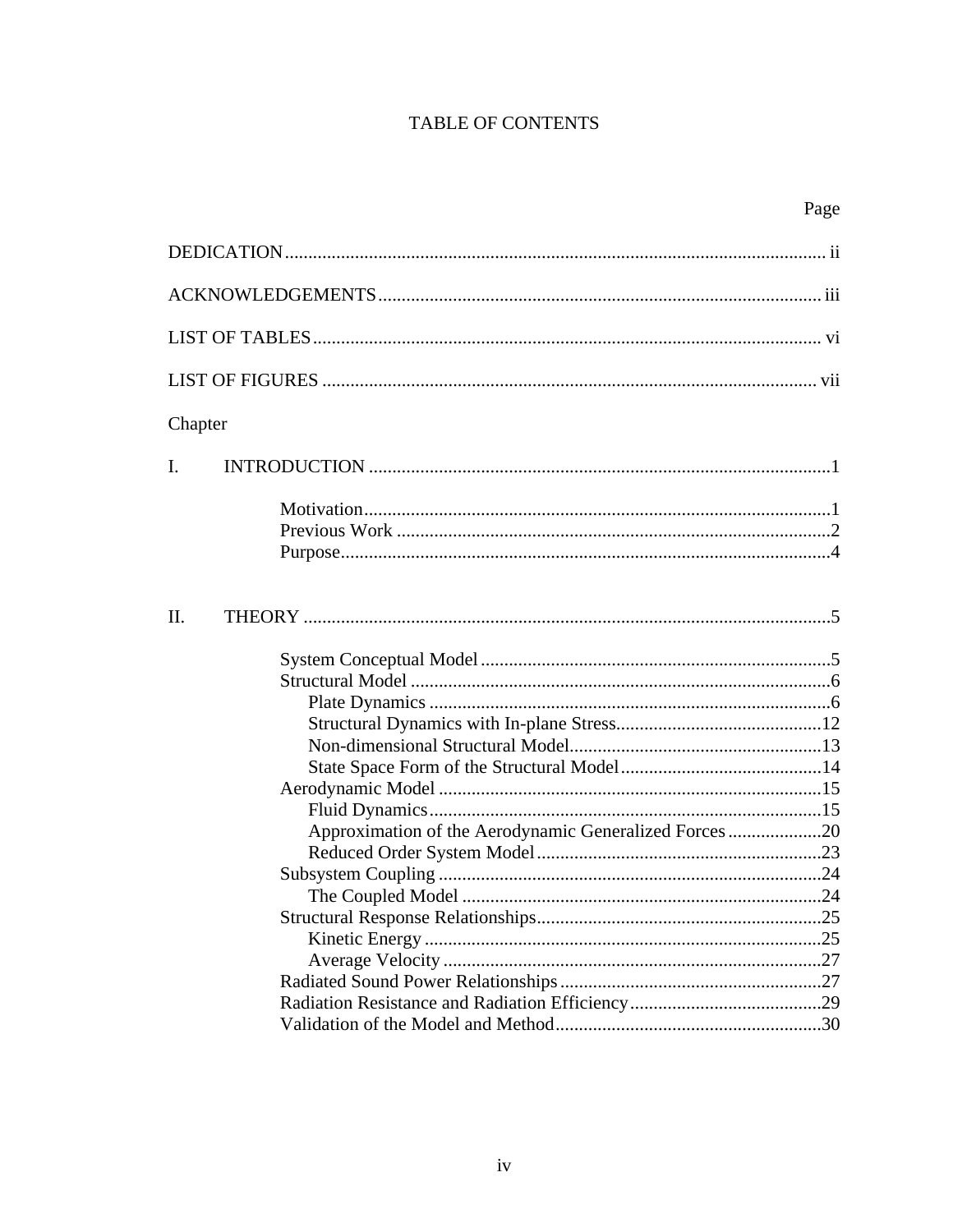# TABLE OF CONTENTS

| | Page |
|---|---|
| DEDICATION | ii |
| ACKNOWLEDGEMENTS | iii |
| LIST OF TABLES | vi |
| LIST OF FIGURES | vii |

Chapter

| | | Page |
|---|---|---|
| I. | INTRODUCTION | 1 |
| | Motivation | 1 |
| | Previous Work | 2 |
| | Purpose | 4 |
| II. | THEORY | 5 |
| | System Conceptual Model | 5 |
| | Structural Model | 6 |
| | Plate Dynamics | 6 |
| | Structural Dynamics with In-plane Stress | 12 |
| | Non-dimensional Structural Model | 13 |
| | State Space Form of the Structural Model | 14 |
| | Aerodynamic Model | 15 |
| | Fluid Dynamics | 15 |
| | Approximation of the Aerodynamic Generalized Forces | 20 |
| | Reduced Order System Model | 23 |
| | Subsystem Coupling | 24 |
| | The Coupled Model | 24 |
| | Structural Response Relationships | 25 |
| | Kinetic Energy | 25 |
| | Average Velocity | 27 |
| | Radiated Sound Power Relationships | 27 |
| | Radiation Resistance and Radiation Efficiency | 29 |
| | Validation of the Model and Method | 30 |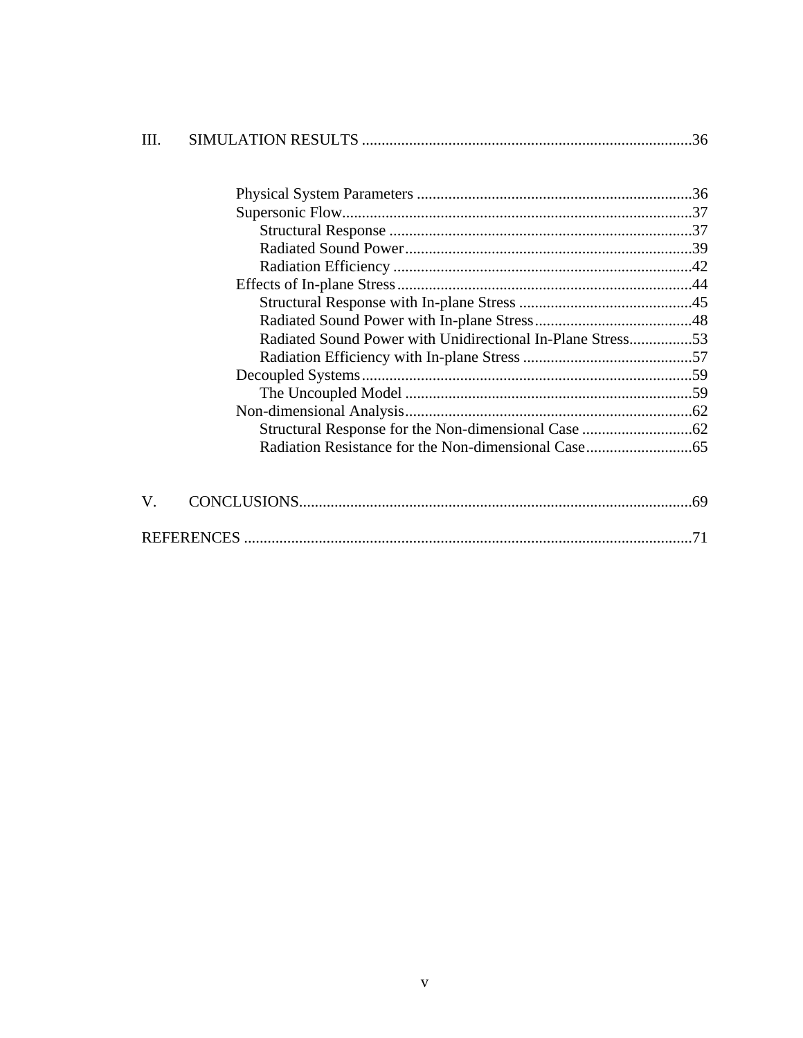III. SIMULATION RESULTS ....................................................................................36

- Physical System Parameters .......................................................................36
- Supersonic Flow..........................................................................................37
  - Structural Response .............................................................................37
  - Radiated Sound Power..........................................................................39
  - Radiation Efficiency ............................................................................42
- Effects of In-plane Stress............................................................................44
  - Structural Response with In-plane Stress ............................................45
  - Radiated Sound Power with In-plane Stress........................................48
  - Radiated Sound Power with Unidirectional In-Plane Stress................53
  - Radiation Efficiency with In-plane Stress ...........................................57
- Decoupled Systems.....................................................................................59
  - The Uncoupled Model .........................................................................59
- Non-dimensional Analysis..........................................................................62
  - Structural Response for the Non-dimensional Case ............................62
  - Radiation Resistance for the Non-dimensional Case...........................65

V. CONCLUSIONS.....................................................................................................69

REFERENCES ...................................................................................................................71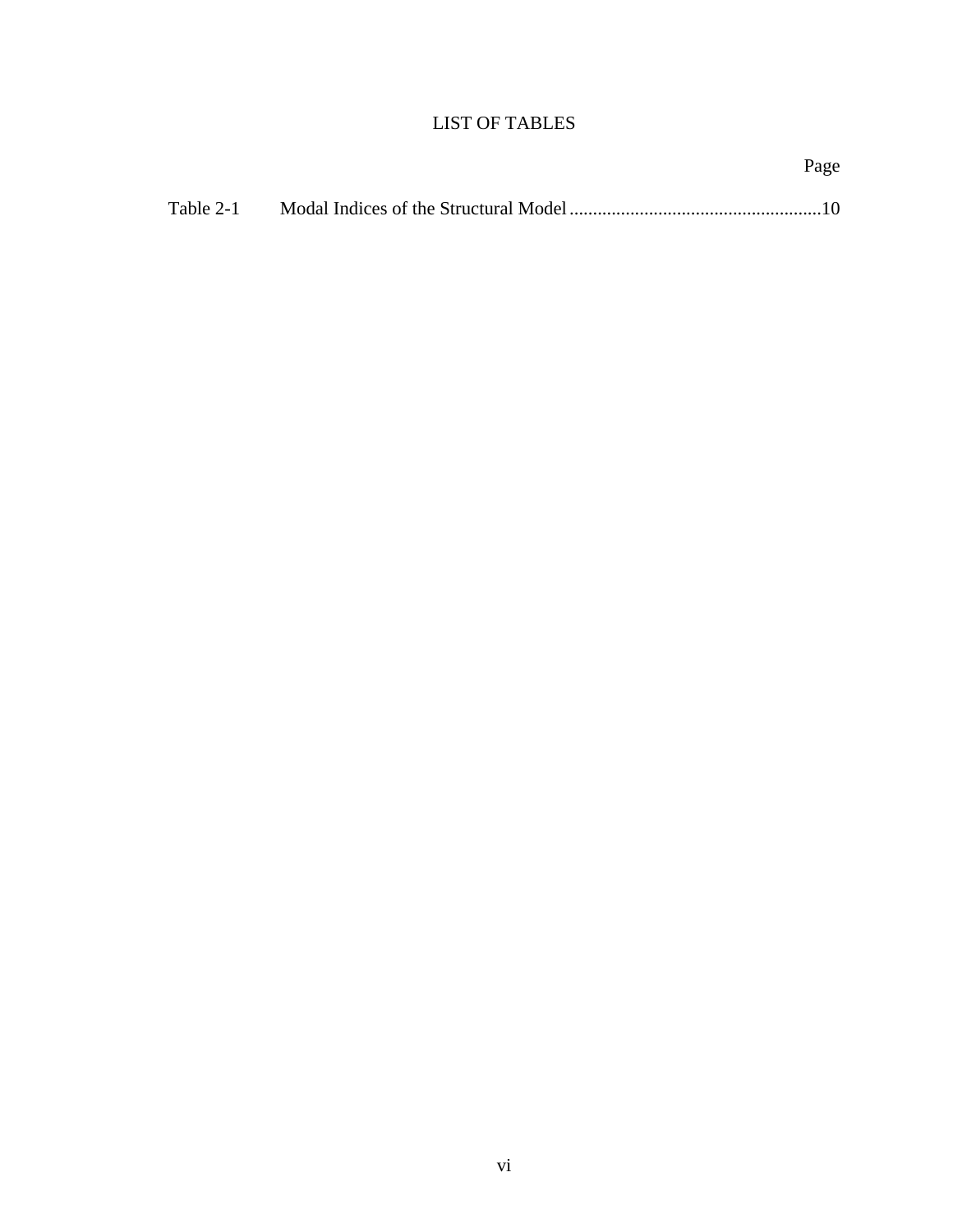# LIST OF TABLES

| | | Page |
|---|---|---|
| Table 2-1 | Modal Indices of the Structural Model | 10 |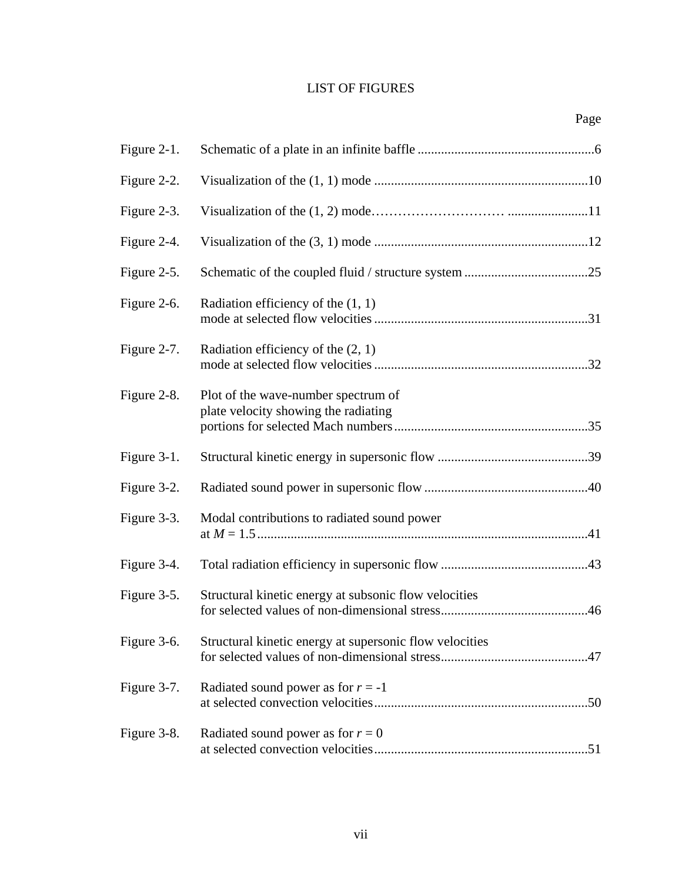# LIST OF FIGURES

| | | Page |
|---|---|---|
| Figure 2-1. | Schematic of a plate in an infinite baffle | 6 |
| Figure 2-2. | Visualization of the (1, 1) mode | 10 |
| Figure 2-3. | Visualization of the (1, 2) mode | 11 |
| Figure 2-4. | Visualization of the (3, 1) mode | 12 |
| Figure 2-5. | Schematic of the coupled fluid / structure system | 25 |
| Figure 2-6. | Radiation efficiency of the (1, 1) mode at selected flow velocities | 31 |
| Figure 2-7. | Radiation efficiency of the (2, 1) mode at selected flow velocities | 32 |
| Figure 2-8. | Plot of the wave-number spectrum of plate velocity showing the radiating portions for selected Mach numbers | 35 |
| Figure 3-1. | Structural kinetic energy in supersonic flow | 39 |
| Figure 3-2. | Radiated sound power in supersonic flow | 40 |
| Figure 3-3. | Modal contributions to radiated sound power at $M = 1.5$ | 41 |
| Figure 3-4. | Total radiation efficiency in supersonic flow | 43 |
| Figure 3-5. | Structural kinetic energy at subsonic flow velocities for selected values of non-dimensional stress | 46 |
| Figure 3-6. | Structural kinetic energy at supersonic flow velocities for selected values of non-dimensional stress | 47 |
| Figure 3-7. | Radiated sound power as for $r = -1$ at selected convection velocities | 50 |
| Figure 3-8. | Radiated sound power as for $r = 0$ at selected convection velocities | 51 |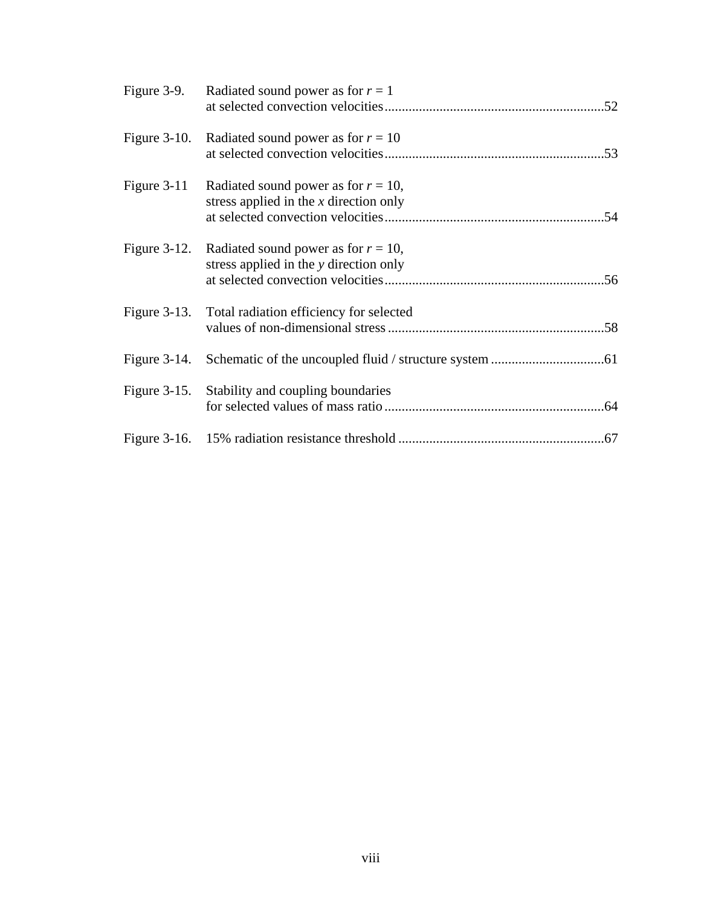| | | |
|---|---|---|
| Figure 3-9. | Radiated sound power as for $r = 1$ at selected convection velocities | 52 |
| Figure 3-10. | Radiated sound power as for $r = 10$ at selected convection velocities | 53 |
| Figure 3-11 | Radiated sound power as for $r = 10$, stress applied in the $x$ direction only at selected convection velocities | 54 |
| Figure 3-12. | Radiated sound power as for $r = 10$, stress applied in the $y$ direction only at selected convection velocities | 56 |
| Figure 3-13. | Total radiation efficiency for selected values of non-dimensional stress | 58 |
| Figure 3-14. | Schematic of the uncoupled fluid / structure system | 61 |
| Figure 3-15. | Stability and coupling boundaries for selected values of mass ratio | 64 |
| Figure 3-16. | 15% radiation resistance threshold | 67 |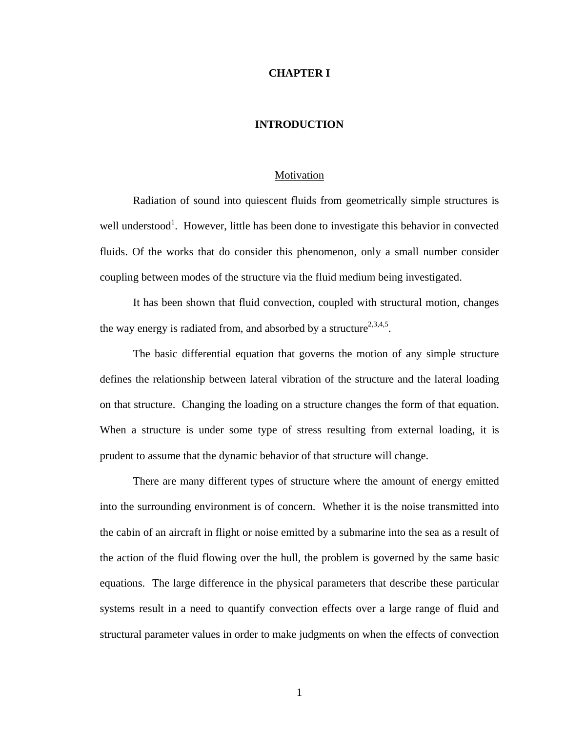# CHAPTER I

# INTRODUCTION

## Motivation

Radiation of sound into quiescent fluids from geometrically simple structures is well understood[1]. However, little has been done to investigate this behavior in convected fluids. Of the works that do consider this phenomenon, only a small number consider coupling between modes of the structure via the fluid medium being investigated.

It has been shown that fluid convection, coupled with structural motion, changes the way energy is radiated from, and absorbed by a structure[2,3,4,5].

The basic differential equation that governs the motion of any simple structure defines the relationship between lateral vibration of the structure and the lateral loading on that structure. Changing the loading on a structure changes the form of that equation. When a structure is under some type of stress resulting from external loading, it is prudent to assume that the dynamic behavior of that structure will change.

There are many different types of structure where the amount of energy emitted into the surrounding environment is of concern. Whether it is the noise transmitted into the cabin of an aircraft in flight or noise emitted by a submarine into the sea as a result of the action of the fluid flowing over the hull, the problem is governed by the same basic equations. The large difference in the physical parameters that describe these particular systems result in a need to quantify convection effects over a large range of fluid and structural parameter values in order to make judgments on when the effects of convection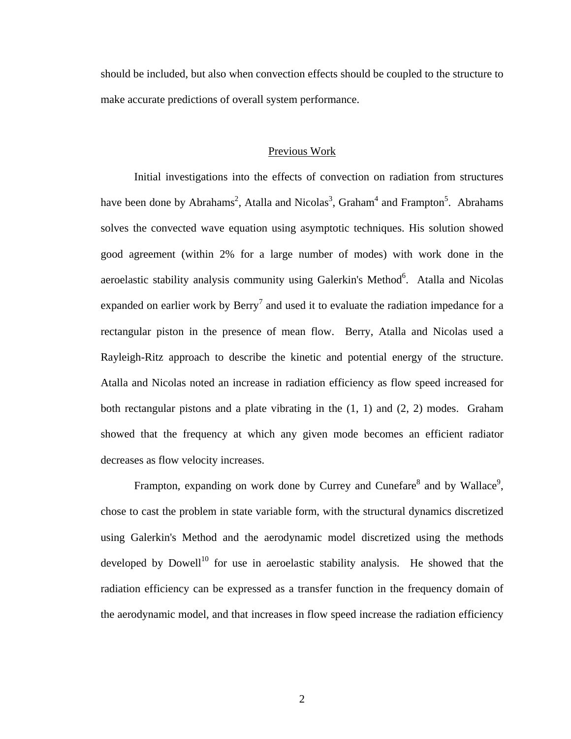should be included, but also when convection effects should be coupled to the structure to make accurate predictions of overall system performance.

## Previous Work

Initial investigations into the effects of convection on radiation from structures have been done by Abrahams[2], Atalla and Nicolas[3], Graham[4] and Frampton[5]. Abrahams solves the convected wave equation using asymptotic techniques. His solution showed good agreement (within 2% for a large number of modes) with work done in the aeroelastic stability analysis community using Galerkin's Method[6]. Atalla and Nicolas expanded on earlier work by Berry[7] and used it to evaluate the radiation impedance for a rectangular piston in the presence of mean flow. Berry, Atalla and Nicolas used a Rayleigh-Ritz approach to describe the kinetic and potential energy of the structure. Atalla and Nicolas noted an increase in radiation efficiency as flow speed increased for both rectangular pistons and a plate vibrating in the (1, 1) and (2, 2) modes. Graham showed that the frequency at which any given mode becomes an efficient radiator decreases as flow velocity increases.

Frampton, expanding on work done by Currey and Cunefare[8] and by Wallace[9], chose to cast the problem in state variable form, with the structural dynamics discretized using Galerkin's Method and the aerodynamic model discretized using the methods developed by Dowell[10] for use in aeroelastic stability analysis. He showed that the radiation efficiency can be expressed as a transfer function in the frequency domain of the aerodynamic model, and that increases in flow speed increase the radiation efficiency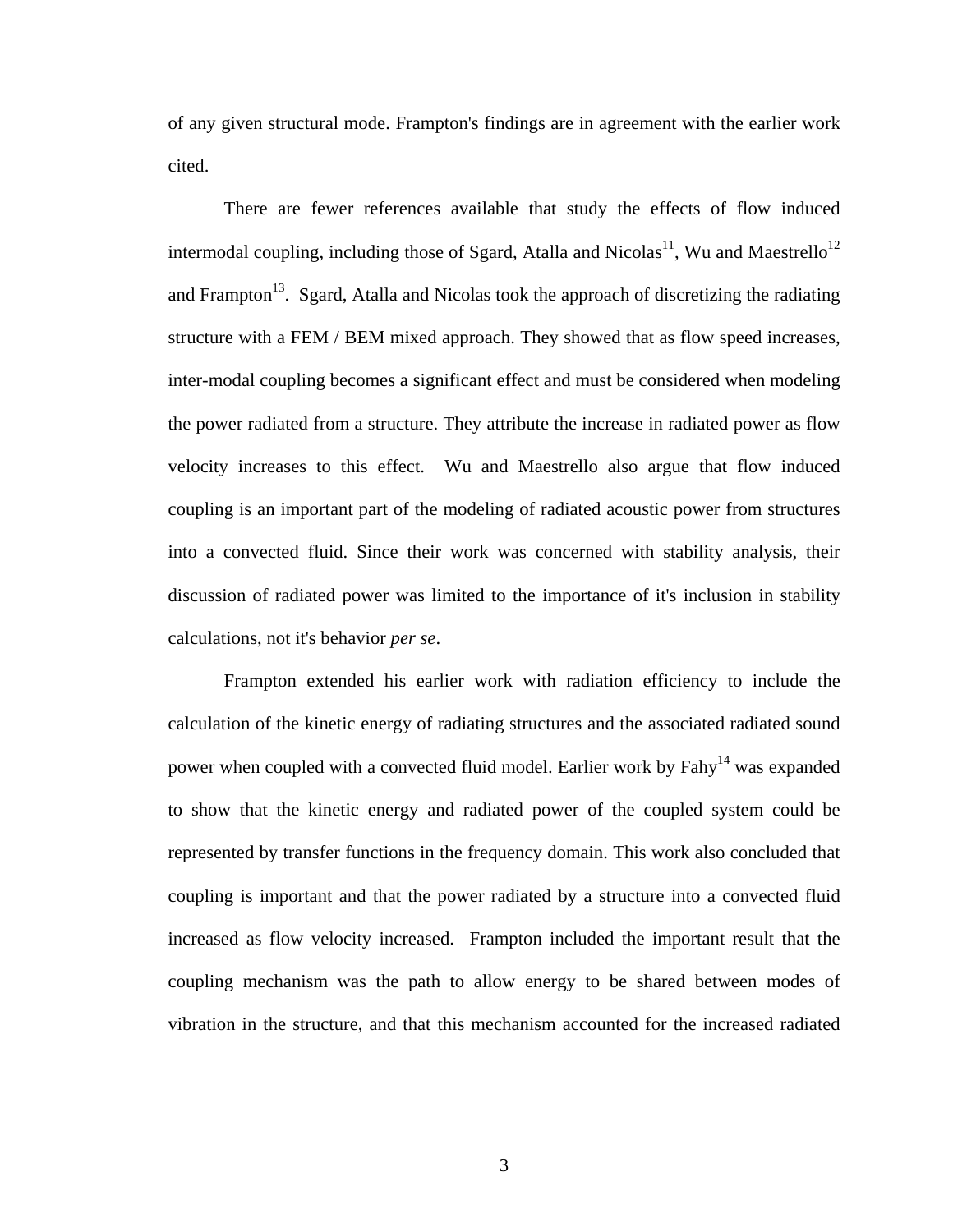of any given structural mode. Frampton's findings are in agreement with the earlier work cited.

There are fewer references available that study the effects of flow induced intermodal coupling, including those of Sgard, Atalla and Nicolas[11], Wu and Maestrello[12] and Frampton[13]. Sgard, Atalla and Nicolas took the approach of discretizing the radiating structure with a FEM / BEM mixed approach. They showed that as flow speed increases, inter-modal coupling becomes a significant effect and must be considered when modeling the power radiated from a structure. They attribute the increase in radiated power as flow velocity increases to this effect. Wu and Maestrello also argue that flow induced coupling is an important part of the modeling of radiated acoustic power from structures into a convected fluid. Since their work was concerned with stability analysis, their discussion of radiated power was limited to the importance of it's inclusion in stability calculations, not it's behavior *per se*.

Frampton extended his earlier work with radiation efficiency to include the calculation of the kinetic energy of radiating structures and the associated radiated sound power when coupled with a convected fluid model. Earlier work by Fahy[14] was expanded to show that the kinetic energy and radiated power of the coupled system could be represented by transfer functions in the frequency domain. This work also concluded that coupling is important and that the power radiated by a structure into a convected fluid increased as flow velocity increased. Frampton included the important result that the coupling mechanism was the path to allow energy to be shared between modes of vibration in the structure, and that this mechanism accounted for the increased radiated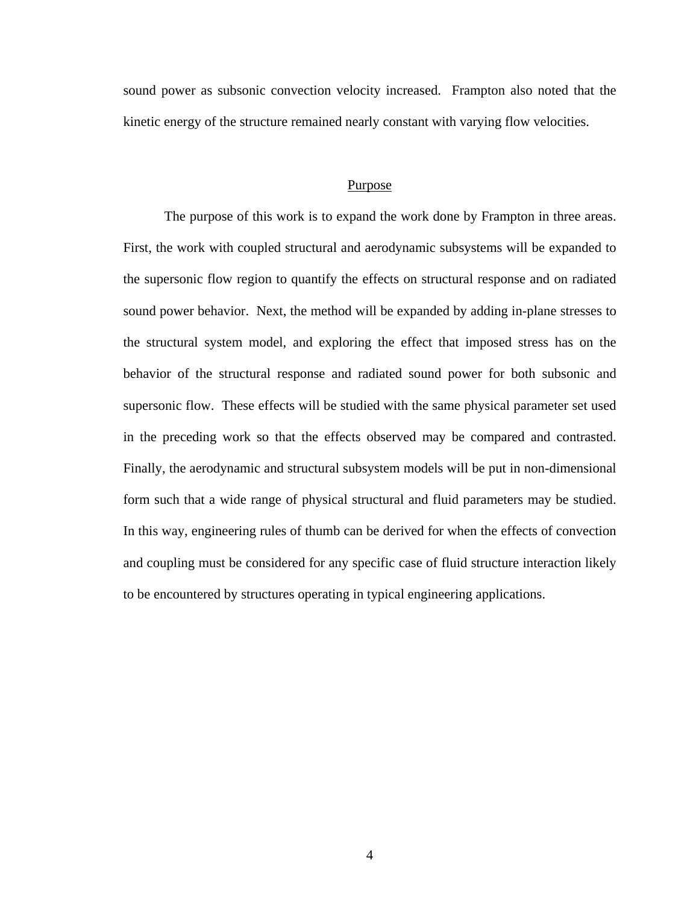sound power as subsonic convection velocity increased. Frampton also noted that the kinetic energy of the structure remained nearly constant with varying flow velocities.

## Purpose

The purpose of this work is to expand the work done by Frampton in three areas. First, the work with coupled structural and aerodynamic subsystems will be expanded to the supersonic flow region to quantify the effects on structural response and on radiated sound power behavior. Next, the method will be expanded by adding in-plane stresses to the structural system model, and exploring the effect that imposed stress has on the behavior of the structural response and radiated sound power for both subsonic and supersonic flow. These effects will be studied with the same physical parameter set used in the preceding work so that the effects observed may be compared and contrasted. Finally, the aerodynamic and structural subsystem models will be put in non-dimensional form such that a wide range of physical structural and fluid parameters may be studied. In this way, engineering rules of thumb can be derived for when the effects of convection and coupling must be considered for any specific case of fluid structure interaction likely to be encountered by structures operating in typical engineering applications.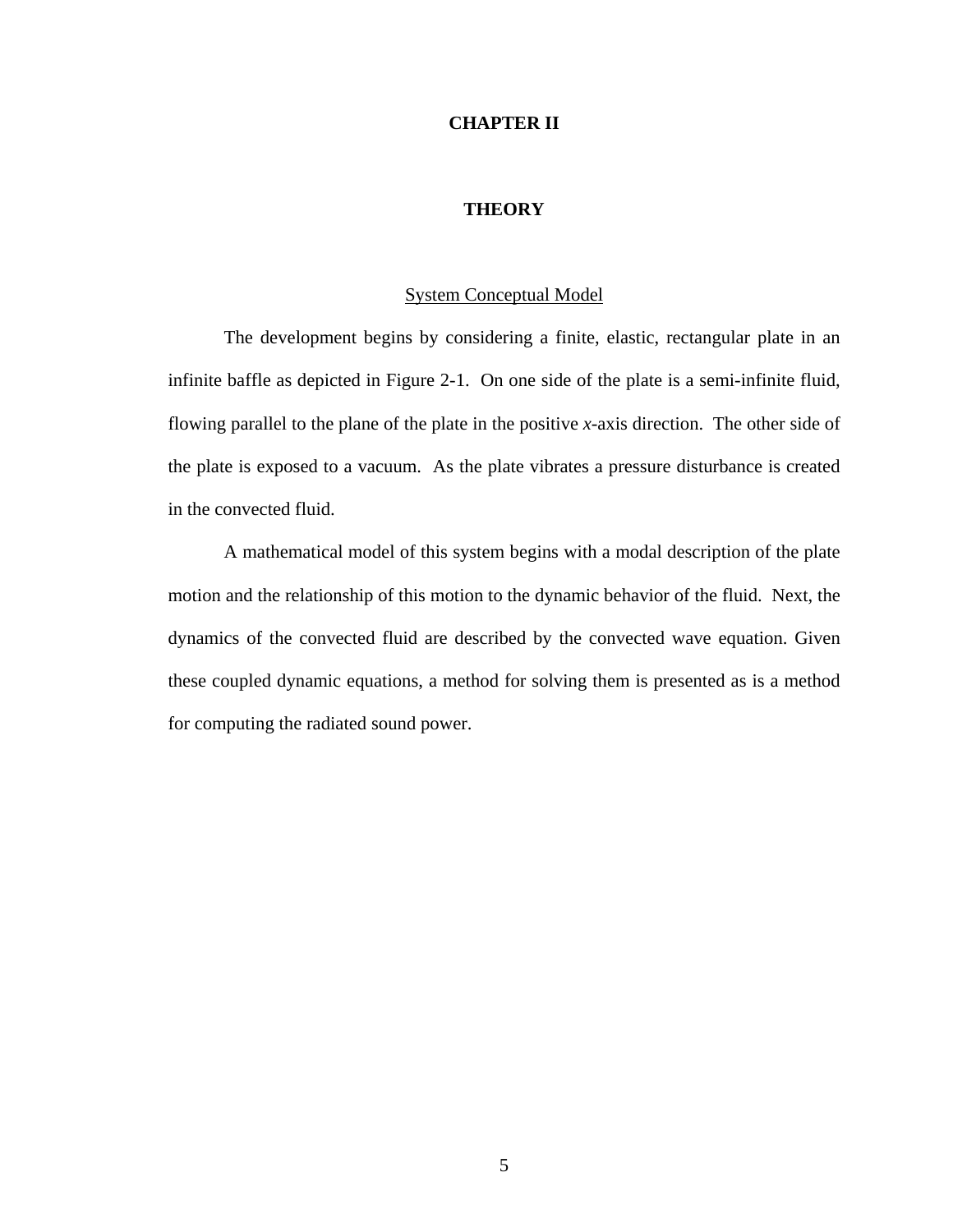# CHAPTER II

# THEORY

## System Conceptual Model

The development begins by considering a finite, elastic, rectangular plate in an infinite baffle as depicted in Figure 2-1. On one side of the plate is a semi-infinite fluid, flowing parallel to the plane of the plate in the positive *x*-axis direction. The other side of the plate is exposed to a vacuum. As the plate vibrates a pressure disturbance is created in the convected fluid.

A mathematical model of this system begins with a modal description of the plate motion and the relationship of this motion to the dynamic behavior of the fluid. Next, the dynamics of the convected fluid are described by the convected wave equation. Given these coupled dynamic equations, a method for solving them is presented as is a method for computing the radiated sound power.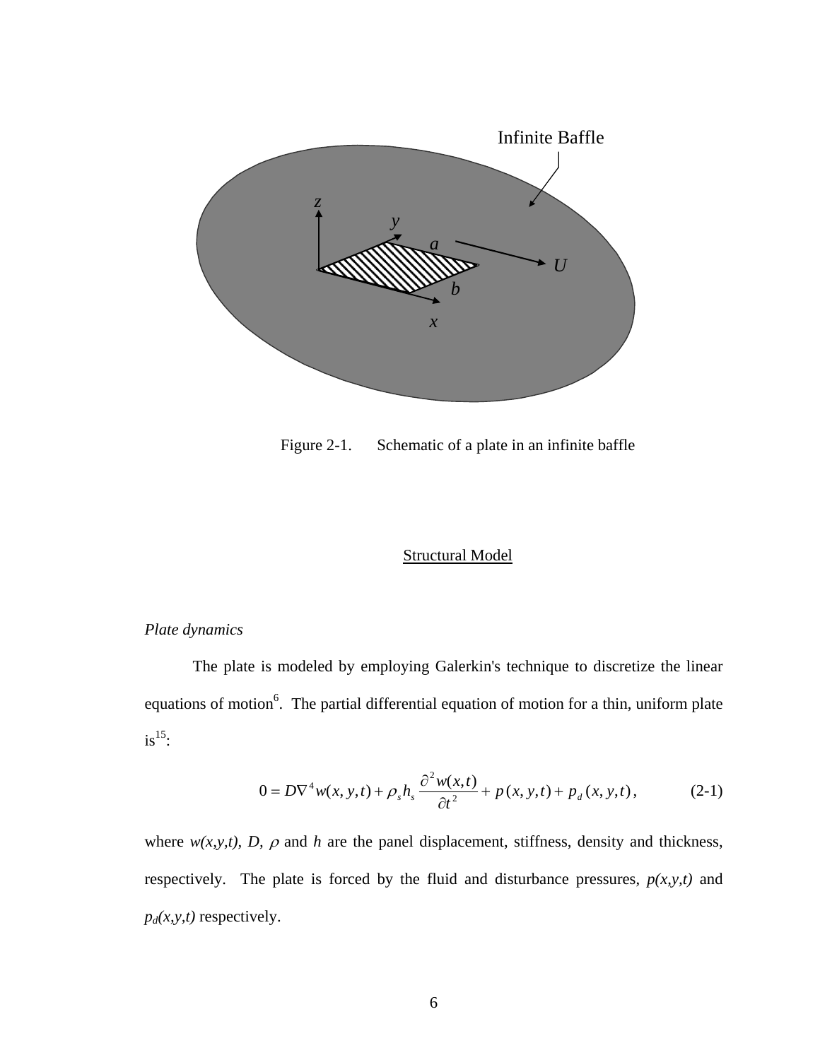Figure 2-1. Schematic of a plate in an infinite baffle

## Structural Model

*Plate dynamics*

The plate is modeled by employing Galerkin's technique to discretize the linear equations of motion[6]. The partial differential equation of motion for a thin, uniform plate is[15]:

$$0 = D\nabla^4 w(x,y,t) + \rho_s h_s \frac{\partial^2 w(x,t)}{\partial t^2} + p(x,y,t) + p_d(x,y,t), \qquad (2\text{-}1)$$

where $w(x,y,t)$, $D$, $\rho$ and $h$ are the panel displacement, stiffness, density and thickness, respectively. The plate is forced by the fluid and disturbance pressures, $p(x,y,t)$ and $p_d(x,y,t)$ respectively.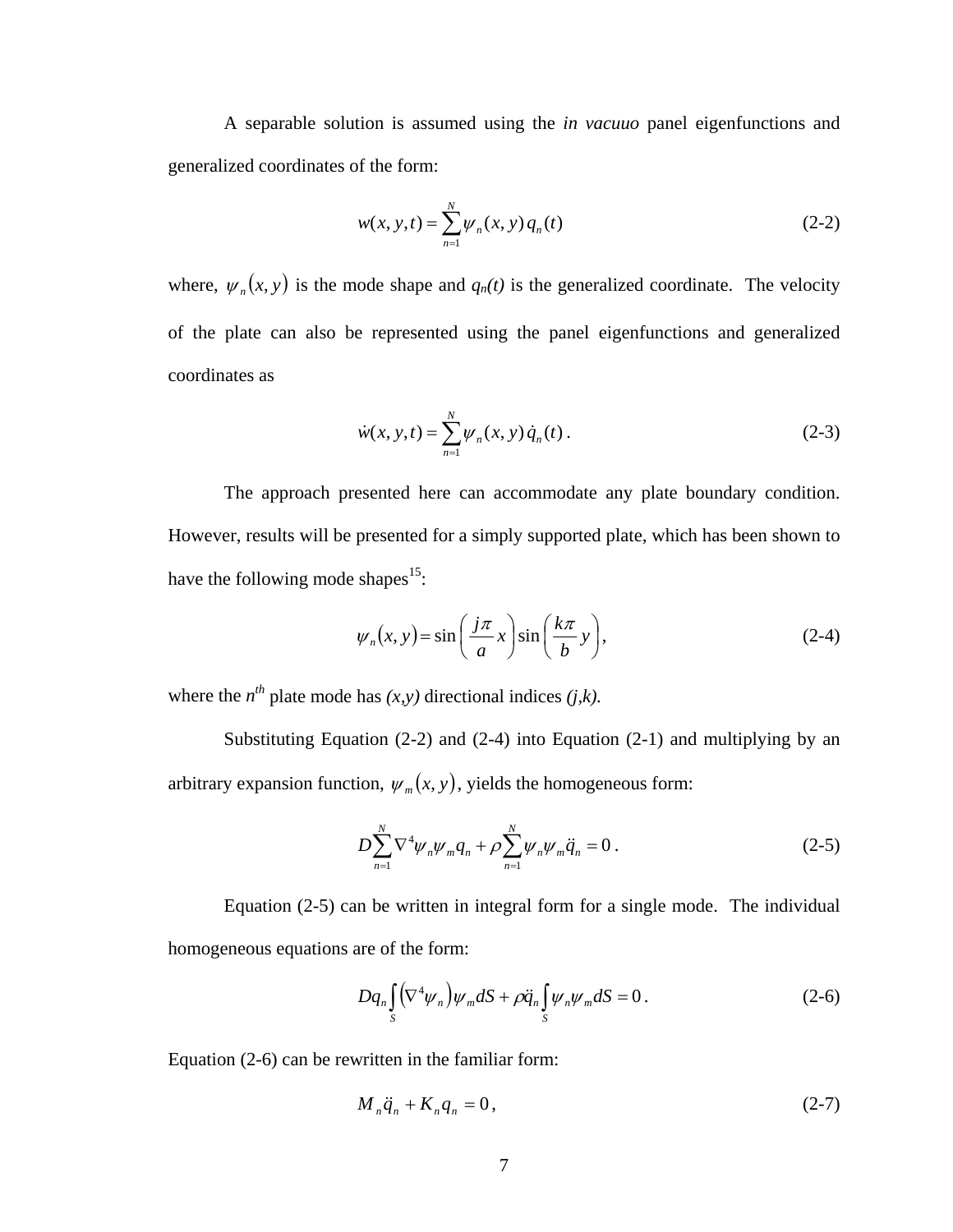A separable solution is assumed using the *in vacuuo* panel eigenfunctions and generalized coordinates of the form:

$$w(x, y, t) = \sum_{n=1}^{N} \psi_n(x, y)\, q_n(t) \tag{2-2}$$

where, $\psi_n(x, y)$ is the mode shape and $q_n(t)$ is the generalized coordinate. The velocity of the plate can also be represented using the panel eigenfunctions and generalized coordinates as

$$\dot{w}(x, y, t) = \sum_{n=1}^{N} \psi_n(x, y)\, \dot{q}_n(t)\,. \tag{2-3}$$

The approach presented here can accommodate any plate boundary condition. However, results will be presented for a simply supported plate, which has been shown to have the following mode shapes[15]:

$$\psi_n(x, y) = \sin\left(\frac{j\pi}{a} x\right) \sin\left(\frac{k\pi}{b} y\right), \tag{2-4}$$

where the $n^{th}$ plate mode has $(x,y)$ directional indices $(j,k)$.

Substituting Equation (2-2) and (2-4) into Equation (2-1) and multiplying by an arbitrary expansion function, $\psi_m(x, y)$, yields the homogeneous form:

$$D\sum_{n=1}^{N} \nabla^4 \psi_n \psi_m q_n + \rho \sum_{n=1}^{N} \psi_n \psi_m \ddot{q}_n = 0\,. \tag{2-5}$$

Equation (2-5) can be written in integral form for a single mode. The individual homogeneous equations are of the form:

$$D q_n \int_S \left(\nabla^4 \psi_n\right) \psi_m dS + \rho \ddot{q}_n \int_S \psi_n \psi_m dS = 0\,. \tag{2-6}$$

Equation (2-6) can be rewritten in the familiar form:

$$M_n \ddot{q}_n + K_n q_n = 0\,, \tag{2-7}$$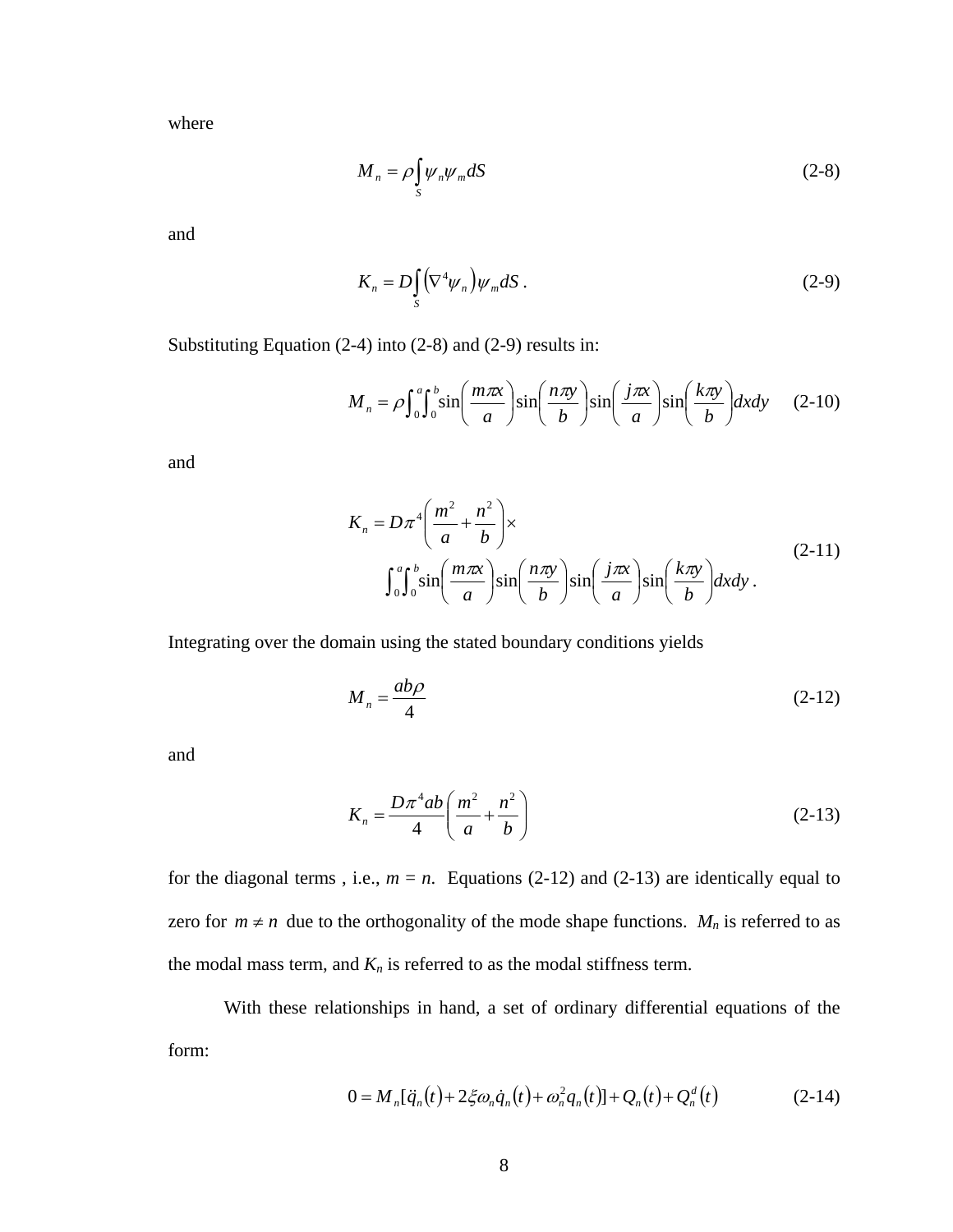where

$$M_n = \rho \int_S \psi_n \psi_m dS \tag{2-8}$$

and

$$K_n = D \int_S \left( \nabla^4 \psi_n \right) \psi_m dS \, . \tag{2-9}$$

Substituting Equation (2-4) into (2-8) and (2-9) results in:

$$M_n = \rho \int_0^a \int_0^b \sin\left(\frac{m\pi x}{a}\right) \sin\left(\frac{n\pi y}{b}\right) \sin\left(\frac{j\pi x}{a}\right) \sin\left(\frac{k\pi y}{b}\right) dxdy \tag{2-10}$$

and

$$K_n = D\pi^4 \left(\frac{m^2}{a} + \frac{n^2}{b}\right) \times \int_0^a \int_0^b \sin\left(\frac{m\pi x}{a}\right) \sin\left(\frac{n\pi y}{b}\right) \sin\left(\frac{j\pi x}{a}\right) \sin\left(\frac{k\pi y}{b}\right) dxdy \, . \tag{2-11}$$

Integrating over the domain using the stated boundary conditions yields

$$M_n = \frac{ab\rho}{4} \tag{2-12}$$

and

$$K_n = \frac{D\pi^4 ab}{4} \left(\frac{m^2}{a} + \frac{n^2}{b}\right) \tag{2-13}$$

for the diagonal terms , i.e., $m = n$. Equations (2-12) and (2-13) are identically equal to zero for $m \neq n$ due to the orthogonality of the mode shape functions. $M_n$ is referred to as the modal mass term, and $K_n$ is referred to as the modal stiffness term.

With these relationships in hand, a set of ordinary differential equations of the form:

$$0 = M_n[\ddot{q}_n(t) + 2\xi\omega_n \dot{q}_n(t) + \omega_n^2 q_n(t)] + Q_n(t) + Q_n^d(t) \tag{2-14}$$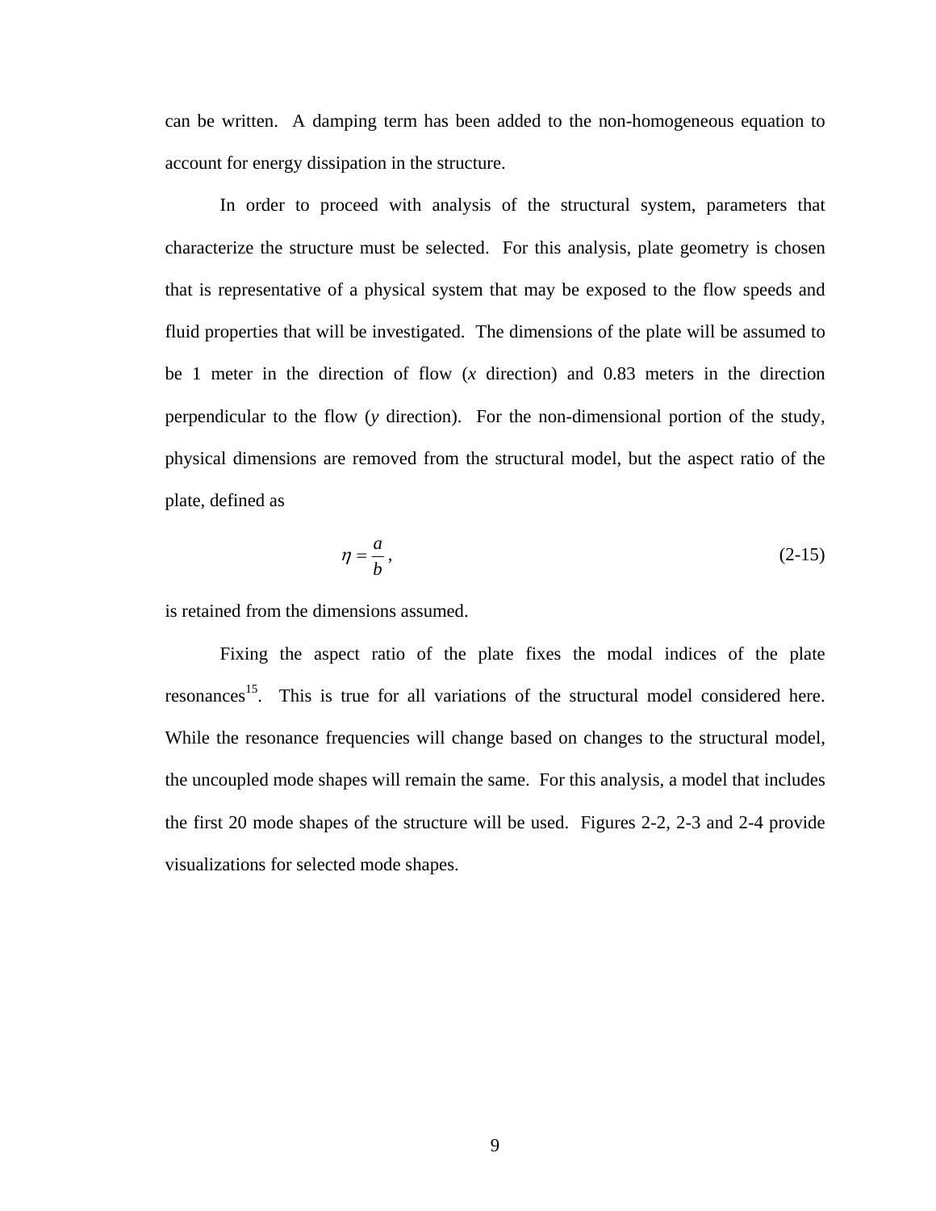can be written. A damping term has been added to the non-homogeneous equation to account for energy dissipation in the structure.

In order to proceed with analysis of the structural system, parameters that characterize the structure must be selected. For this analysis, plate geometry is chosen that is representative of a physical system that may be exposed to the flow speeds and fluid properties that will be investigated. The dimensions of the plate will be assumed to be 1 meter in the direction of flow (*x* direction) and 0.83 meters in the direction perpendicular to the flow (*y* direction). For the non-dimensional portion of the study, physical dimensions are removed from the structural model, but the aspect ratio of the plate, defined as

$$\eta = \frac{a}{b}, \tag{2-15}$$

is retained from the dimensions assumed.

Fixing the aspect ratio of the plate fixes the modal indices of the plate resonances[15]. This is true for all variations of the structural model considered here. While the resonance frequencies will change based on changes to the structural model, the uncoupled mode shapes will remain the same. For this analysis, a model that includes the first 20 mode shapes of the structure will be used. Figures 2-2, 2-3 and 2-4 provide visualizations for selected mode shapes.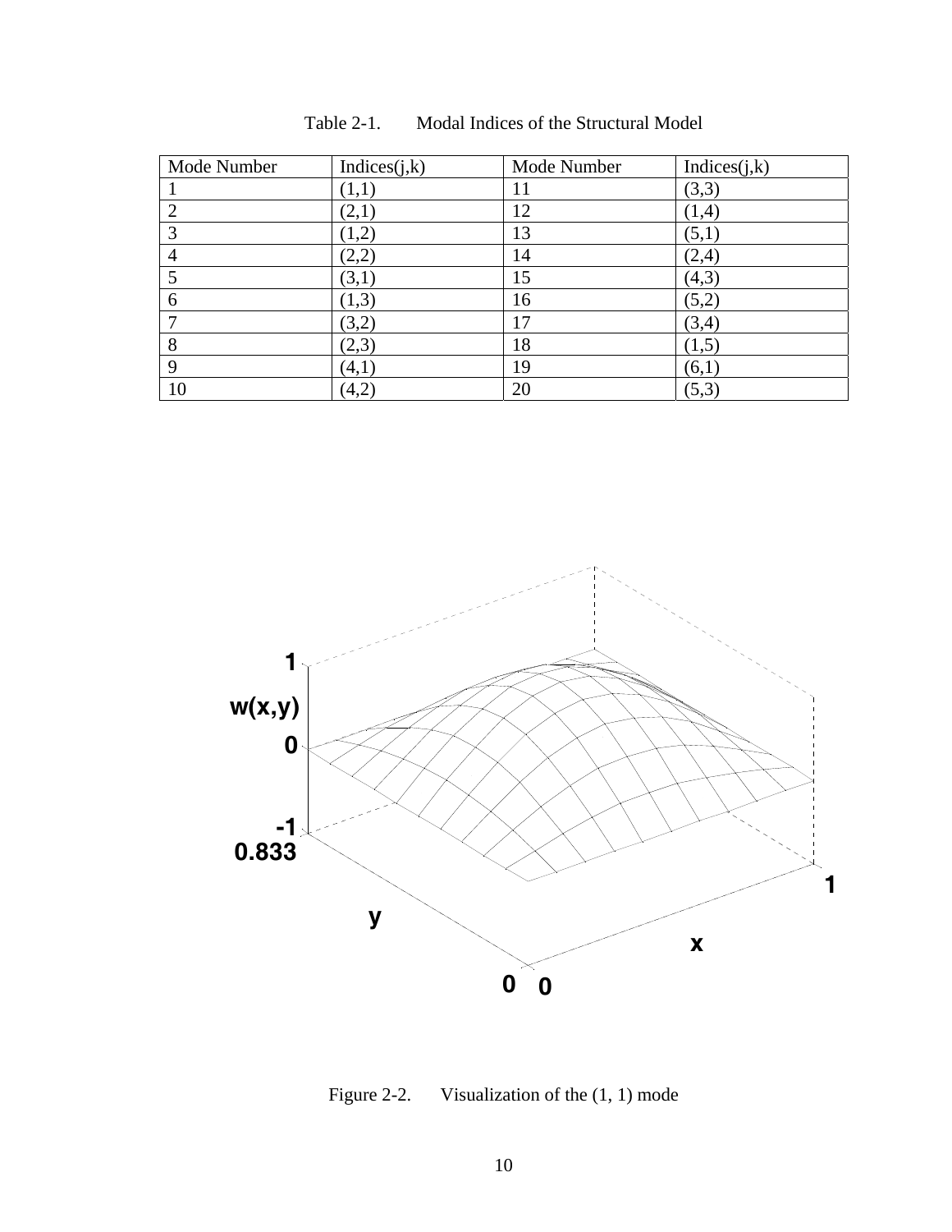Table 2-1. Modal Indices of the Structural Model

| Mode Number | Indices(j,k) | Mode Number | Indices(j,k) |
|---|---|---|---|
| 1 | (1,1) | 11 | (3,3) |
| 2 | (2,1) | 12 | (1,4) |
| 3 | (1,2) | 13 | (5,1) |
| 4 | (2,2) | 14 | (2,4) |
| 5 | (3,1) | 15 | (4,3) |
| 6 | (1,3) | 16 | (5,2) |
| 7 | (3,2) | 17 | (3,4) |
| 8 | (2,3) | 18 | (1,5) |
| 9 | (4,1) | 19 | (6,1) |
| 10 | (4,2) | 20 | (5,3) |

Figure 2-2. Visualization of the (1, 1) mode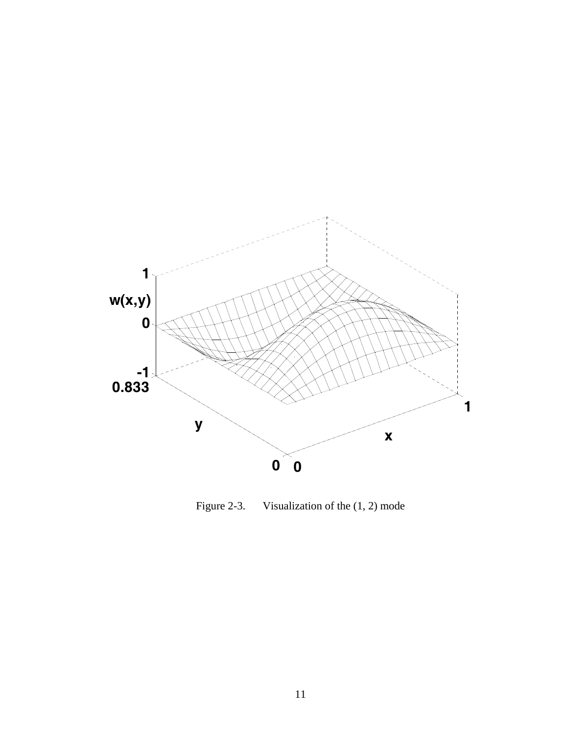Figure 2-3. Visualization of the (1, 2) mode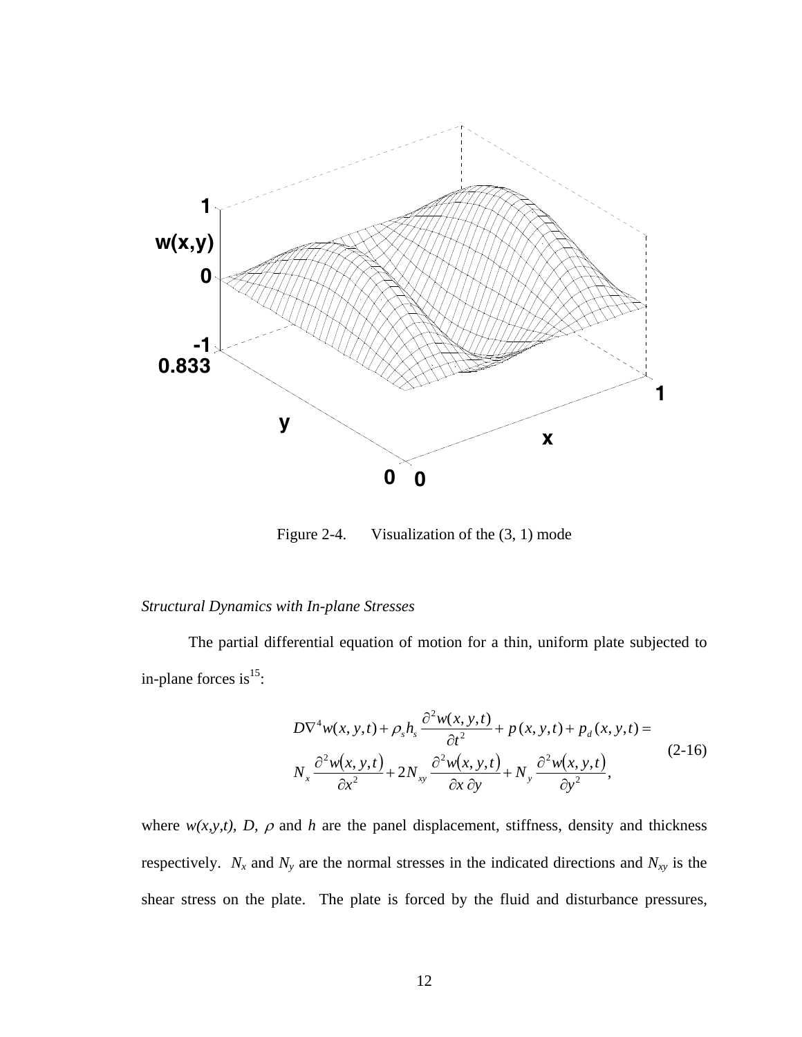Figure 2-4. Visualization of the (3, 1) mode

*Structural Dynamics with In-plane Stresses*

The partial differential equation of motion for a thin, uniform plate subjected to in-plane forces is[15]:

$$
\begin{aligned}
&D\nabla^4 w(x,y,t) + \rho_s h_s \frac{\partial^2 w(x,y,t)}{\partial t^2} + p(x,y,t) + p_d(x,y,t) = \\
&N_x \frac{\partial^2 w(x,y,t)}{\partial x^2} + 2N_{xy} \frac{\partial^2 w(x,y,t)}{\partial x \, \partial y} + N_y \frac{\partial^2 w(x,y,t)}{\partial y^2},
\end{aligned}
\tag{2-16}
$$

where $w(x,y,t)$, $D$, $\rho$ and $h$ are the panel displacement, stiffness, density and thickness respectively. $N_x$ and $N_y$ are the normal stresses in the indicated directions and $N_{xy}$ is the shear stress on the plate. The plate is forced by the fluid and disturbance pressures,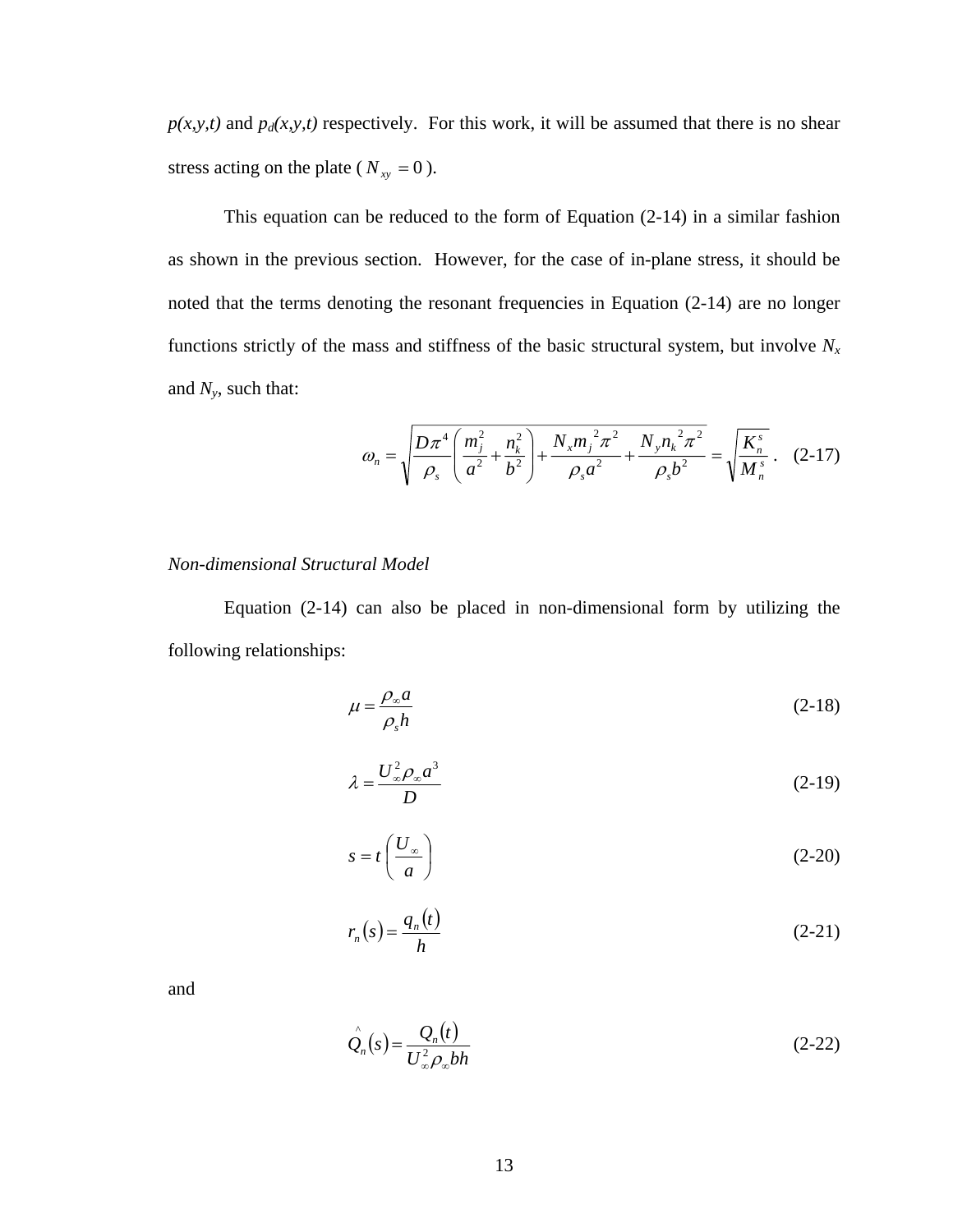*p(x,y,t)* and $p_d(x,y,t)$ respectively. For this work, it will be assumed that there is no shear stress acting on the plate ( $N_{xy} = 0$ ).

This equation can be reduced to the form of Equation (2-14) in a similar fashion as shown in the previous section. However, for the case of in-plane stress, it should be noted that the terms denoting the resonant frequencies in Equation (2-14) are no longer functions strictly of the mass and stiffness of the basic structural system, but involve $N_x$ and $N_y$, such that:

$$\omega_n = \sqrt{\frac{D\pi^4}{\rho_s}\left(\frac{m_j^2}{a^2} + \frac{n_k^2}{b^2}\right) + \frac{N_x m_j{}^2 \pi^2}{\rho_s a^2} + \frac{N_y n_k{}^2 \pi^2}{\rho_s b^2}} = \sqrt{\frac{K_n^s}{M_n^s}} \ . \quad (2\text{-}17)$$

*Non-dimensional Structural Model*

Equation (2-14) can also be placed in non-dimensional form by utilizing the following relationships:

$$\mu = \frac{\rho_\infty a}{\rho_s h} \quad (2\text{-}18)$$

$$\lambda = \frac{U_\infty^2 \rho_\infty a^3}{D} \quad (2\text{-}19)$$

$$s = t\left(\frac{U_\infty}{a}\right) \quad (2\text{-}20)$$

$$r_n(s) = \frac{q_n(t)}{h} \quad (2\text{-}21)$$

and

$$\hat{Q}_n(s) = \frac{Q_n(t)}{U_\infty^2 \rho_\infty b h} \quad (2\text{-}22)$$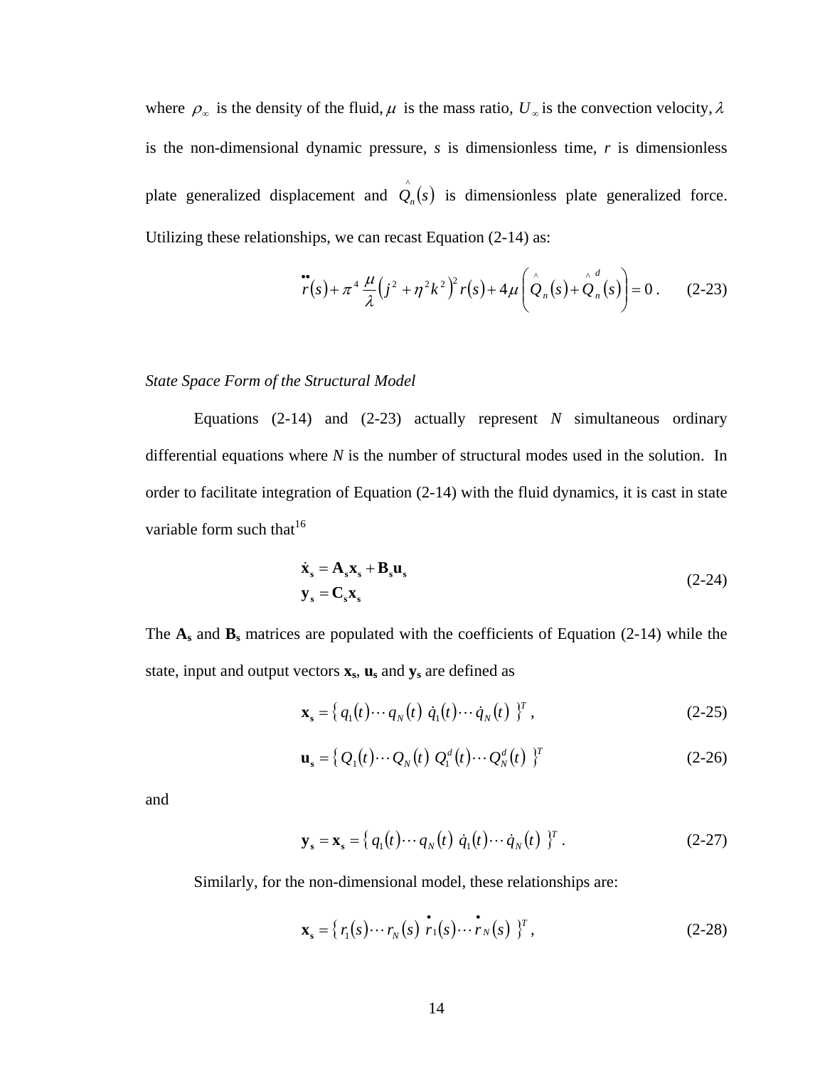where $\rho_\infty$ is the density of the fluid, $\mu$ is the mass ratio, $U_\infty$ is the convection velocity, $\lambda$ is the non-dimensional dynamic pressure, *s* is dimensionless time, *r* is dimensionless plate generalized displacement and $\hat{Q}_n(s)$ is dimensionless plate generalized force. Utilizing these relationships, we can recast Equation (2-14) as:

$$\ddot{r}(s) + \pi^4 \frac{\mu}{\lambda}\left(j^2 + \eta^2 k^2\right)^2 r(s) + 4\mu\left(\hat{Q}_n(s) + \hat{Q}_n^d(s)\right) = 0 \,. \tag{2-23}$$

*State Space Form of the Structural Model*

Equations (2-14) and (2-23) actually represent *N* simultaneous ordinary differential equations where *N* is the number of structural modes used in the solution. In order to facilitate integration of Equation (2-14) with the fluid dynamics, it is cast in state variable form such that[16]

$$\begin{aligned} \dot{\mathbf{x}}_\mathbf{s} &= \mathbf{A}_\mathbf{s}\mathbf{x}_\mathbf{s} + \mathbf{B}_\mathbf{s}\mathbf{u}_\mathbf{s} \\ \mathbf{y}_\mathbf{s} &= \mathbf{C}_\mathbf{s}\mathbf{x}_\mathbf{s} \end{aligned} \tag{2-24}$$

The $\mathbf{A_s}$ and $\mathbf{B_s}$ matrices are populated with the coefficients of Equation (2-14) while the state, input and output vectors $\mathbf{x_s}$, $\mathbf{u_s}$ and $\mathbf{y_s}$ are defined as

$$\mathbf{x}_\mathbf{s} = \left\{\, q_1(t) \cdots q_N(t)\ \dot{q}_1(t) \cdots \dot{q}_N(t)\ \right\}^T , \tag{2-25}$$

$$\mathbf{u}_\mathbf{s} = \left\{\, Q_1(t) \cdots Q_N(t)\ Q_1^d(t) \cdots Q_N^d(t)\ \right\}^T \tag{2-26}$$

and

$$\mathbf{y}_\mathbf{s} = \mathbf{x}_\mathbf{s} = \left\{\, q_1(t) \cdots q_N(t)\ \dot{q}_1(t) \cdots \dot{q}_N(t)\ \right\}^T . \tag{2-27}$$

Similarly, for the non-dimensional model, these relationships are:

$$\mathbf{x}_\mathbf{s} = \left\{\, r_1(s) \cdots r_N(s)\ \dot{r}_1(s) \cdots \dot{r}_N(s)\ \right\}^T , \tag{2-28}$$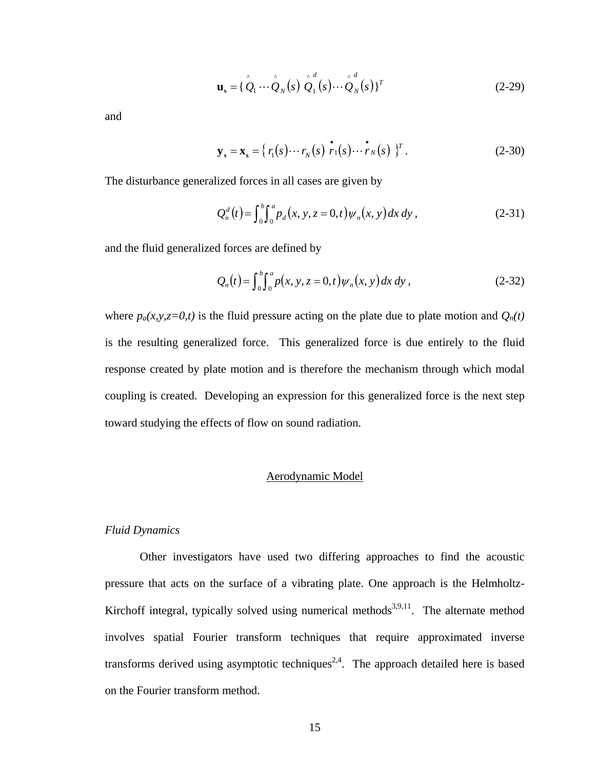$$\mathbf{u_s} = \{ \hat{Q}_1 \cdots \hat{Q}_N(s) \ \hat{Q}_1^d(s) \cdots \hat{Q}_N^d(s) \}^T \tag{2-29}$$

and

$$\mathbf{y_s} = \mathbf{x_s} = \{ r_1(s) \cdots r_N(s) \ \dot{r}_1(s) \cdots \dot{r}_N(s) \ \}^T . \tag{2-30}$$

The disturbance generalized forces in all cases are given by

$$Q_n^d(t) = \int_0^b \int_0^a p_d(x, y, z = 0, t) \psi_n(x, y) \, dx \, dy , \tag{2-31}$$

and the fluid generalized forces are defined by

$$Q_n(t) = \int_0^b \int_0^a p(x, y, z = 0, t) \psi_n(x, y) \, dx \, dy , \tag{2-32}$$

where $p_a(x,y,z=0,t)$ is the fluid pressure acting on the plate due to plate motion and $Q_n(t)$ is the resulting generalized force. This generalized force is due entirely to the fluid response created by plate motion and is therefore the mechanism through which modal coupling is created. Developing an expression for this generalized force is the next step toward studying the effects of flow on sound radiation.

## Aerodynamic Model

### *Fluid Dynamics*

Other investigators have used two differing approaches to find the acoustic pressure that acts on the surface of a vibrating plate. One approach is the Helmholtz-Kirchoff integral, typically solved using numerical methods[3,9,11]. The alternate method involves spatial Fourier transform techniques that require approximated inverse transforms derived using asymptotic techniques[2,4]. The approach detailed here is based on the Fourier transform method.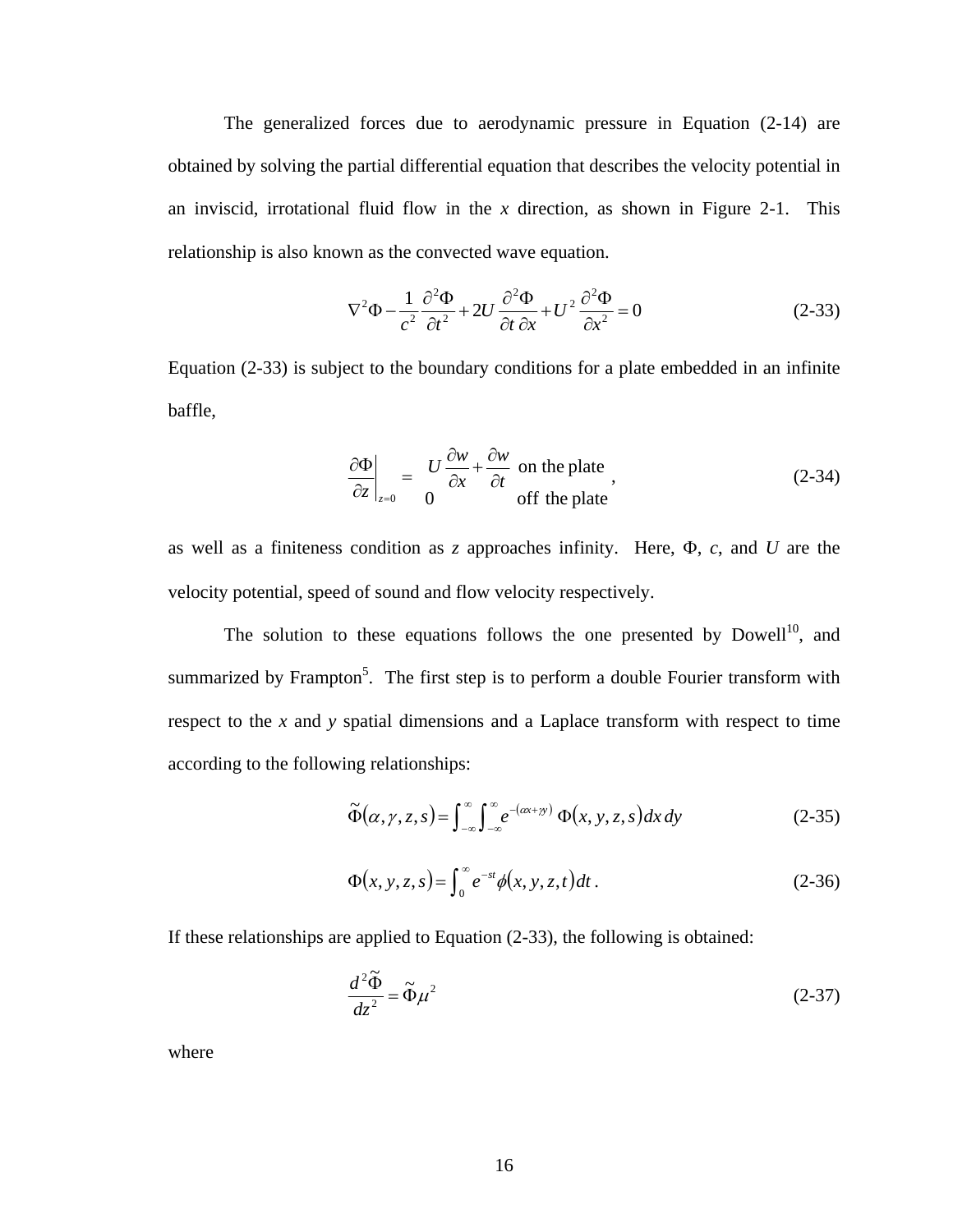The generalized forces due to aerodynamic pressure in Equation (2-14) are obtained by solving the partial differential equation that describes the velocity potential in an inviscid, irrotational fluid flow in the *x* direction, as shown in Figure 2-1. This relationship is also known as the convected wave equation.

$$\nabla^2\Phi - \frac{1}{c^2}\frac{\partial^2\Phi}{\partial t^2} + 2U\frac{\partial^2\Phi}{\partial t\,\partial x} + U^2\frac{\partial^2\Phi}{\partial x^2} = 0 \tag{2-33}$$

Equation (2-33) is subject to the boundary conditions for a plate embedded in an infinite baffle,

$$\left.\frac{\partial\Phi}{\partial z}\right|_{z=0} = \begin{array}{ll} U\dfrac{\partial w}{\partial x} + \dfrac{\partial w}{\partial t} & \text{on the plate} \\ 0 & \text{off the plate} \end{array}, \tag{2-34}$$

as well as a finiteness condition as *z* approaches infinity. Here, $\Phi$, $c$, and $U$ are the velocity potential, speed of sound and flow velocity respectively.

The solution to these equations follows the one presented by Dowell[10], and summarized by Frampton[5]. The first step is to perform a double Fourier transform with respect to the *x* and *y* spatial dimensions and a Laplace transform with respect to time according to the following relationships:

$$\tilde{\Phi}(\alpha,\gamma,z,s) = \int_{-\infty}^{\infty}\int_{-\infty}^{\infty} e^{-(\alpha x+\gamma y)}\,\Phi(x,y,z,s)\,dx\,dy \tag{2-35}$$

$$\Phi(x,y,z,s) = \int_0^{\infty} e^{-st}\phi(x,y,z,t)\,dt\,. \tag{2-36}$$

If these relationships are applied to Equation (2-33), the following is obtained:

$$\frac{d^2\tilde{\Phi}}{dz^2} = \tilde{\Phi}\mu^2 \tag{2-37}$$

where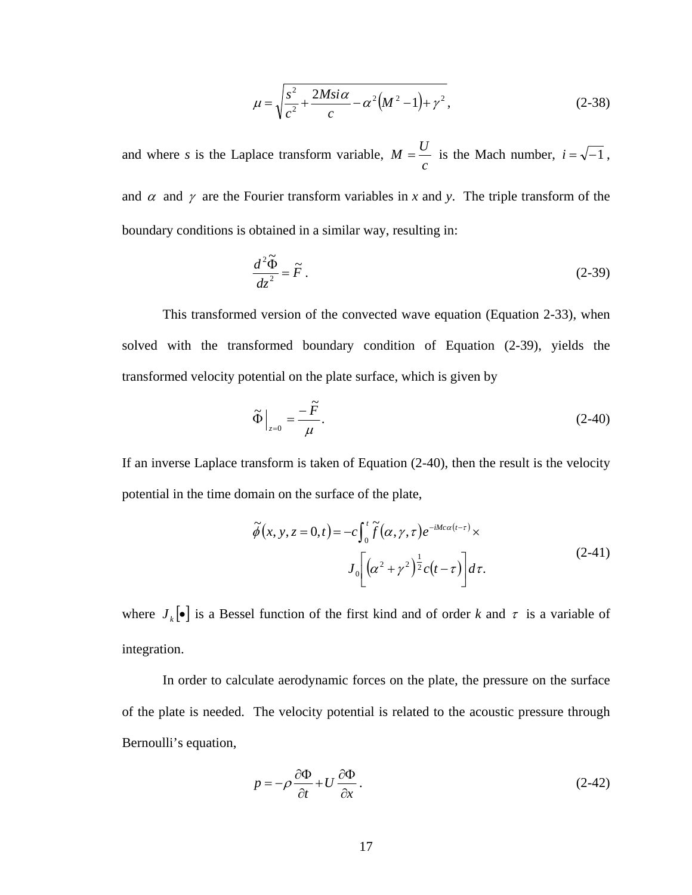$$\mu = \sqrt{\frac{s^2}{c^2} + \frac{2Msi\alpha}{c} - \alpha^2\left(M^2 - 1\right) + \gamma^2}, \tag{2-38}$$

and where *s* is the Laplace transform variable, $M = \dfrac{U}{c}$ is the Mach number, $i = \sqrt{-1}$, and $\alpha$ and $\gamma$ are the Fourier transform variables in *x* and *y*. The triple transform of the boundary conditions is obtained in a similar way, resulting in:

$$\frac{d^2\tilde{\Phi}}{dz^2} = \tilde{F}. \tag{2-39}$$

This transformed version of the convected wave equation (Equation 2-33), when solved with the transformed boundary condition of Equation (2-39), yields the transformed velocity potential on the plate surface, which is given by

$$\tilde{\Phi}\Big|_{z=0} = \frac{-\tilde{F}}{\mu}. \tag{2-40}$$

If an inverse Laplace transform is taken of Equation (2-40), then the result is the velocity potential in the time domain on the surface of the plate,

$$\begin{aligned}\tilde{\phi}(x, y, z = 0, t) = -c\int_0^t \tilde{f}(\alpha, \gamma, \tau)e^{-iMc\alpha(t-\tau)} \times \\ J_0\left[\left(\alpha^2 + \gamma^2\right)^{\frac{1}{2}} c(t-\tau)\right]d\tau.\end{aligned} \tag{2-41}$$

where $J_k[\bullet]$ is a Bessel function of the first kind and of order *k* and $\tau$ is a variable of integration.

In order to calculate aerodynamic forces on the plate, the pressure on the surface of the plate is needed. The velocity potential is related to the acoustic pressure through Bernoulli's equation,

$$p = -\rho\frac{\partial\Phi}{\partial t} + U\frac{\partial\Phi}{\partial x}. \tag{2-42}$$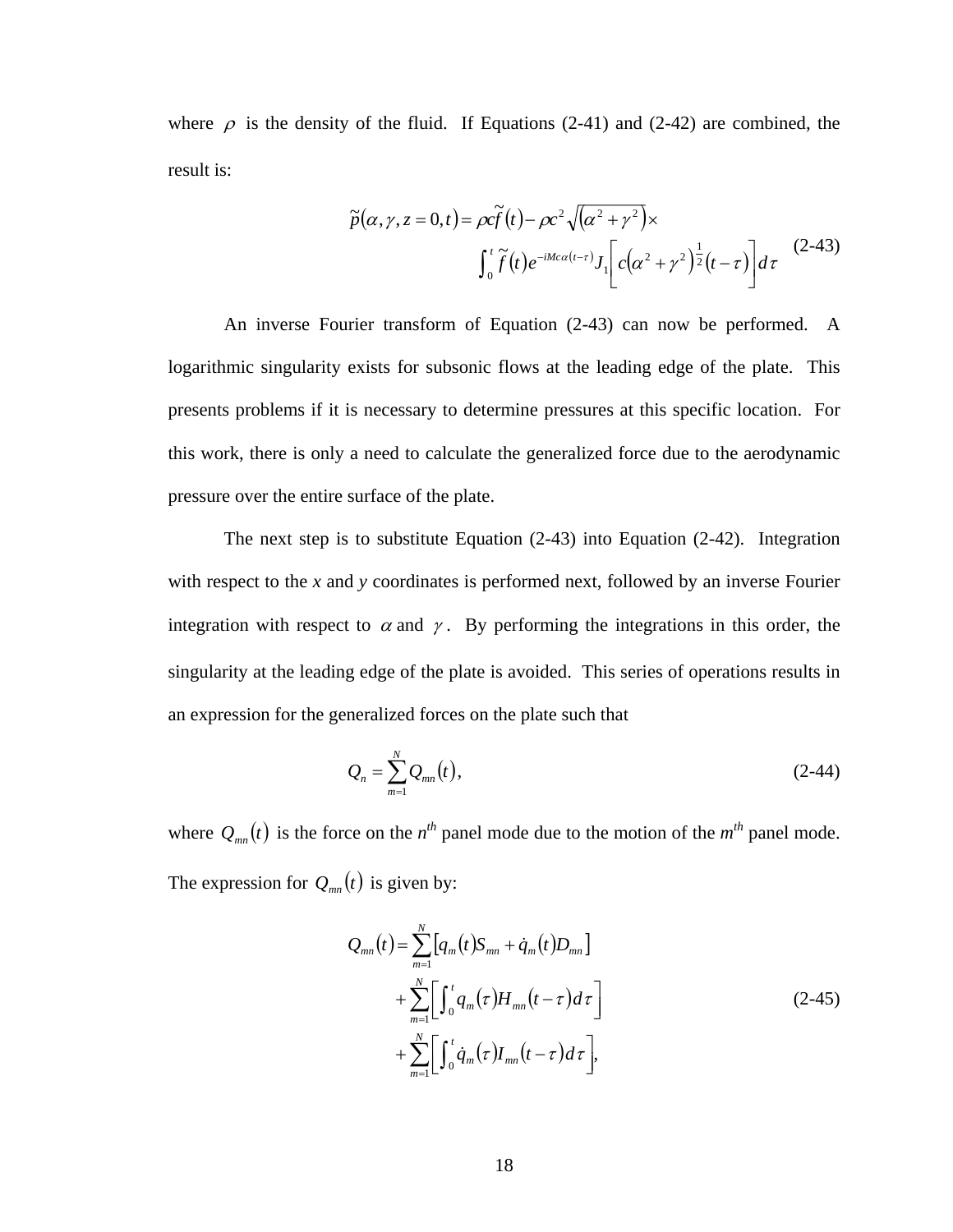where $\rho$ is the density of the fluid. If Equations (2-41) and (2-42) are combined, the result is:

$$
\begin{aligned}
\tilde{p}(\alpha,\gamma,z=0,t) = \rho c\tilde{f}(t) - \rho c^2\sqrt{(\alpha^2+\gamma^2)}\times \\
\int_0^t \tilde{f}(t)e^{-iMc\alpha(t-\tau)}J_1\left[c(\alpha^2+\gamma^2)^{\frac{1}{2}}(t-\tau)\right]d\tau
\end{aligned}
\tag{2-43}
$$

An inverse Fourier transform of Equation (2-43) can now be performed. A logarithmic singularity exists for subsonic flows at the leading edge of the plate. This presents problems if it is necessary to determine pressures at this specific location. For this work, there is only a need to calculate the generalized force due to the aerodynamic pressure over the entire surface of the plate.

The next step is to substitute Equation (2-43) into Equation (2-42). Integration with respect to the *x* and *y* coordinates is performed next, followed by an inverse Fourier integration with respect to $\alpha$ and $\gamma$. By performing the integrations in this order, the singularity at the leading edge of the plate is avoided. This series of operations results in an expression for the generalized forces on the plate such that

$$
Q_n = \sum_{m=1}^{N} Q_{mn}(t),
\tag{2-44}
$$

where $Q_{mn}(t)$ is the force on the $n^{th}$ panel mode due to the motion of the $m^{th}$ panel mode. The expression for $Q_{mn}(t)$ is given by:

$$
\begin{aligned}
Q_{mn}(t) = &\sum_{m=1}^{N}\left[q_m(t)S_{mn} + \dot{q}_m(t)D_{mn}\right] \\
&+ \sum_{m=1}^{N}\left[\int_0^t q_m(\tau)H_{mn}(t-\tau)d\tau\right] \\
&+ \sum_{m=1}^{N}\left[\int_0^t \dot{q}_m(\tau)I_{mn}(t-\tau)d\tau\right],
\end{aligned}
\tag{2-45}
$$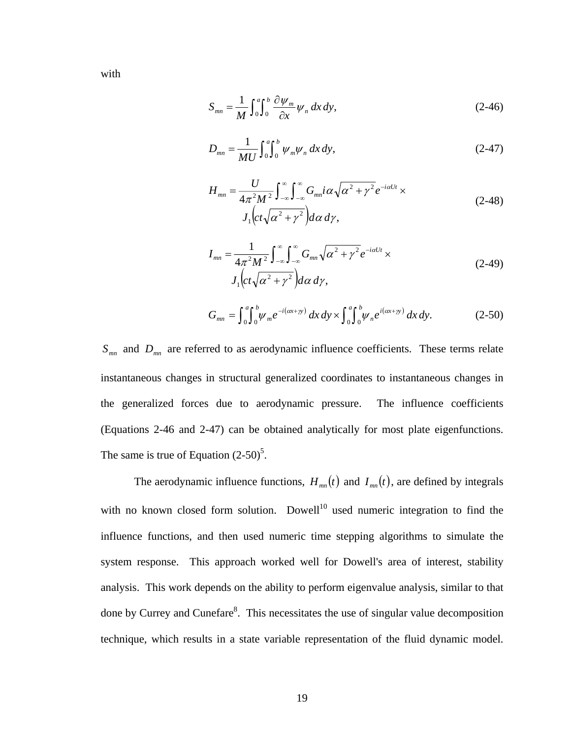with

$$S_{mn} = \frac{1}{M}\int_0^a\int_0^b \frac{\partial \psi_m}{\partial x}\psi_n \, dx\, dy, \tag{2-46}$$

$$D_{mn} = \frac{1}{MU}\int_0^a\int_0^b \psi_m\psi_n \, dx\, dy, \tag{2-47}$$

$$H_{mn} = \frac{U}{4\pi^2 M^2}\int_{-\infty}^{\infty}\int_{-\infty}^{\infty} G_{mn} i\alpha\sqrt{\alpha^2+\gamma^2}e^{-i\alpha Ut} \times J_1\left(ct\sqrt{\alpha^2+\gamma^2}\right)d\alpha\, d\gamma, \tag{2-48}$$

$$I_{mn} = \frac{1}{4\pi^2 M^2}\int_{-\infty}^{\infty}\int_{-\infty}^{\infty} G_{mn}\sqrt{\alpha^2+\gamma^2}e^{-i\alpha Ut} \times J_1\left(ct\sqrt{\alpha^2+\gamma^2}\right)d\alpha\, d\gamma, \tag{2-49}$$

$$G_{mn} = \int_0^a\int_0^b \psi_m e^{-i(\alpha x+\gamma y)}\, dx\, dy \times \int_0^a\int_0^b \psi_n e^{i(\alpha x+\gamma y)}\, dx\, dy. \tag{2-50}$$

$S_{mn}$ and $D_{mn}$ are referred to as aerodynamic influence coefficients. These terms relate instantaneous changes in structural generalized coordinates to instantaneous changes in the generalized forces due to aerodynamic pressure. The influence coefficients (Equations 2-46 and 2-47) can be obtained analytically for most plate eigenfunctions. The same is true of Equation (2-50)[5].

The aerodynamic influence functions, $H_{mn}(t)$ and $I_{mn}(t)$, are defined by integrals with no known closed form solution. Dowell[10] used numeric integration to find the influence functions, and then used numeric time stepping algorithms to simulate the system response. This approach worked well for Dowell's area of interest, stability analysis. This work depends on the ability to perform eigenvalue analysis, similar to that done by Currey and Cunefare[8]. This necessitates the use of singular value decomposition technique, which results in a state variable representation of the fluid dynamic model.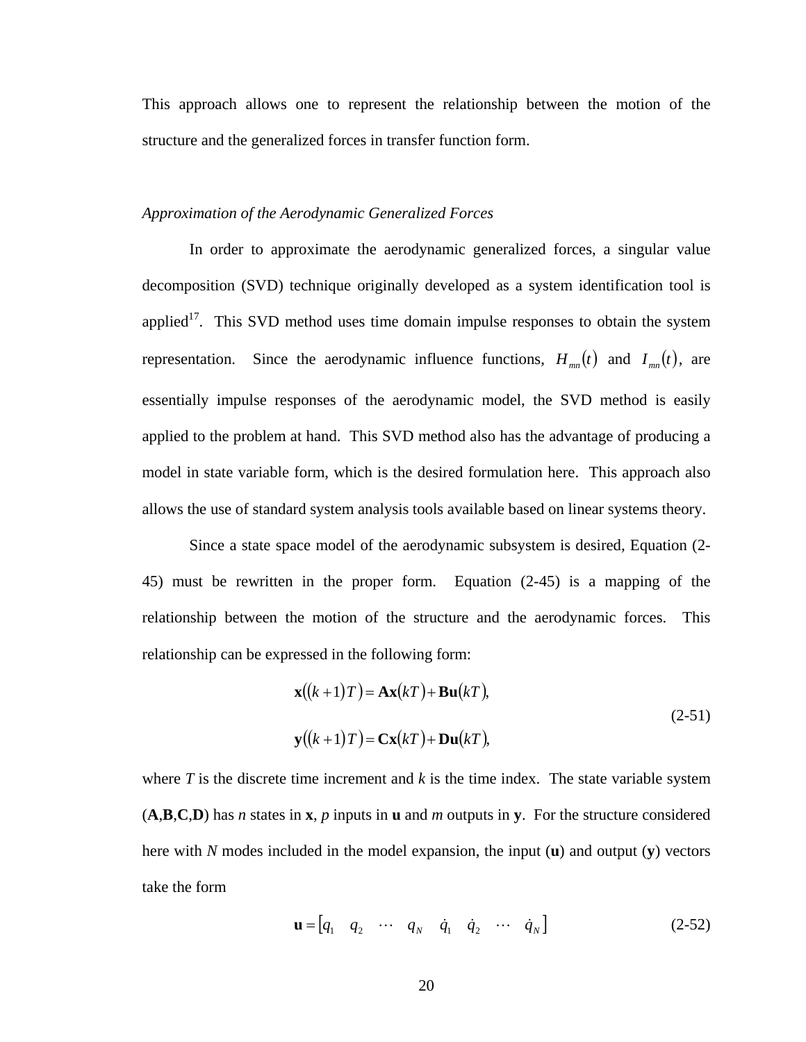This approach allows one to represent the relationship between the motion of the structure and the generalized forces in transfer function form.

*Approximation of the Aerodynamic Generalized Forces*

In order to approximate the aerodynamic generalized forces, a singular value decomposition (SVD) technique originally developed as a system identification tool is applied[17]. This SVD method uses time domain impulse responses to obtain the system representation. Since the aerodynamic influence functions, $H_{mn}(t)$ and $I_{mn}(t)$, are essentially impulse responses of the aerodynamic model, the SVD method is easily applied to the problem at hand. This SVD method also has the advantage of producing a model in state variable form, which is the desired formulation here. This approach also allows the use of standard system analysis tools available based on linear systems theory.

Since a state space model of the aerodynamic subsystem is desired, Equation (2-45) must be rewritten in the proper form. Equation (2-45) is a mapping of the relationship between the motion of the structure and the aerodynamic forces. This relationship can be expressed in the following form:

$$
\begin{aligned}
\mathbf{x}((k+1)T) &= \mathbf{A}\mathbf{x}(kT) + \mathbf{B}\mathbf{u}(kT), \\
\mathbf{y}((k+1)T) &= \mathbf{C}\mathbf{x}(kT) + \mathbf{D}\mathbf{u}(kT),
\end{aligned}
\tag{2-51}
$$

where $T$ is the discrete time increment and $k$ is the time index. The state variable system ($\mathbf{A}$,$\mathbf{B}$,$\mathbf{C}$,$\mathbf{D}$) has $n$ states in $\mathbf{x}$, $p$ inputs in $\mathbf{u}$ and $m$ outputs in $\mathbf{y}$. For the structure considered here with $N$ modes included in the model expansion, the input ($\mathbf{u}$) and output ($\mathbf{y}$) vectors take the form

$$
\mathbf{u} = \begin{bmatrix} q_1 & q_2 & \cdots & q_N & \dot{q}_1 & \dot{q}_2 & \cdots & \dot{q}_N \end{bmatrix}
\tag{2-52}
$$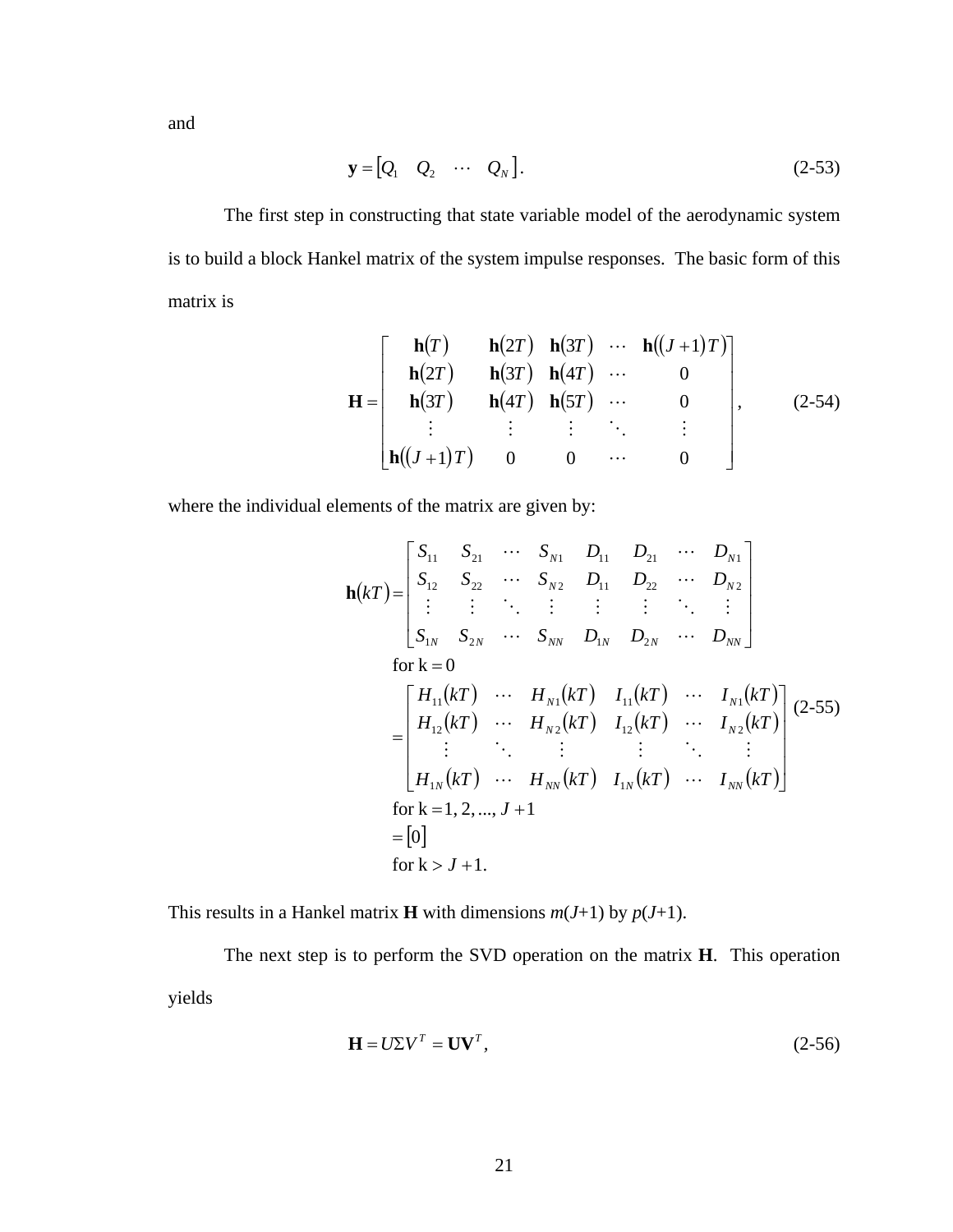and

$$\mathbf{y} = \begin{bmatrix} Q_1 & Q_2 & \cdots & Q_N \end{bmatrix}. \tag{2-53}$$

The first step in constructing that state variable model of the aerodynamic system is to build a block Hankel matrix of the system impulse responses. The basic form of this matrix is

$$\mathbf{H} = \begin{bmatrix} \mathbf{h}(T) & \mathbf{h}(2T) & \mathbf{h}(3T) & \cdots & \mathbf{h}((J+1)T) \\ \mathbf{h}(2T) & \mathbf{h}(3T) & \mathbf{h}(4T) & \cdots & 0 \\ \mathbf{h}(3T) & \mathbf{h}(4T) & \mathbf{h}(5T) & \cdots & 0 \\ \vdots & \vdots & \vdots & \ddots & \vdots \\ \mathbf{h}((J+1)T) & 0 & 0 & \cdots & 0 \end{bmatrix}, \tag{2-54}$$

where the individual elements of the matrix are given by:

$$\begin{aligned} \mathbf{h}(kT) &= \begin{bmatrix} S_{11} & S_{21} & \cdots & S_{N1} & D_{11} & D_{21} & \cdots & D_{N1} \\ S_{12} & S_{22} & \cdots & S_{N2} & D_{11} & D_{22} & \cdots & D_{N2} \\ \vdots & \vdots & \ddots & \vdots & \vdots & \vdots & \ddots & \vdots \\ S_{1N} & S_{2N} & \cdots & S_{NN} & D_{1N} & D_{2N} & \cdots & D_{NN} \end{bmatrix} \\ &\quad \text{for k} = 0 \\ &= \begin{bmatrix} H_{11}(kT) & \cdots & H_{N1}(kT) & I_{11}(kT) & \cdots & I_{N1}(kT) \\ H_{12}(kT) & \cdots & H_{N2}(kT) & I_{12}(kT) & \cdots & I_{N2}(kT) \\ \vdots & \ddots & \vdots & \vdots & \ddots & \vdots \\ H_{1N}(kT) & \cdots & H_{NN}(kT) & I_{1N}(kT) & \cdots & I_{NN}(kT) \end{bmatrix} \\ &\quad \text{for k} = 1, 2, ..., J+1 \\ &= [0] \\ &\quad \text{for k} > J+1. \end{aligned} \tag{2-55}$$

This results in a Hankel matrix $\mathbf{H}$ with dimensions $m(J+1)$ by $p(J+1)$.

The next step is to perform the SVD operation on the matrix $\mathbf{H}$. This operation yields

$$\mathbf{H} = U \Sigma V^T = \mathbf{U}\mathbf{V}^T, \tag{2-56}$$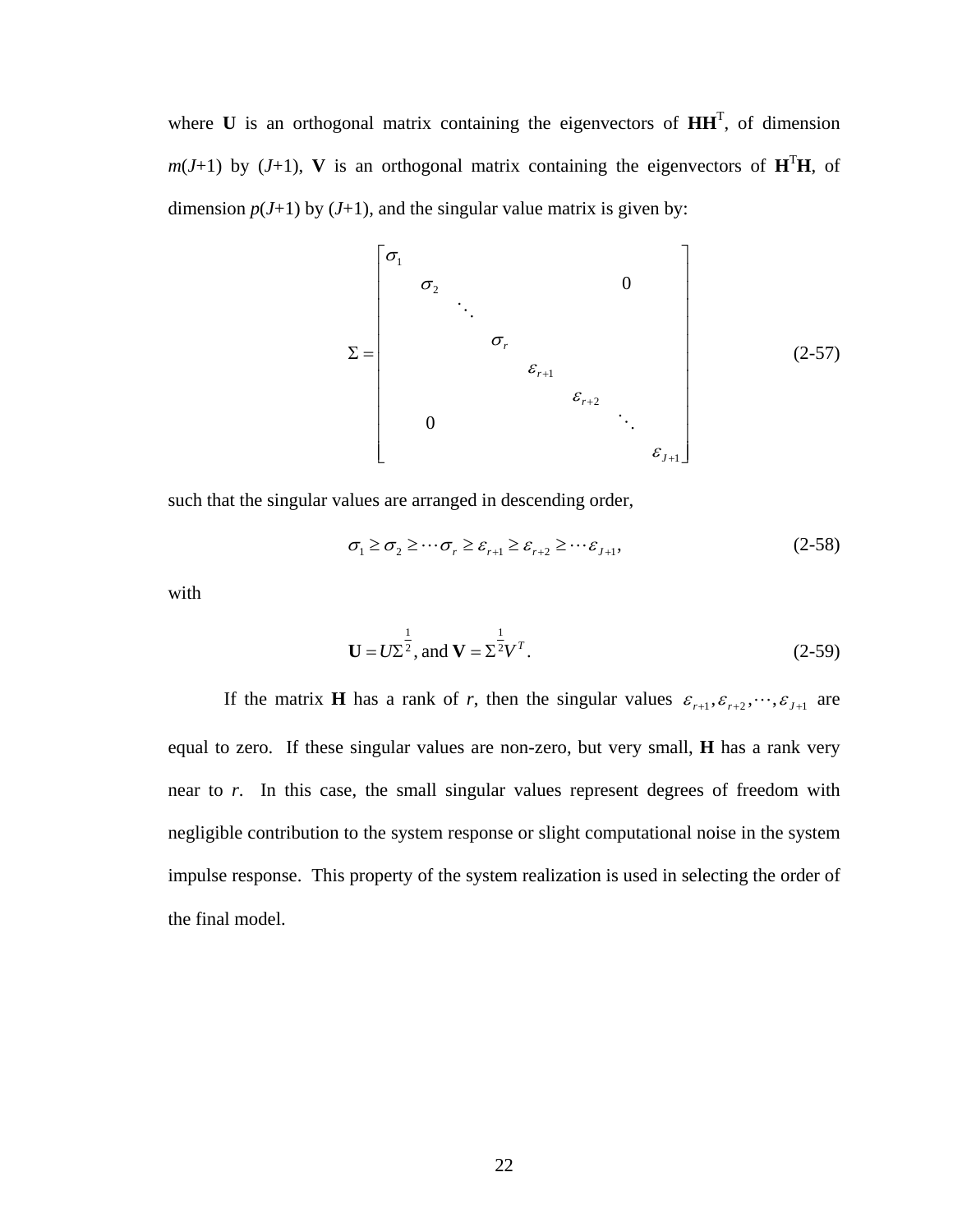where **U** is an orthogonal matrix containing the eigenvectors of $\mathbf{HH}^\mathrm{T}$, of dimension $m(J+1)$ by $(J+1)$, **V** is an orthogonal matrix containing the eigenvectors of $\mathbf{H}^\mathrm{T}\mathbf{H}$, of dimension $p(J+1)$ by $(J+1)$, and the singular value matrix is given by:

$$
\Sigma = \begin{bmatrix}
\sigma_1 & & & & & & & \\
& \sigma_2 & & & & & 0 & \\
& & \ddots & & & & & \\
& & & \sigma_r & & & & \\
& & & & \varepsilon_{r+1} & & & \\
& & & & & \varepsilon_{r+2} & & \\
& 0 & & & & & \ddots & \\
& & & & & & & \varepsilon_{J+1}
\end{bmatrix} \tag{2-57}
$$

such that the singular values are arranged in descending order,

$$
\sigma_1 \geq \sigma_2 \geq \cdots \sigma_r \geq \varepsilon_{r+1} \geq \varepsilon_{r+2} \geq \cdots \varepsilon_{J+1}, \tag{2-58}
$$

with

$$
\mathbf{U} = U\Sigma^{\frac{1}{2}}, \text{ and } \mathbf{V} = \Sigma^{\frac{1}{2}}V^T. \tag{2-59}
$$

If the matrix **H** has a rank of $r$, then the singular values $\varepsilon_{r+1}, \varepsilon_{r+2}, \cdots, \varepsilon_{J+1}$ are equal to zero. If these singular values are non-zero, but very small, **H** has a rank very near to $r$. In this case, the small singular values represent degrees of freedom with negligible contribution to the system response or slight computational noise in the system impulse response. This property of the system realization is used in selecting the order of the final model.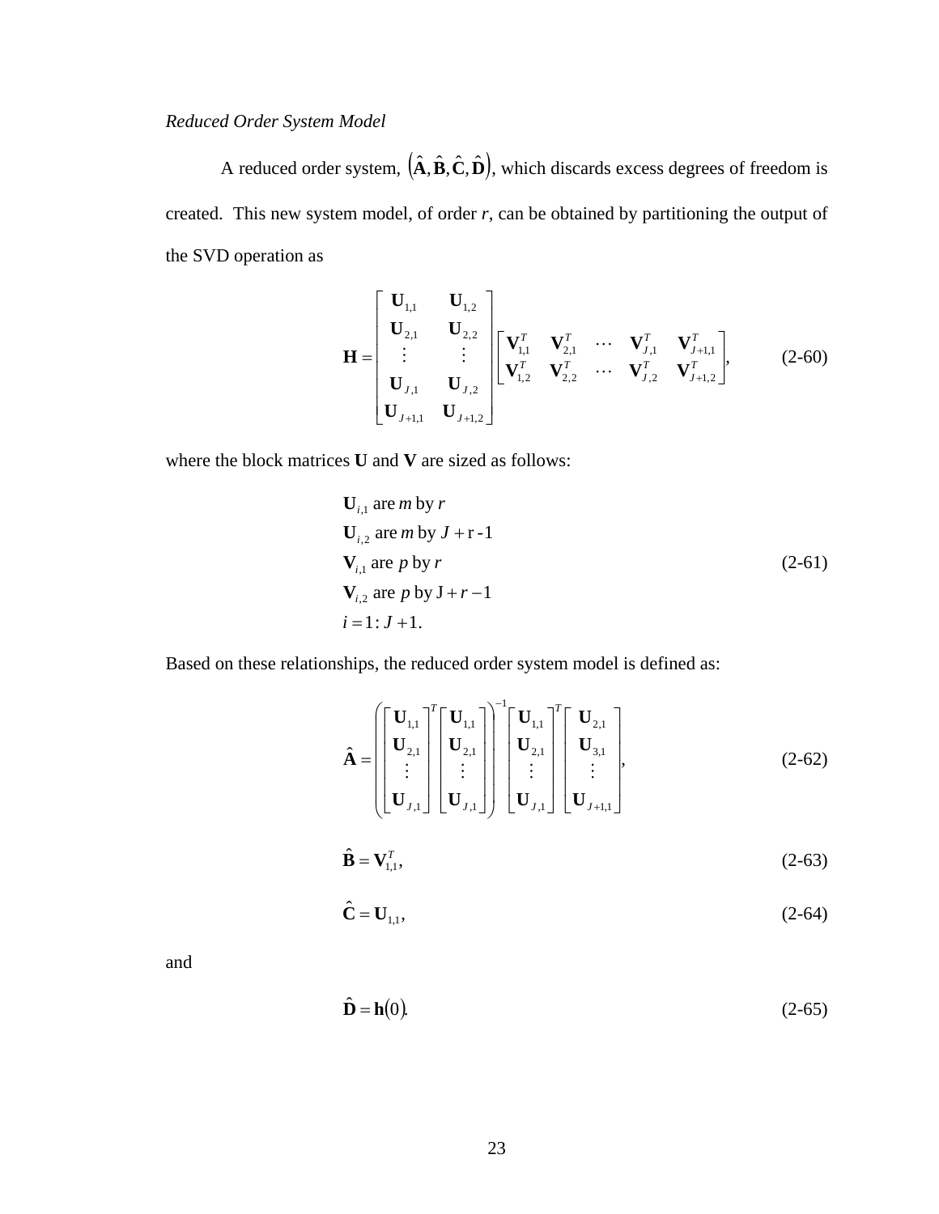*Reduced Order System Model*

A reduced order system, $\left(\hat{\mathbf{A}}, \hat{\mathbf{B}}, \hat{\mathbf{C}}, \hat{\mathbf{D}}\right)$, which discards excess degrees of freedom is created. This new system model, of order *r*, can be obtained by partitioning the output of the SVD operation as

$$\mathbf{H} = \begin{bmatrix} \mathbf{U}_{1,1} & \mathbf{U}_{1,2} \\ \mathbf{U}_{2,1} & \mathbf{U}_{2,2} \\ \vdots & \vdots \\ \mathbf{U}_{J,1} & \mathbf{U}_{J,2} \\ \mathbf{U}_{J+1,1} & \mathbf{U}_{J+1,2} \end{bmatrix} \begin{bmatrix} \mathbf{V}_{1,1}^T & \mathbf{V}_{2,1}^T & \cdots & \mathbf{V}_{J,1}^T & \mathbf{V}_{J+1,1}^T \\ \mathbf{V}_{1,2}^T & \mathbf{V}_{2,2}^T & \cdots & \mathbf{V}_{J,2}^T & \mathbf{V}_{J+1,2}^T \end{bmatrix}, \tag{2-60}$$

where the block matrices **U** and **V** are sized as follows:

$$\begin{aligned} &\mathbf{U}_{i,1} \text{ are } m \text{ by } r \\ &\mathbf{U}_{i,2} \text{ are } m \text{ by } J + \mathrm{r} - 1 \\ &\mathbf{V}_{i,1} \text{ are } p \text{ by } r \\ &\mathbf{V}_{i,2} \text{ are } p \text{ by } \mathrm{J} + r - 1 \\ &i = 1 : J + 1. \end{aligned} \tag{2-61}$$

Based on these relationships, the reduced order system model is defined as:

$$\hat{\mathbf{A}} = \left( \begin{bmatrix} \mathbf{U}_{1,1} \\ \mathbf{U}_{2,1} \\ \vdots \\ \mathbf{U}_{J,1} \end{bmatrix}^T \begin{bmatrix} \mathbf{U}_{1,1} \\ \mathbf{U}_{2,1} \\ \vdots \\ \mathbf{U}_{J,1} \end{bmatrix} \right)^{-1} \begin{bmatrix} \mathbf{U}_{1,1} \\ \mathbf{U}_{2,1} \\ \vdots \\ \mathbf{U}_{J,1} \end{bmatrix}^T \begin{bmatrix} \mathbf{U}_{2,1} \\ \mathbf{U}_{3,1} \\ \vdots \\ \mathbf{U}_{J+1,1} \end{bmatrix}, \tag{2-62}$$

$$\hat{\mathbf{B}} = \mathbf{V}_{1,1}^T, \tag{2-63}$$

$$\hat{\mathbf{C}} = \mathbf{U}_{1,1}, \tag{2-64}$$

and

$$\hat{\mathbf{D}} = \mathbf{h}(0). \tag{2-65}$$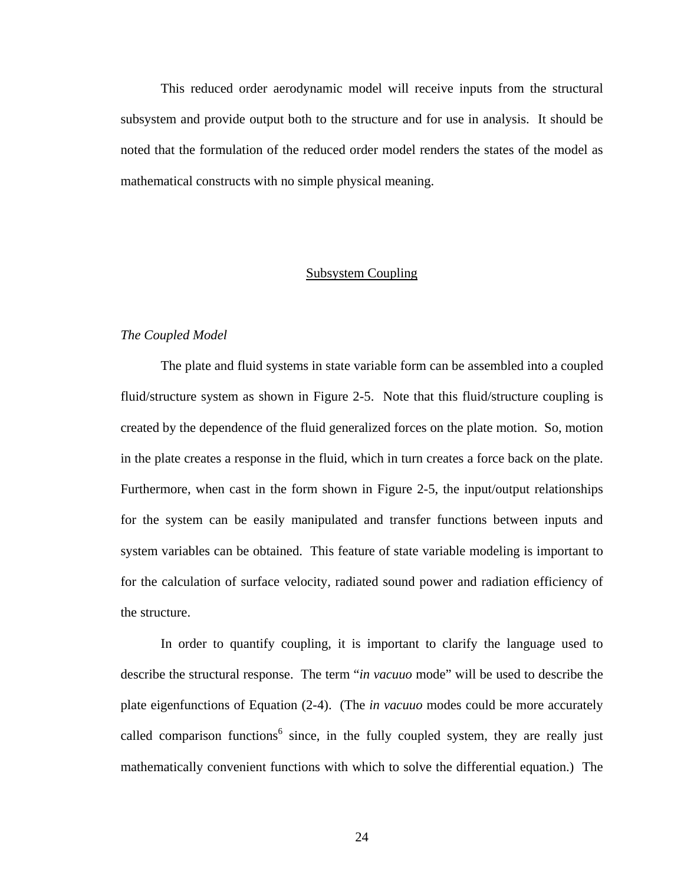This reduced order aerodynamic model will receive inputs from the structural subsystem and provide output both to the structure and for use in analysis. It should be noted that the formulation of the reduced order model renders the states of the model as mathematical constructs with no simple physical meaning.

## Subsystem Coupling

### *The Coupled Model*

The plate and fluid systems in state variable form can be assembled into a coupled fluid/structure system as shown in Figure 2-5. Note that this fluid/structure coupling is created by the dependence of the fluid generalized forces on the plate motion. So, motion in the plate creates a response in the fluid, which in turn creates a force back on the plate. Furthermore, when cast in the form shown in Figure 2-5, the input/output relationships for the system can be easily manipulated and transfer functions between inputs and system variables can be obtained. This feature of state variable modeling is important to for the calculation of surface velocity, radiated sound power and radiation efficiency of the structure.

In order to quantify coupling, it is important to clarify the language used to describe the structural response. The term "*in vacuuo* mode" will be used to describe the plate eigenfunctions of Equation (2-4). (The *in vacuuo* modes could be more accurately called comparison functions[6] since, in the fully coupled system, they are really just mathematically convenient functions with which to solve the differential equation.) The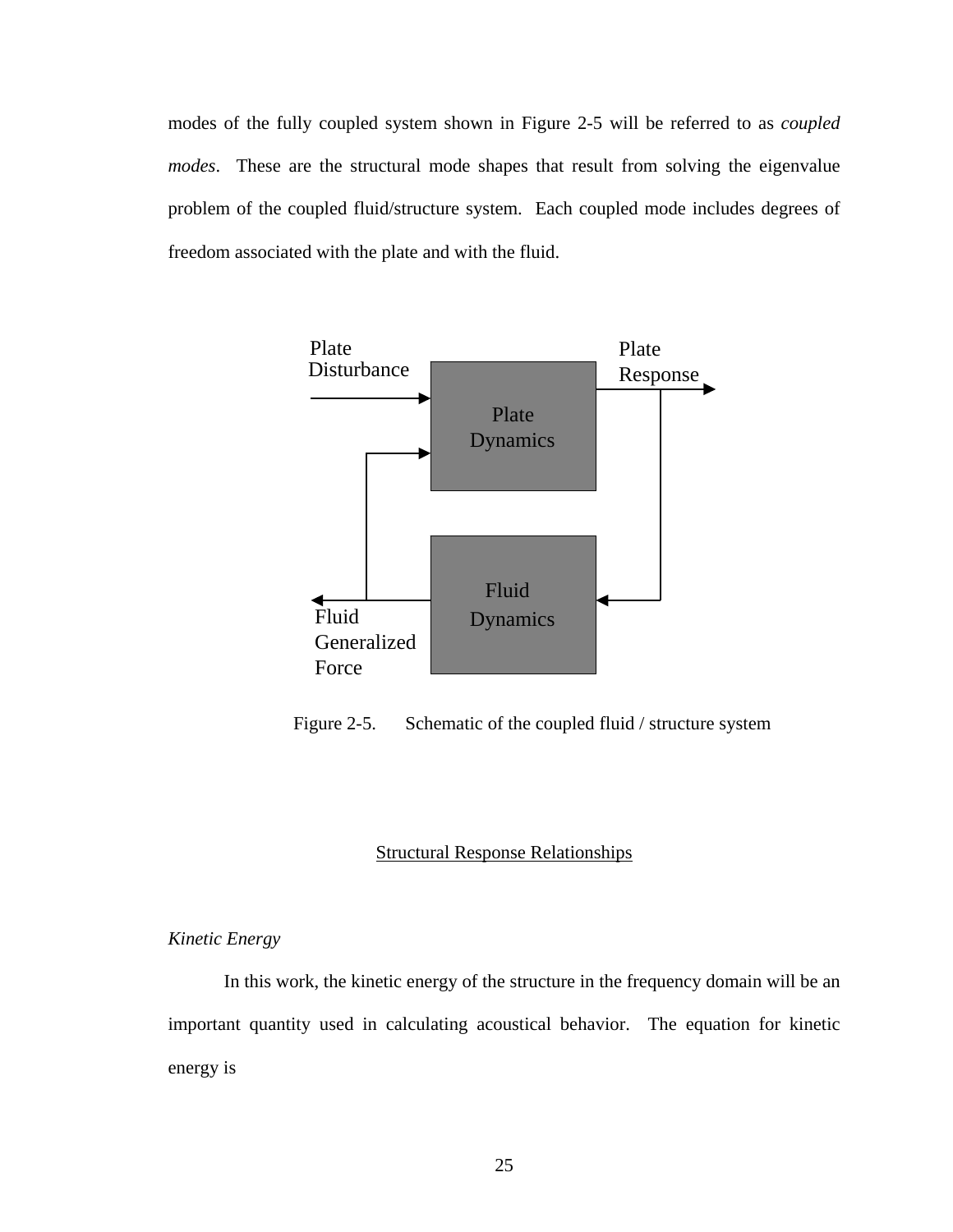modes of the fully coupled system shown in Figure 2-5 will be referred to as *coupled modes*. These are the structural mode shapes that result from solving the eigenvalue problem of the coupled fluid/structure system. Each coupled mode includes degrees of freedom associated with the plate and with the fluid.

Figure 2-5. Schematic of the coupled fluid / structure system

## Structural Response Relationships

### *Kinetic Energy*

In this work, the kinetic energy of the structure in the frequency domain will be an important quantity used in calculating acoustical behavior. The equation for kinetic energy is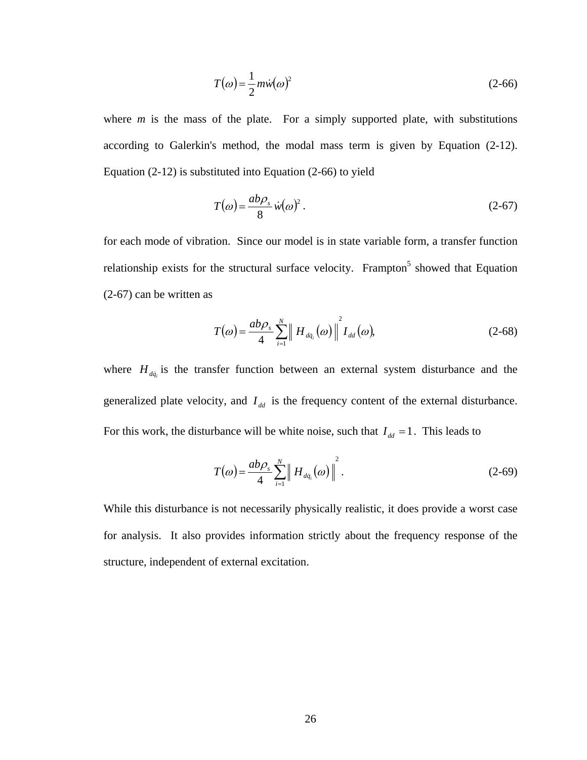$$T(\omega) = \frac{1}{2} m \dot{w}(\omega)^2 \tag{2-66}$$

where *m* is the mass of the plate. For a simply supported plate, with substitutions according to Galerkin's method, the modal mass term is given by Equation (2-12). Equation (2-12) is substituted into Equation (2-66) to yield

$$T(\omega) = \frac{ab\rho_s}{8} \dot{w}(\omega)^2 . \tag{2-67}$$

for each mode of vibration. Since our model is in state variable form, a transfer function relationship exists for the structural surface velocity. Frampton[5] showed that Equation (2-67) can be written as

$$T(\omega) = \frac{ab\rho_s}{4} \sum_{i=1}^{N} \left\| H_{d\dot{q}_i}(\omega) \right\|^2 I_{dd}(\omega), \tag{2-68}$$

where $H_{d\dot{q}_i}$ is the transfer function between an external system disturbance and the generalized plate velocity, and $I_{dd}$ is the frequency content of the external disturbance. For this work, the disturbance will be white noise, such that $I_{dd} = 1$. This leads to

$$T(\omega) = \frac{ab\rho_s}{4} \sum_{i=1}^{N} \left\| H_{d\dot{q}_i}(\omega) \right\|^2 . \tag{2-69}$$

While this disturbance is not necessarily physically realistic, it does provide a worst case for analysis. It also provides information strictly about the frequency response of the structure, independent of external excitation.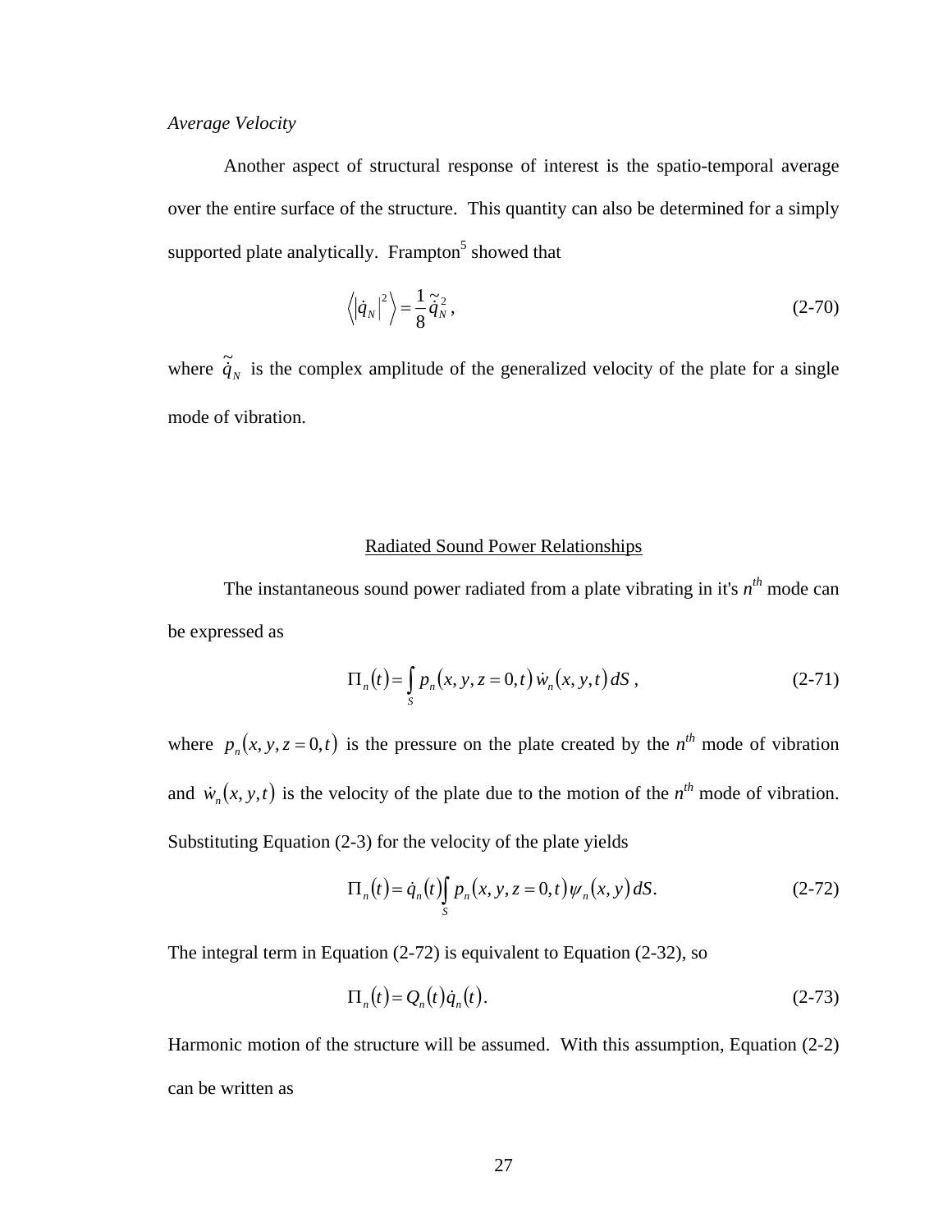*Average Velocity*

Another aspect of structural response of interest is the spatio-temporal average over the entire surface of the structure. This quantity can also be determined for a simply supported plate analytically. Frampton[5] showed that

$$\left\langle \left|\dot{q}_N\right|^2 \right\rangle = \frac{1}{8}\tilde{\dot{q}}_N^{\,2}\,, \tag{2-70}$$

where $\tilde{\dot{q}}_N$ is the complex amplitude of the generalized velocity of the plate for a single mode of vibration.

## Radiated Sound Power Relationships

The instantaneous sound power radiated from a plate vibrating in it's $n^{th}$ mode can be expressed as

$$\Pi_n(t) = \int_S p_n(x, y, z = 0, t)\,\dot{w}_n(x, y, t)\,dS\,, \tag{2-71}$$

where $p_n(x, y, z = 0, t)$ is the pressure on the plate created by the $n^{th}$ mode of vibration and $\dot{w}_n(x, y, t)$ is the velocity of the plate due to the motion of the $n^{th}$ mode of vibration. Substituting Equation (2-3) for the velocity of the plate yields

$$\Pi_n(t) = \dot{q}_n(t)\int_S p_n(x, y, z = 0, t)\,\psi_n(x, y)\,dS. \tag{2-72}$$

The integral term in Equation (2-72) is equivalent to Equation (2-32), so

$$\Pi_n(t) = Q_n(t)\,\dot{q}_n(t). \tag{2-73}$$

Harmonic motion of the structure will be assumed. With this assumption, Equation (2-2) can be written as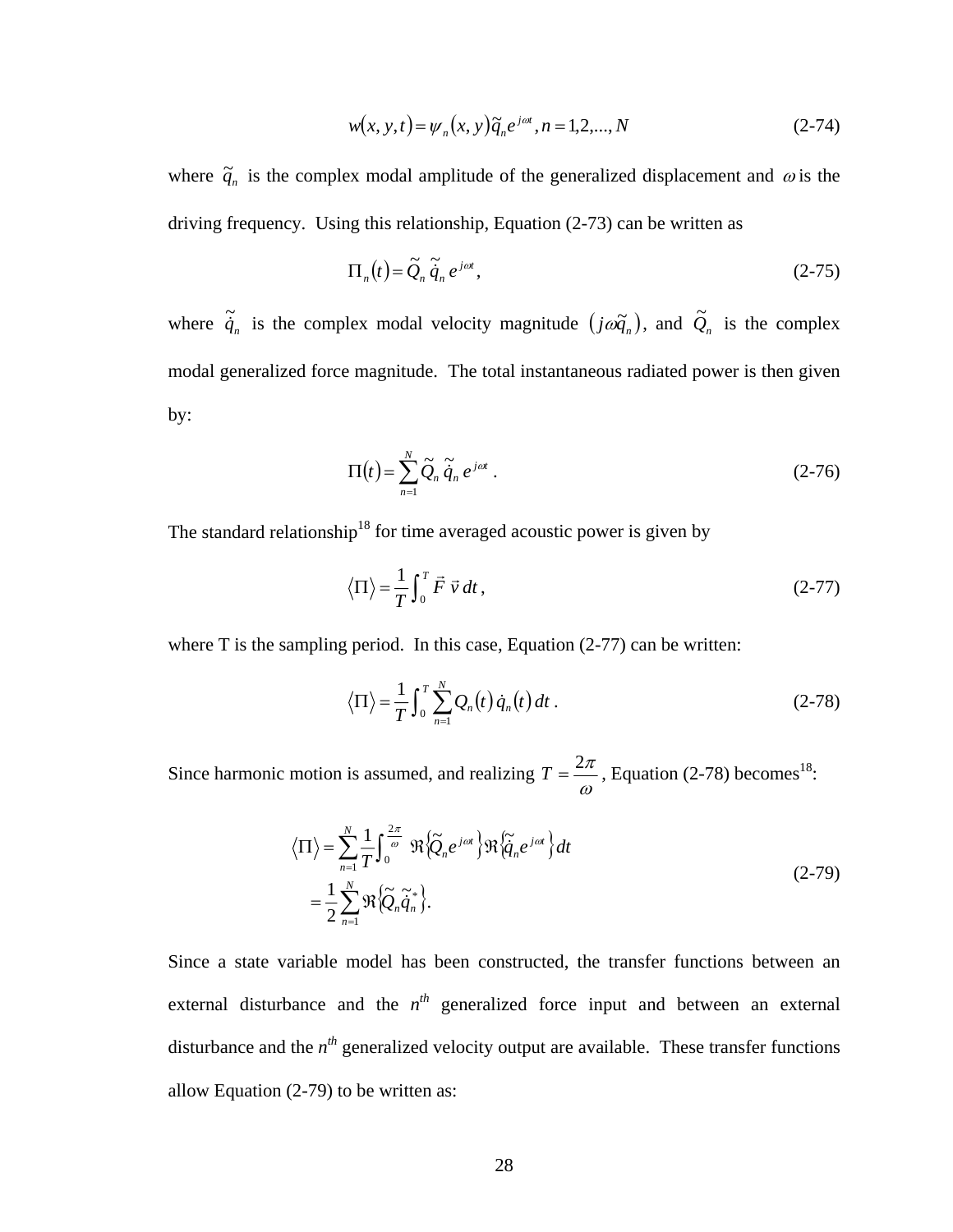$$w(x,y,t) = \psi_n(x,y)\tilde{q}_n e^{j\omega t}, n = 1,2,...,N \tag{2-74}$$

where $\tilde{q}_n$ is the complex modal amplitude of the generalized displacement and $\omega$ is the driving frequency. Using this relationship, Equation (2-73) can be written as

$$\Pi_n(t) = \tilde{Q}_n \, \tilde{\dot{q}}_n \, e^{j\omega t}, \tag{2-75}$$

where $\tilde{\dot{q}}_n$ is the complex modal velocity magnitude $(j\omega\tilde{q}_n)$, and $\tilde{Q}_n$ is the complex modal generalized force magnitude. The total instantaneous radiated power is then given by:

$$\Pi(t) = \sum_{n=1}^{N} \tilde{Q}_n \, \tilde{\dot{q}}_n \, e^{j\omega t} \,. \tag{2-76}$$

The standard relationship[18] for time averaged acoustic power is given by

$$\langle \Pi \rangle = \frac{1}{T}\int_0^T \vec{F} \, \vec{v} \, dt\,, \tag{2-77}$$

where T is the sampling period. In this case, Equation (2-77) can be written:

$$\langle \Pi \rangle = \frac{1}{T}\int_0^T \sum_{n=1}^{N} Q_n(t) \, \dot{q}_n(t) \, dt \,. \tag{2-78}$$

Since harmonic motion is assumed, and realizing $T = \dfrac{2\pi}{\omega}$, Equation (2-78) becomes[18]:

$$\begin{aligned} \langle \Pi \rangle &= \sum_{n=1}^{N} \frac{1}{T}\int_0^{\frac{2\pi}{\omega}} \Re\left\{\tilde{Q}_n e^{j\omega t}\right\} \Re\left\{\tilde{\dot{q}}_n e^{j\omega t}\right\} dt \\ &= \frac{1}{2}\sum_{n=1}^{N} \Re\left\{\tilde{Q}_n \tilde{\dot{q}}_n^{*}\right\}. \end{aligned} \tag{2-79}$$

Since a state variable model has been constructed, the transfer functions between an external disturbance and the $n^{th}$ generalized force input and between an external disturbance and the $n^{th}$ generalized velocity output are available. These transfer functions allow Equation (2-79) to be written as: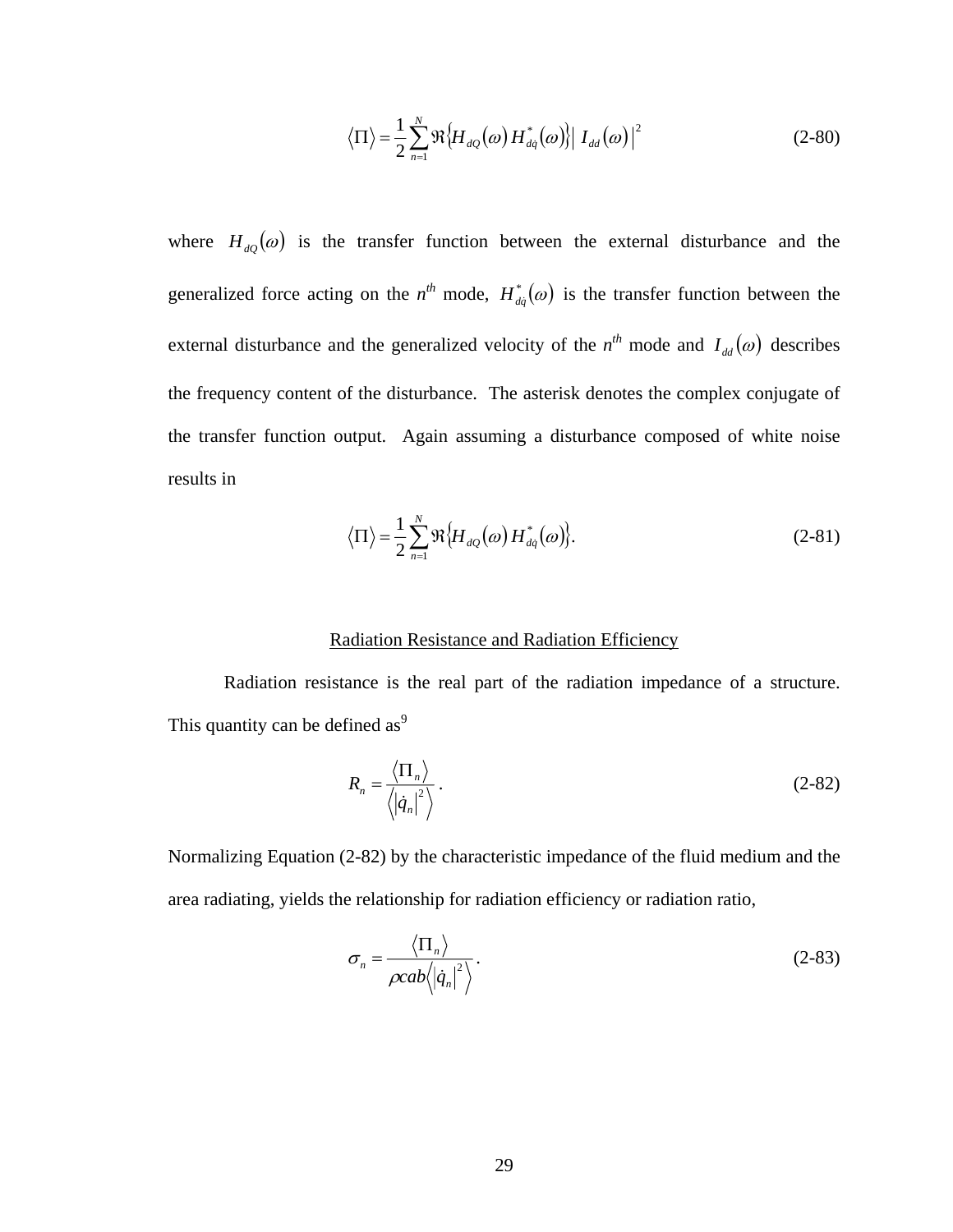$$\langle \Pi \rangle = \frac{1}{2} \sum_{n=1}^{N} \Re \left\{ H_{dQ}(\omega) \, H_{d\dot{q}}^{*}(\omega) \right\} \left| \, I_{dd}(\omega) \, \right|^{2} \tag{2-80}$$

where $H_{dQ}(\omega)$ is the transfer function between the external disturbance and the generalized force acting on the $n^{th}$ mode, $H_{d\dot{q}}^{*}(\omega)$ is the transfer function between the external disturbance and the generalized velocity of the $n^{th}$ mode and $I_{dd}(\omega)$ describes the frequency content of the disturbance. The asterisk denotes the complex conjugate of the transfer function output. Again assuming a disturbance composed of white noise results in

$$\langle \Pi \rangle = \frac{1}{2} \sum_{n=1}^{N} \Re \left\{ H_{dQ}(\omega) \, H_{d\dot{q}}^{*}(\omega) \right\}. \tag{2-81}$$

<u>Radiation Resistance and Radiation Efficiency</u>

Radiation resistance is the real part of the radiation impedance of a structure. This quantity can be defined as[9]

$$R_n = \frac{\langle \Pi_n \rangle}{\left\langle \left| \dot{q}_n \right|^2 \right\rangle}. \tag{2-82}$$

Normalizing Equation (2-82) by the characteristic impedance of the fluid medium and the area radiating, yields the relationship for radiation efficiency or radiation ratio,

$$\sigma_n = \frac{\langle \Pi_n \rangle}{\rho c a b \left\langle \left| \dot{q}_n \right|^2 \right\rangle}. \tag{2-83}$$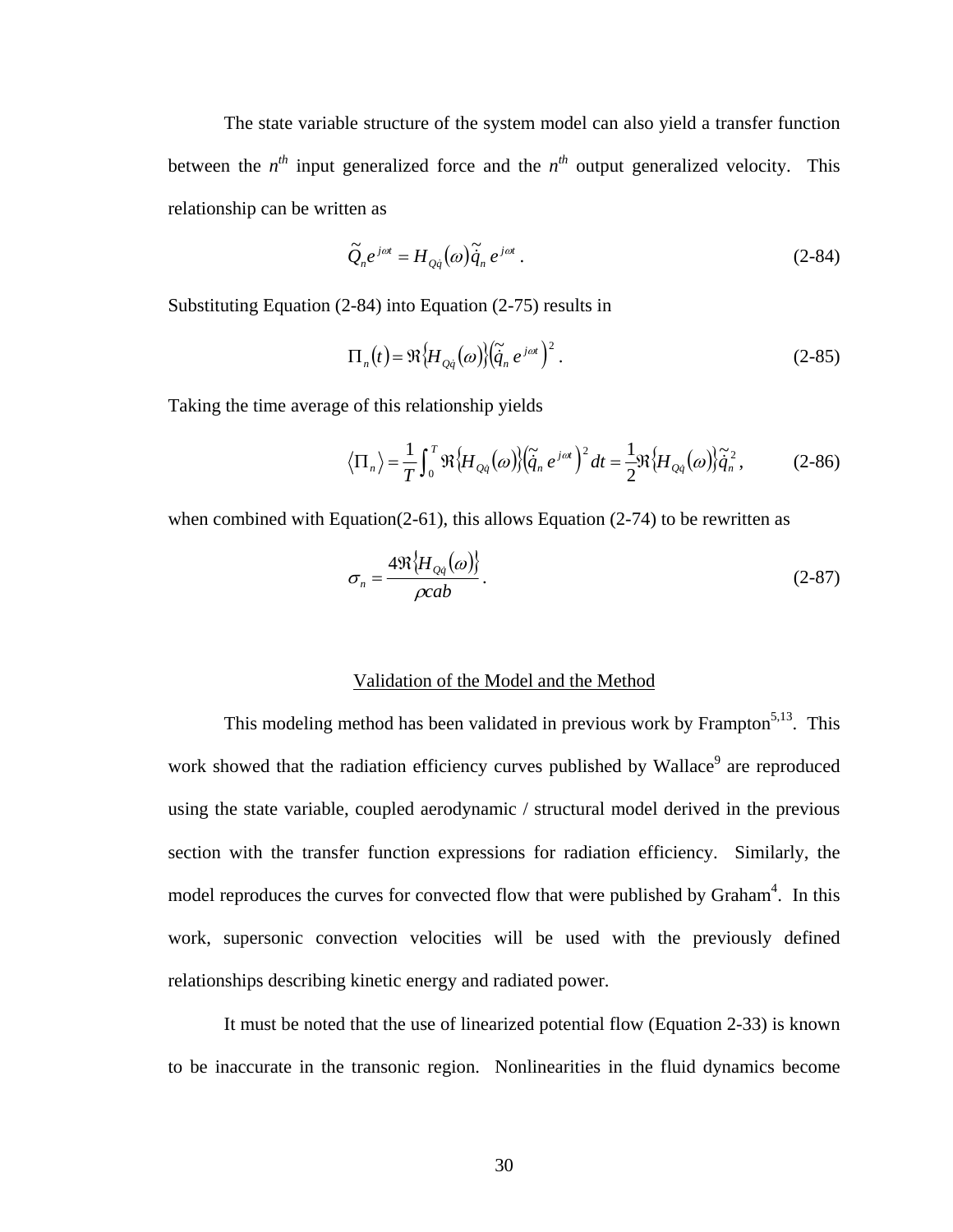The state variable structure of the system model can also yield a transfer function between the $n^{th}$ input generalized force and the $n^{th}$ output generalized velocity. This relationship can be written as

$$\tilde{Q}_n e^{j\omega t} = H_{Q\dot{q}}(\omega)\tilde{\dot{q}}_n e^{j\omega t} . \tag{2-84}$$

Substituting Equation (2-84) into Equation (2-75) results in

$$\Pi_n(t) = \Re\{H_{Q\dot{q}}(\omega)\}\left(\tilde{\dot{q}}_n e^{j\omega t}\right)^2 . \tag{2-85}$$

Taking the time average of this relationship yields

$$\langle \Pi_n \rangle = \frac{1}{T}\int_0^T \Re\{H_{Q\dot{q}}(\omega)\}\left(\tilde{\dot{q}}_n e^{j\omega t}\right)^2 dt = \frac{1}{2}\Re\{H_{Q\dot{q}}(\omega)\}\tilde{\dot{q}}_n^2 , \tag{2-86}$$

when combined with Equation(2-61), this allows Equation (2-74) to be rewritten as

$$\sigma_n = \frac{4\Re\{H_{Q\dot{q}}(\omega)\}}{\rho cab} . \tag{2-87}$$

## Validation of the Model and the Method

This modeling method has been validated in previous work by Frampton[5,13]. This work showed that the radiation efficiency curves published by Wallace[9] are reproduced using the state variable, coupled aerodynamic / structural model derived in the previous section with the transfer function expressions for radiation efficiency. Similarly, the model reproduces the curves for convected flow that were published by Graham[4]. In this work, supersonic convection velocities will be used with the previously defined relationships describing kinetic energy and radiated power.

It must be noted that the use of linearized potential flow (Equation 2-33) is known to be inaccurate in the transonic region. Nonlinearities in the fluid dynamics become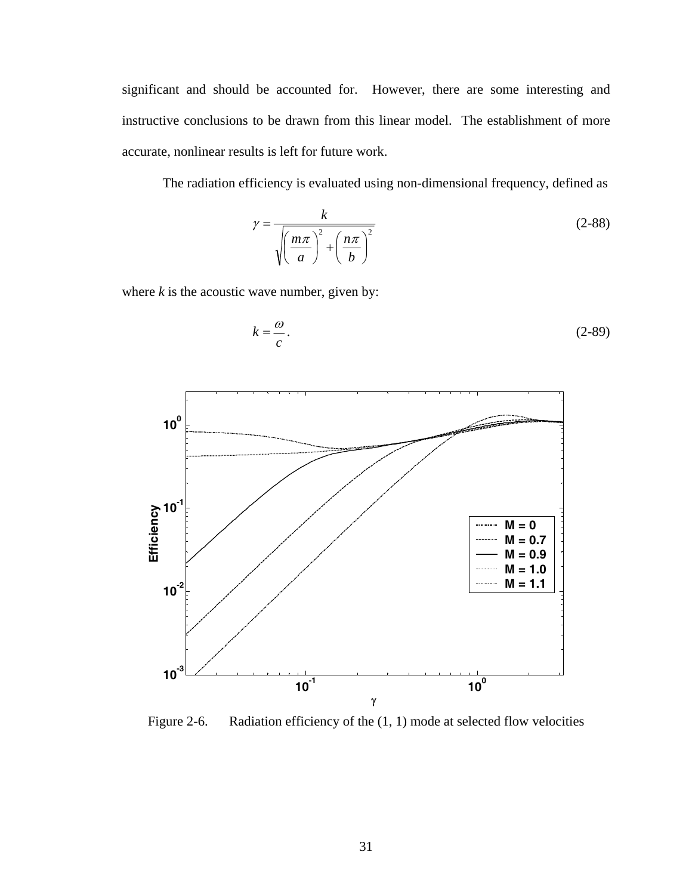significant and should be accounted for. However, there are some interesting and instructive conclusions to be drawn from this linear model. The establishment of more accurate, nonlinear results is left for future work.

The radiation efficiency is evaluated using non-dimensional frequency, defined as

$$\gamma = \frac{k}{\sqrt{\left(\frac{m\pi}{a}\right)^2 + \left(\frac{n\pi}{b}\right)^2}} \tag{2-88}$$

where $k$ is the acoustic wave number, given by:

$$k = \frac{\omega}{c}. \tag{2-89}$$

Figure 2-6. Radiation efficiency of the (1, 1) mode at selected flow velocities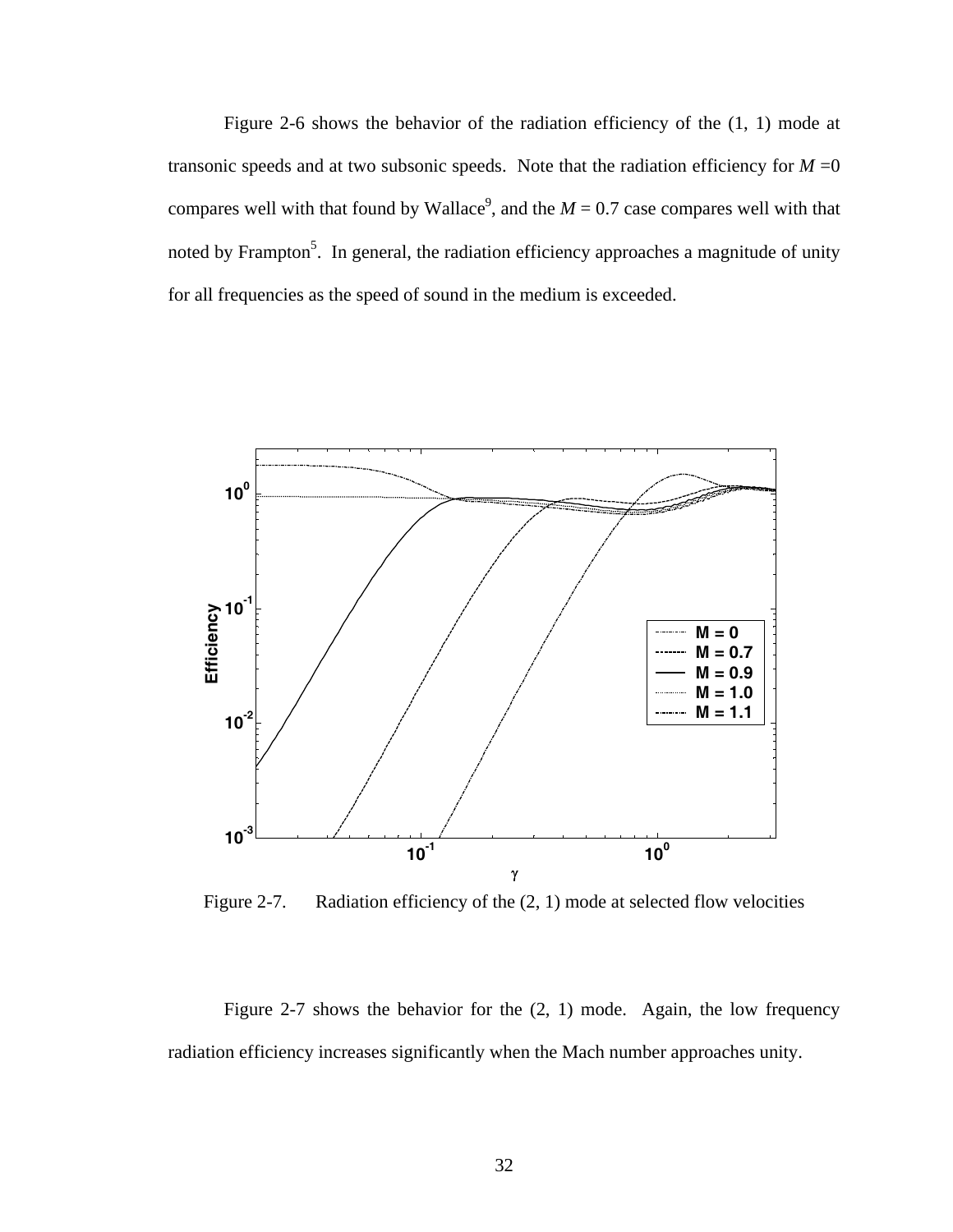Figure 2-6 shows the behavior of the radiation efficiency of the (1, 1) mode at transonic speeds and at two subsonic speeds. Note that the radiation efficiency for $M = 0$ compares well with that found by Wallace[9], and the $M = 0.7$ case compares well with that noted by Frampton[5]. In general, the radiation efficiency approaches a magnitude of unity for all frequencies as the speed of sound in the medium is exceeded.

Figure 2-7. Radiation efficiency of the (2, 1) mode at selected flow velocities

Figure 2-7 shows the behavior for the (2, 1) mode. Again, the low frequency radiation efficiency increases significantly when the Mach number approaches unity.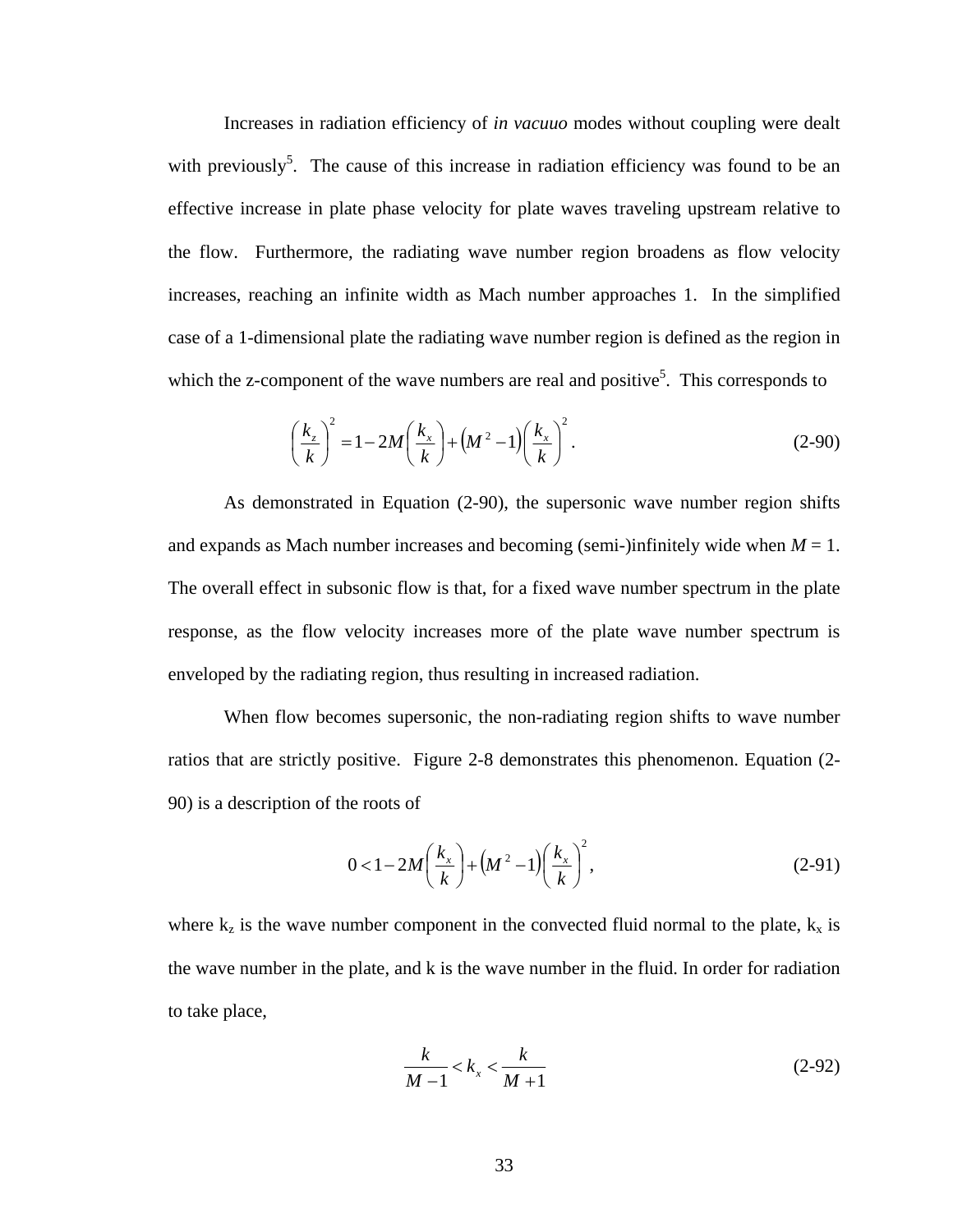Increases in radiation efficiency of *in vacuuo* modes without coupling were dealt with previously[5]. The cause of this increase in radiation efficiency was found to be an effective increase in plate phase velocity for plate waves traveling upstream relative to the flow. Furthermore, the radiating wave number region broadens as flow velocity increases, reaching an infinite width as Mach number approaches 1. In the simplified case of a 1-dimensional plate the radiating wave number region is defined as the region in which the z-component of the wave numbers are real and positive[5]. This corresponds to

$$\left(\frac{k_z}{k}\right)^2 = 1 - 2M\left(\frac{k_x}{k}\right) + \left(M^2 - 1\right)\left(\frac{k_x}{k}\right)^2 . \tag{2-90}$$

As demonstrated in Equation (2-90), the supersonic wave number region shifts and expands as Mach number increases and becoming (semi-)infinitely wide when $M = 1$. The overall effect in subsonic flow is that, for a fixed wave number spectrum in the plate response, as the flow velocity increases more of the plate wave number spectrum is enveloped by the radiating region, thus resulting in increased radiation.

When flow becomes supersonic, the non-radiating region shifts to wave number ratios that are strictly positive. Figure 2-8 demonstrates this phenomenon. Equation (2-90) is a description of the roots of

$$0 < 1 - 2M\left(\frac{k_x}{k}\right) + \left(M^2 - 1\right)\left(\frac{k_x}{k}\right)^2 , \tag{2-91}$$

where $k_z$ is the wave number component in the convected fluid normal to the plate, $k_x$ is the wave number in the plate, and k is the wave number in the fluid. In order for radiation to take place,

$$\frac{k}{M-1} < k_x < \frac{k}{M+1} \tag{2-92}$$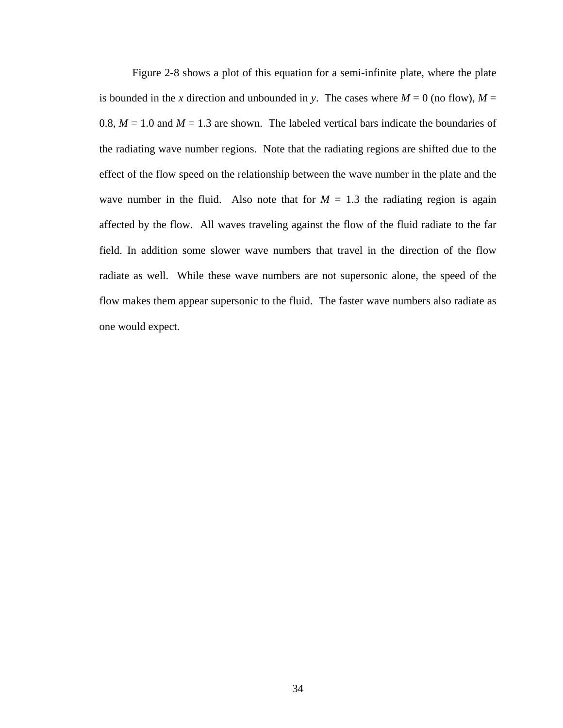Figure 2-8 shows a plot of this equation for a semi-infinite plate, where the plate is bounded in the $x$ direction and unbounded in $y$. The cases where $M = 0$ (no flow), $M = 0.8$, $M = 1.0$ and $M = 1.3$ are shown. The labeled vertical bars indicate the boundaries of the radiating wave number regions. Note that the radiating regions are shifted due to the effect of the flow speed on the relationship between the wave number in the plate and the wave number in the fluid. Also note that for $M = 1.3$ the radiating region is again affected by the flow. All waves traveling against the flow of the fluid radiate to the far field. In addition some slower wave numbers that travel in the direction of the flow radiate as well. While these wave numbers are not supersonic alone, the speed of the flow makes them appear supersonic to the fluid. The faster wave numbers also radiate as one would expect.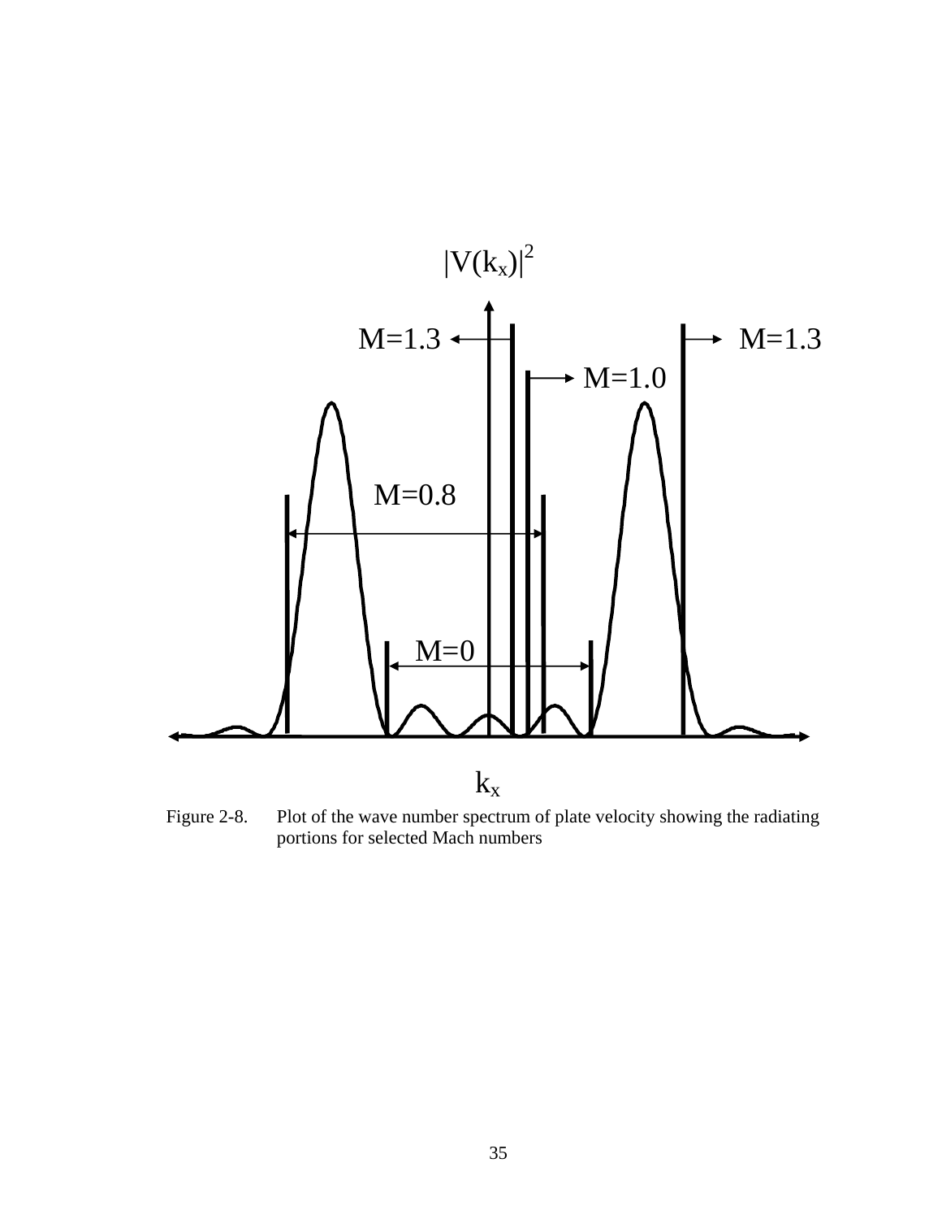Figure 2-8. Plot of the wave number spectrum of plate velocity showing the radiating portions for selected Mach numbers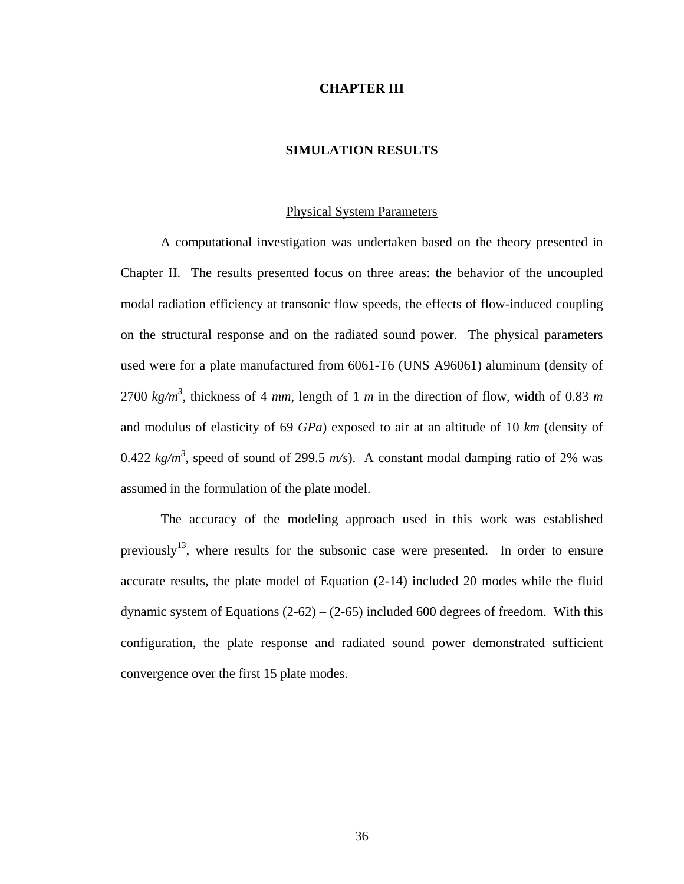# CHAPTER III

## SIMULATION RESULTS

### Physical System Parameters

A computational investigation was undertaken based on the theory presented in Chapter II. The results presented focus on three areas: the behavior of the uncoupled modal radiation efficiency at transonic flow speeds, the effects of flow-induced coupling on the structural response and on the radiated sound power. The physical parameters used were for a plate manufactured from 6061-T6 (UNS A96061) aluminum (density of 2700 $kg/m^3$, thickness of 4 *mm*, length of 1 *m* in the direction of flow, width of 0.83 *m* and modulus of elasticity of 69 *GPa*) exposed to air at an altitude of 10 *km* (density of 0.422 $kg/m^3$, speed of sound of 299.5 *m/s*). A constant modal damping ratio of 2% was assumed in the formulation of the plate model.

The accuracy of the modeling approach used in this work was established previously[13], where results for the subsonic case were presented. In order to ensure accurate results, the plate model of Equation (2-14) included 20 modes while the fluid dynamic system of Equations (2-62) – (2-65) included 600 degrees of freedom. With this configuration, the plate response and radiated sound power demonstrated sufficient convergence over the first 15 plate modes.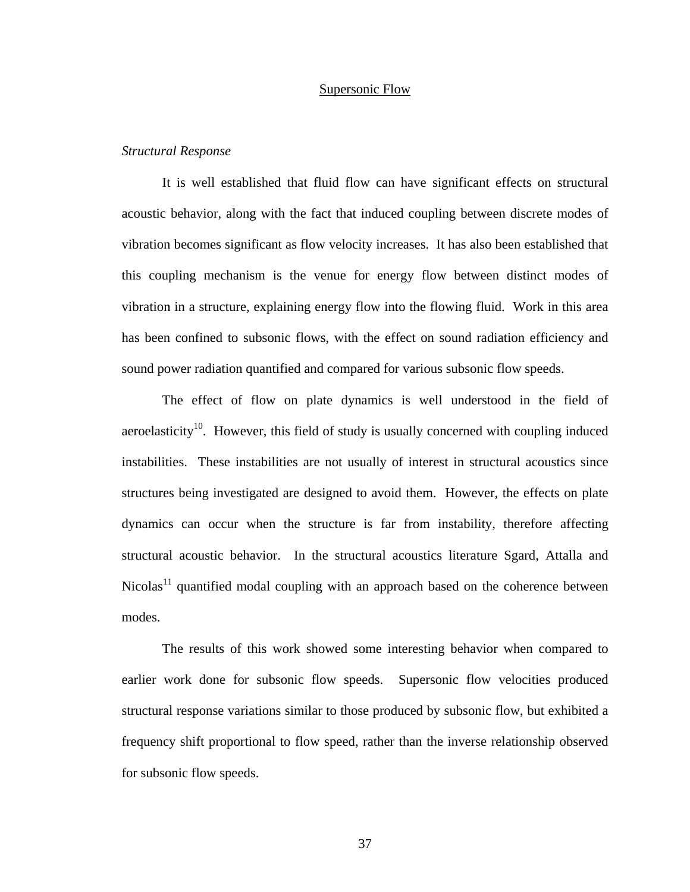## Supersonic Flow

### *Structural Response*

It is well established that fluid flow can have significant effects on structural acoustic behavior, along with the fact that induced coupling between discrete modes of vibration becomes significant as flow velocity increases. It has also been established that this coupling mechanism is the venue for energy flow between distinct modes of vibration in a structure, explaining energy flow into the flowing fluid. Work in this area has been confined to subsonic flows, with the effect on sound radiation efficiency and sound power radiation quantified and compared for various subsonic flow speeds.

The effect of flow on plate dynamics is well understood in the field of aeroelasticity[10]. However, this field of study is usually concerned with coupling induced instabilities. These instabilities are not usually of interest in structural acoustics since structures being investigated are designed to avoid them. However, the effects on plate dynamics can occur when the structure is far from instability, therefore affecting structural acoustic behavior. In the structural acoustics literature Sgard, Attalla and Nicolas[11] quantified modal coupling with an approach based on the coherence between modes.

The results of this work showed some interesting behavior when compared to earlier work done for subsonic flow speeds. Supersonic flow velocities produced structural response variations similar to those produced by subsonic flow, but exhibited a frequency shift proportional to flow speed, rather than the inverse relationship observed for subsonic flow speeds.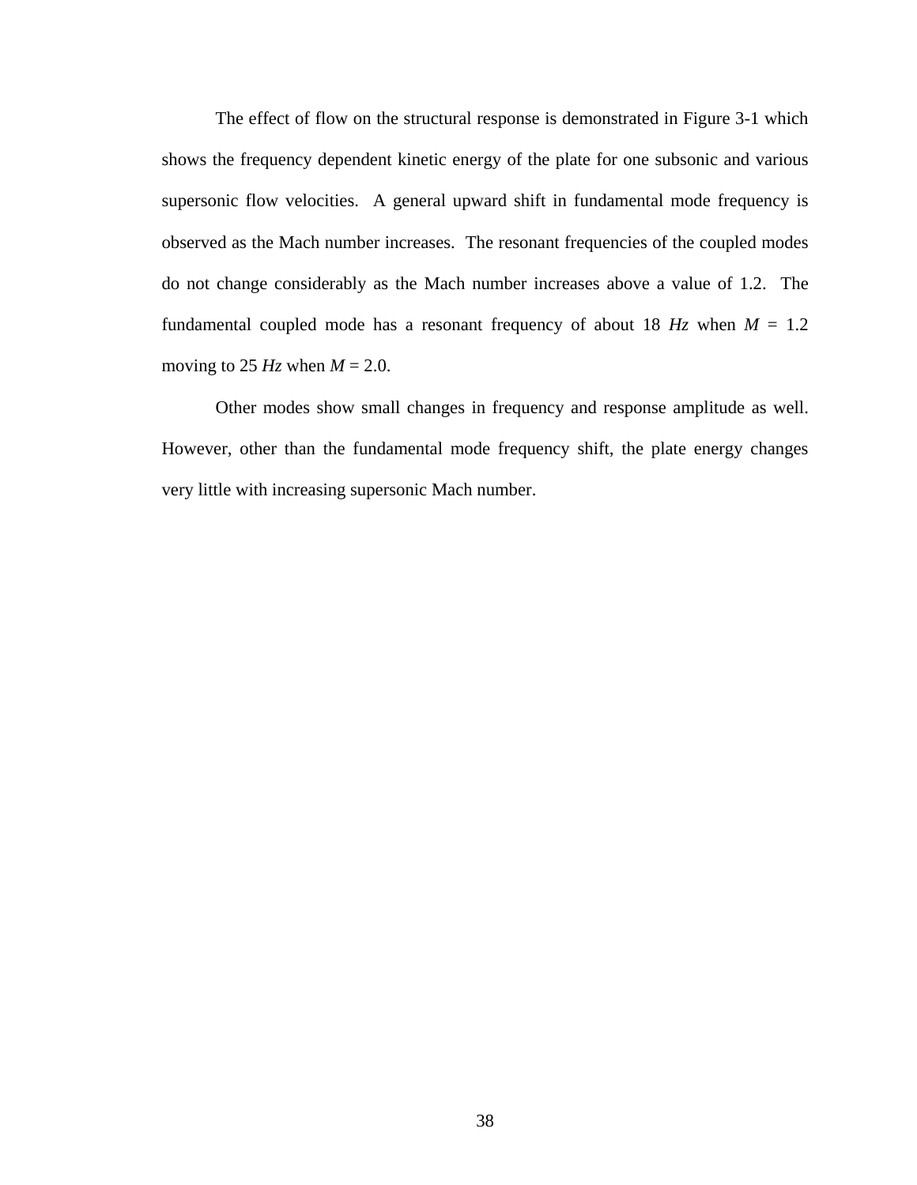The effect of flow on the structural response is demonstrated in Figure 3-1 which shows the frequency dependent kinetic energy of the plate for one subsonic and various supersonic flow velocities. A general upward shift in fundamental mode frequency is observed as the Mach number increases. The resonant frequencies of the coupled modes do not change considerably as the Mach number increases above a value of 1.2. The fundamental coupled mode has a resonant frequency of about 18 *Hz* when $M = 1.2$ moving to 25 *Hz* when $M = 2.0$.

Other modes show small changes in frequency and response amplitude as well. However, other than the fundamental mode frequency shift, the plate energy changes very little with increasing supersonic Mach number.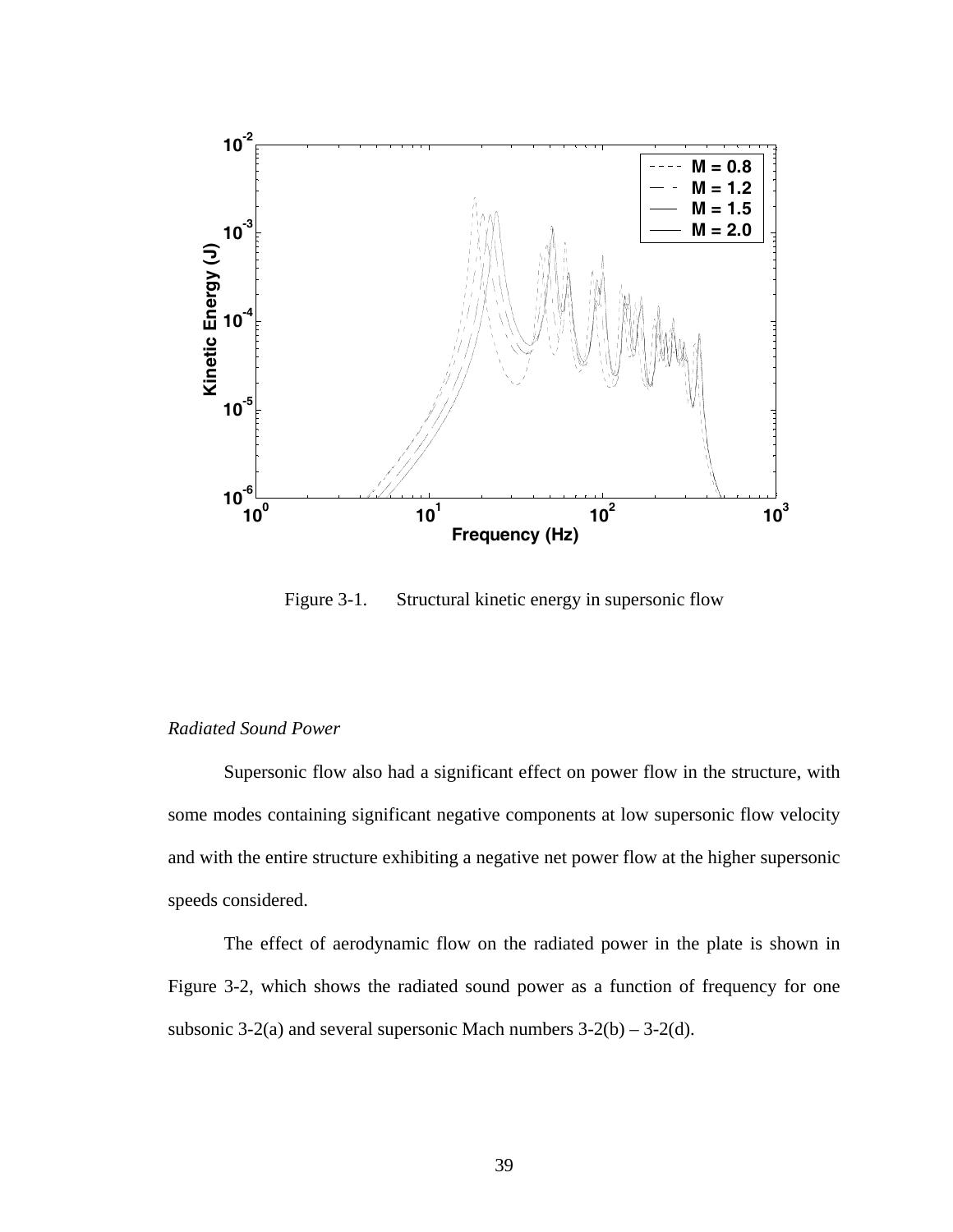Figure 3-1. Structural kinetic energy in supersonic flow

*Radiated Sound Power*

Supersonic flow also had a significant effect on power flow in the structure, with some modes containing significant negative components at low supersonic flow velocity and with the entire structure exhibiting a negative net power flow at the higher supersonic speeds considered.

The effect of aerodynamic flow on the radiated power in the plate is shown in Figure 3-2, which shows the radiated sound power as a function of frequency for one subsonic 3-2(a) and several supersonic Mach numbers 3-2(b) – 3-2(d).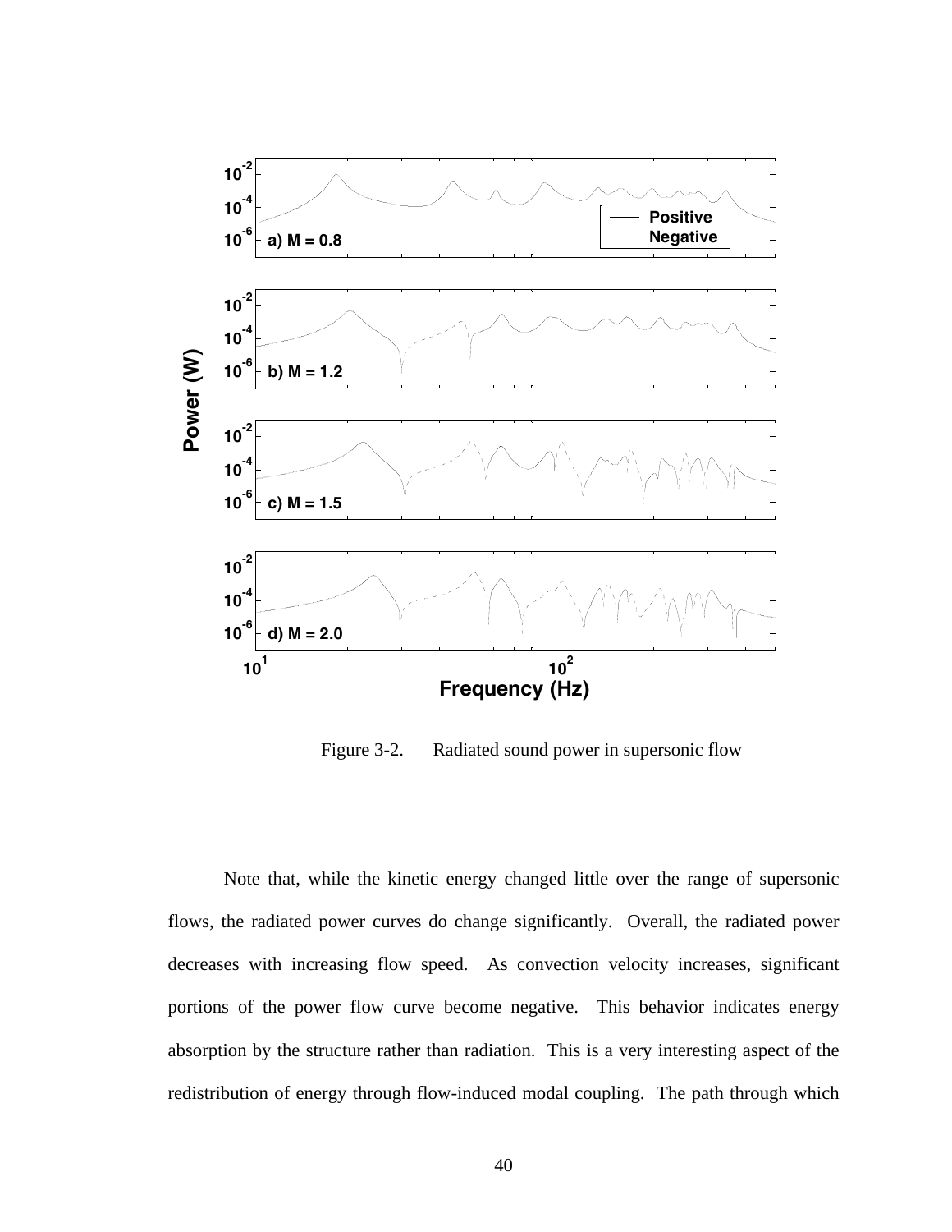Figure 3-2. Radiated sound power in supersonic flow

Note that, while the kinetic energy changed little over the range of supersonic flows, the radiated power curves do change significantly. Overall, the radiated power decreases with increasing flow speed. As convection velocity increases, significant portions of the power flow curve become negative. This behavior indicates energy absorption by the structure rather than radiation. This is a very interesting aspect of the redistribution of energy through flow-induced modal coupling. The path through which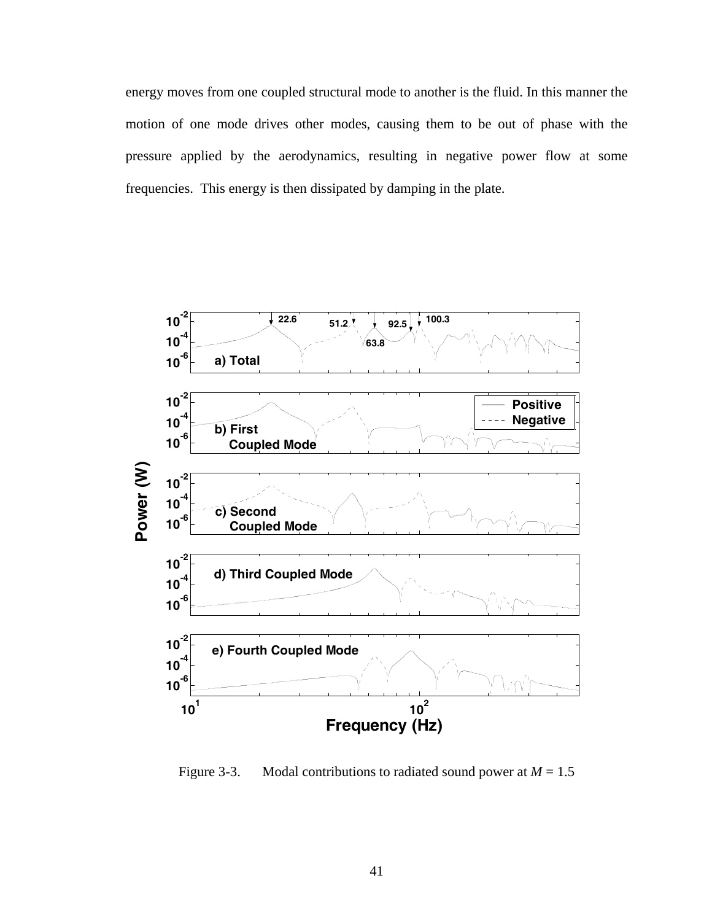energy moves from one coupled structural mode to another is the fluid. In this manner the motion of one mode drives other modes, causing them to be out of phase with the pressure applied by the aerodynamics, resulting in negative power flow at some frequencies. This energy is then dissipated by damping in the plate.

Figure 3-3. Modal contributions to radiated sound power at $M = 1.5$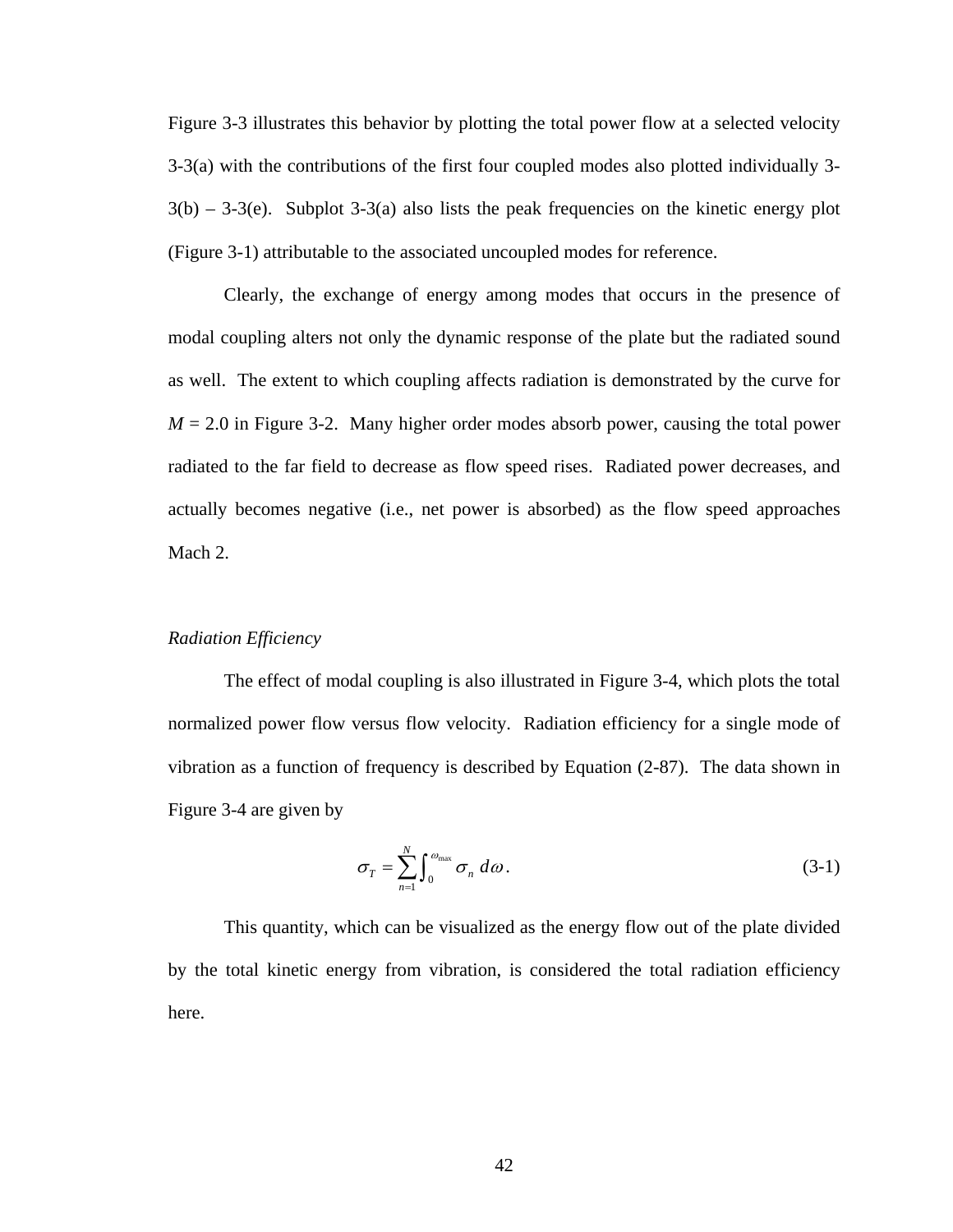Figure 3-3 illustrates this behavior by plotting the total power flow at a selected velocity 3-3(a) with the contributions of the first four coupled modes also plotted individually 3-3(b) – 3-3(e). Subplot 3-3(a) also lists the peak frequencies on the kinetic energy plot (Figure 3-1) attributable to the associated uncoupled modes for reference.

Clearly, the exchange of energy among modes that occurs in the presence of modal coupling alters not only the dynamic response of the plate but the radiated sound as well. The extent to which coupling affects radiation is demonstrated by the curve for $M$ = 2.0 in Figure 3-2. Many higher order modes absorb power, causing the total power radiated to the far field to decrease as flow speed rises. Radiated power decreases, and actually becomes negative (i.e., net power is absorbed) as the flow speed approaches Mach 2.

*Radiation Efficiency*

The effect of modal coupling is also illustrated in Figure 3-4, which plots the total normalized power flow versus flow velocity. Radiation efficiency for a single mode of vibration as a function of frequency is described by Equation (2-87). The data shown in Figure 3-4 are given by

$$\sigma_T = \sum_{n=1}^{N} \int_0^{\omega_{\max}} \sigma_n \, d\omega \,. \tag{3-1}$$

This quantity, which can be visualized as the energy flow out of the plate divided by the total kinetic energy from vibration, is considered the total radiation efficiency here.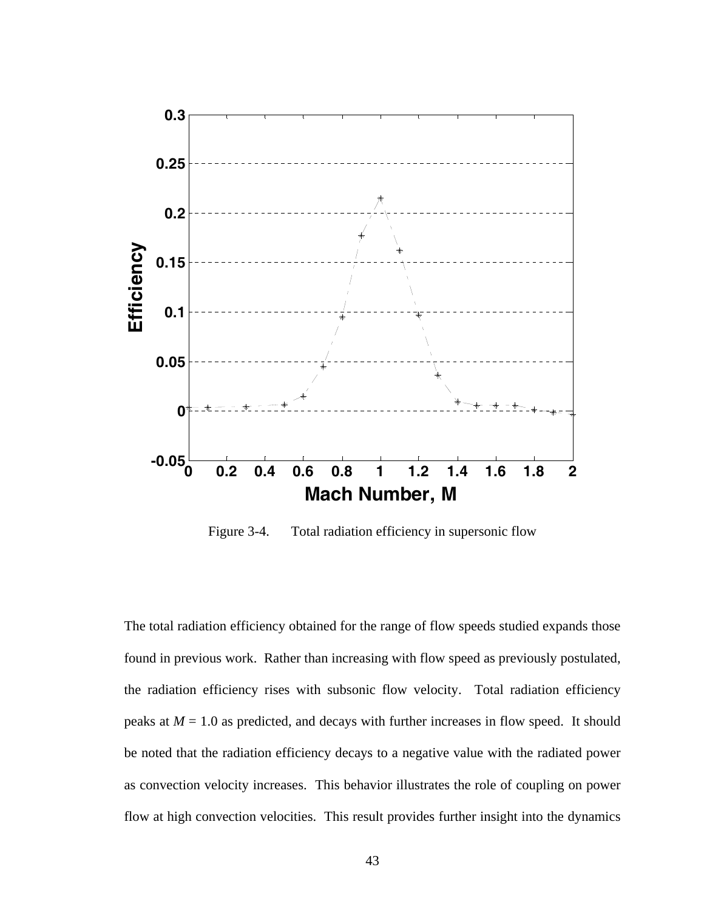Figure 3-4. Total radiation efficiency in supersonic flow

The total radiation efficiency obtained for the range of flow speeds studied expands those found in previous work. Rather than increasing with flow speed as previously postulated, the radiation efficiency rises with subsonic flow velocity. Total radiation efficiency peaks at $M = 1.0$ as predicted, and decays with further increases in flow speed. It should be noted that the radiation efficiency decays to a negative value with the radiated power as convection velocity increases. This behavior illustrates the role of coupling on power flow at high convection velocities. This result provides further insight into the dynamics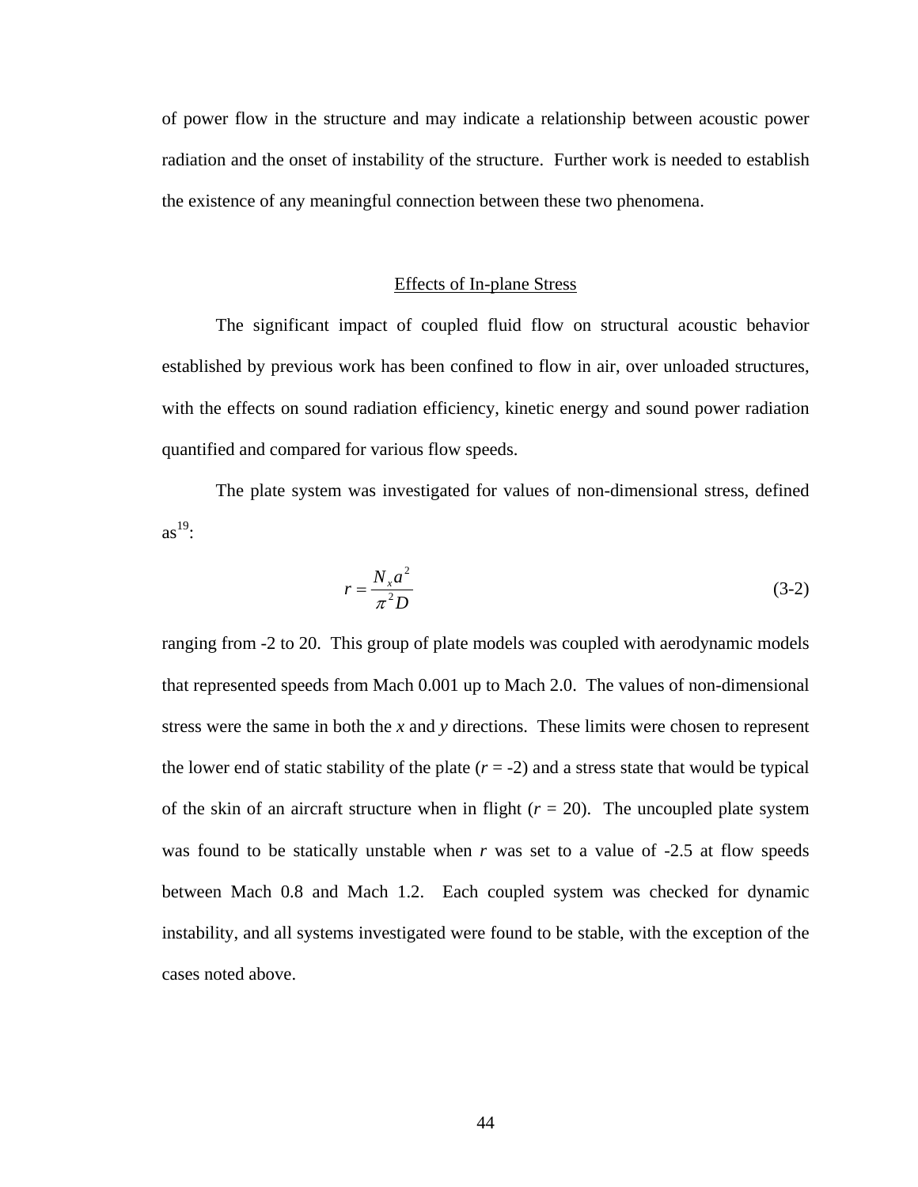of power flow in the structure and may indicate a relationship between acoustic power radiation and the onset of instability of the structure. Further work is needed to establish the existence of any meaningful connection between these two phenomena.

## Effects of In-plane Stress

The significant impact of coupled fluid flow on structural acoustic behavior established by previous work has been confined to flow in air, over unloaded structures, with the effects on sound radiation efficiency, kinetic energy and sound power radiation quantified and compared for various flow speeds.

The plate system was investigated for values of non-dimensional stress, defined as[19]:

$$r = \frac{N_x a^2}{\pi^2 D} \tag{3-2}$$

ranging from -2 to 20. This group of plate models was coupled with aerodynamic models that represented speeds from Mach 0.001 up to Mach 2.0. The values of non-dimensional stress were the same in both the *x* and *y* directions. These limits were chosen to represent the lower end of static stability of the plate ($r$ = -2) and a stress state that would be typical of the skin of an aircraft structure when in flight ($r$ = 20). The uncoupled plate system was found to be statically unstable when $r$ was set to a value of -2.5 at flow speeds between Mach 0.8 and Mach 1.2. Each coupled system was checked for dynamic instability, and all systems investigated were found to be stable, with the exception of the cases noted above.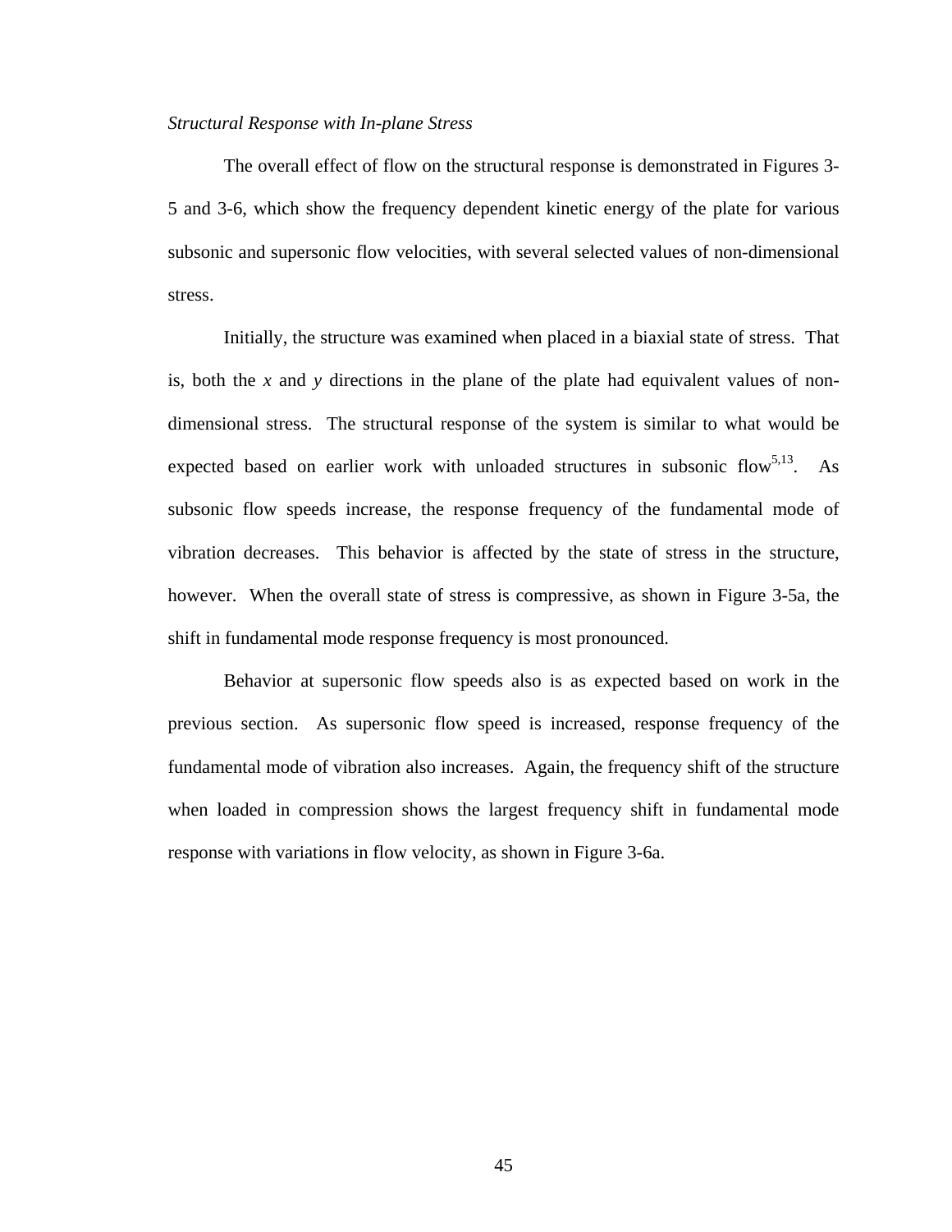*Structural Response with In-plane Stress*

The overall effect of flow on the structural response is demonstrated in Figures 3-5 and 3-6, which show the frequency dependent kinetic energy of the plate for various subsonic and supersonic flow velocities, with several selected values of non-dimensional stress.

Initially, the structure was examined when placed in a biaxial state of stress. That is, both the *x* and *y* directions in the plane of the plate had equivalent values of non-dimensional stress. The structural response of the system is similar to what would be expected based on earlier work with unloaded structures in subsonic flow[5,13]. As subsonic flow speeds increase, the response frequency of the fundamental mode of vibration decreases. This behavior is affected by the state of stress in the structure, however. When the overall state of stress is compressive, as shown in Figure 3-5a, the shift in fundamental mode response frequency is most pronounced.

Behavior at supersonic flow speeds also is as expected based on work in the previous section. As supersonic flow speed is increased, response frequency of the fundamental mode of vibration also increases. Again, the frequency shift of the structure when loaded in compression shows the largest frequency shift in fundamental mode response with variations in flow velocity, as shown in Figure 3-6a.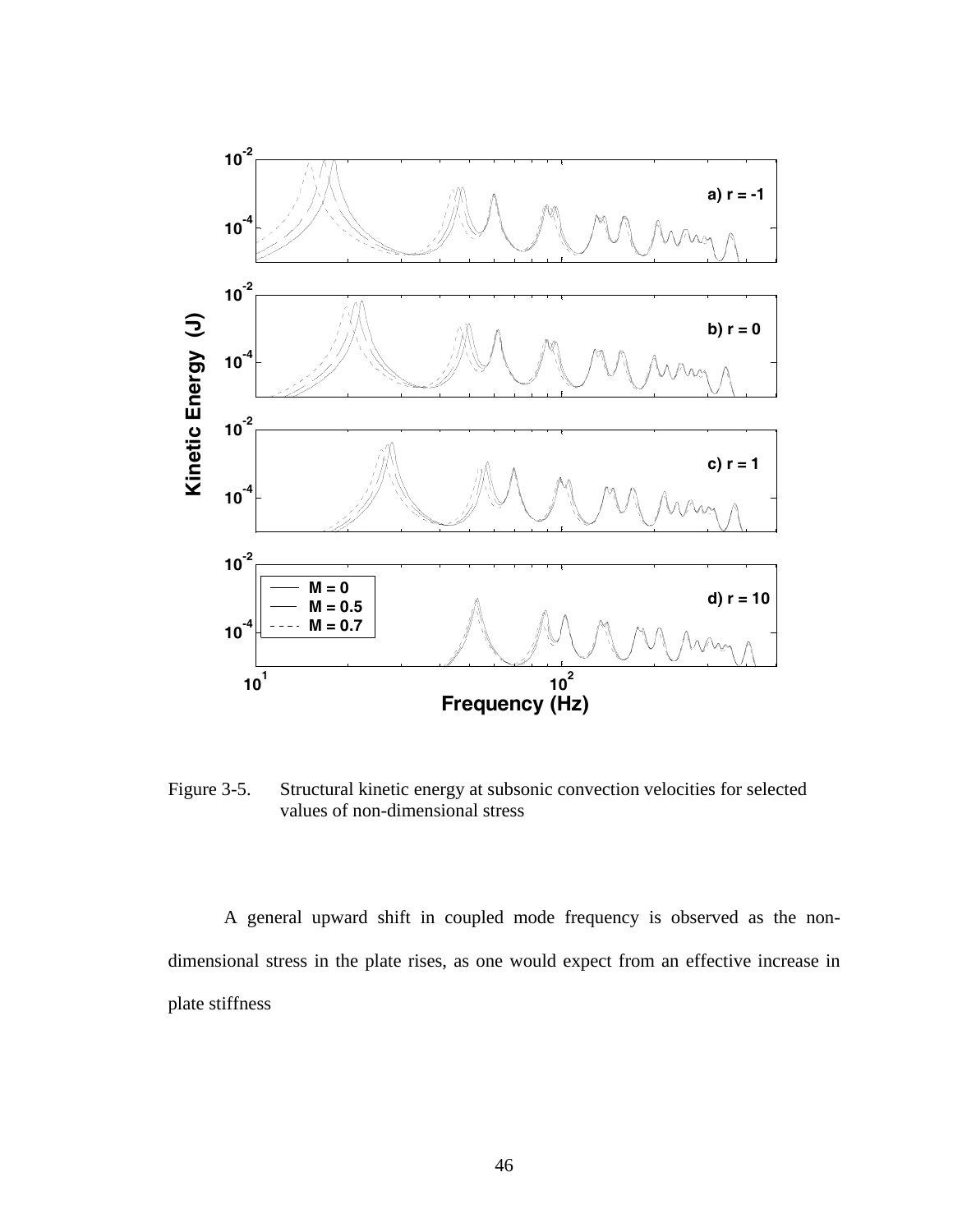Figure 3-5. Structural kinetic energy at subsonic convection velocities for selected values of non-dimensional stress

A general upward shift in coupled mode frequency is observed as the non-dimensional stress in the plate rises, as one would expect from an effective increase in plate stiffness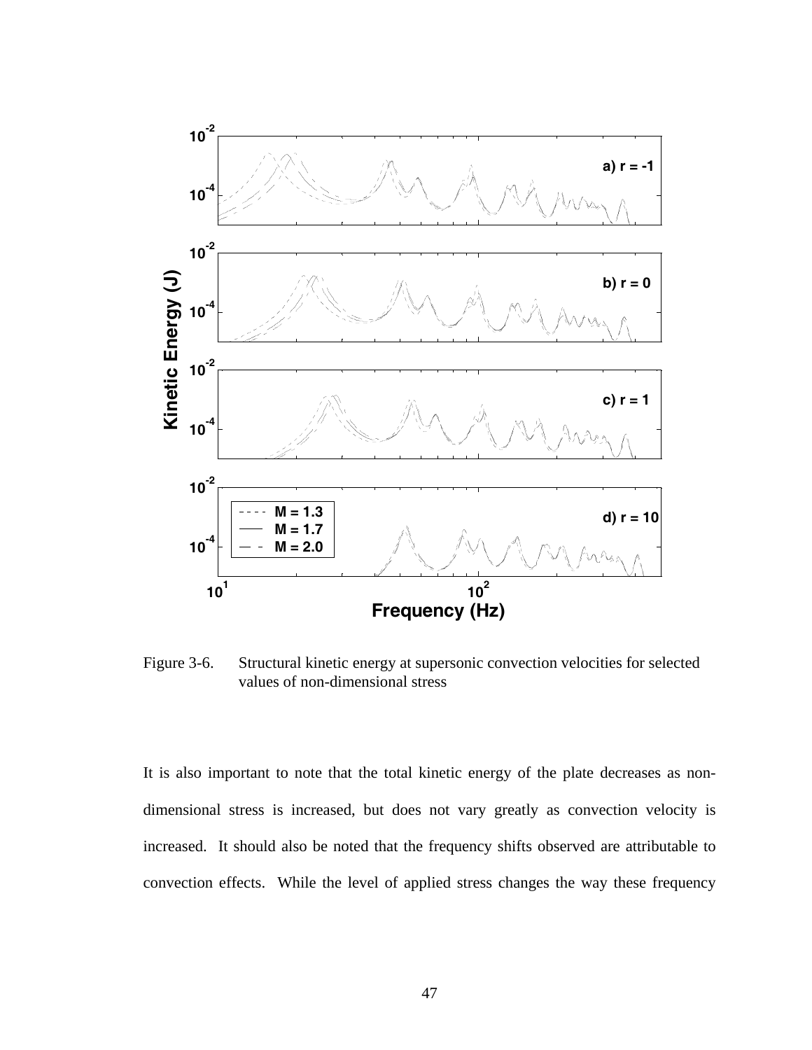Figure 3-6. Structural kinetic energy at supersonic convection velocities for selected values of non-dimensional stress

It is also important to note that the total kinetic energy of the plate decreases as non-dimensional stress is increased, but does not vary greatly as convection velocity is increased. It should also be noted that the frequency shifts observed are attributable to convection effects. While the level of applied stress changes the way these frequency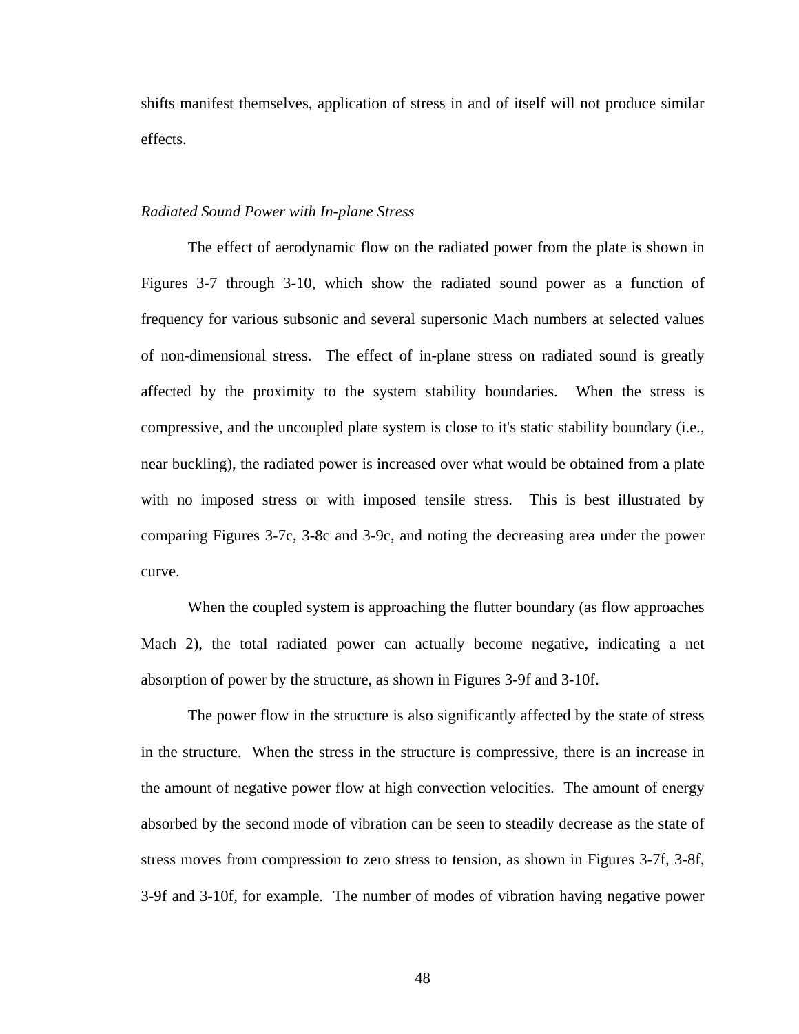shifts manifest themselves, application of stress in and of itself will not produce similar effects.

*Radiated Sound Power with In-plane Stress*

The effect of aerodynamic flow on the radiated power from the plate is shown in Figures 3-7 through 3-10, which show the radiated sound power as a function of frequency for various subsonic and several supersonic Mach numbers at selected values of non-dimensional stress. The effect of in-plane stress on radiated sound is greatly affected by the proximity to the system stability boundaries. When the stress is compressive, and the uncoupled plate system is close to it's static stability boundary (i.e., near buckling), the radiated power is increased over what would be obtained from a plate with no imposed stress or with imposed tensile stress. This is best illustrated by comparing Figures 3-7c, 3-8c and 3-9c, and noting the decreasing area under the power curve.

When the coupled system is approaching the flutter boundary (as flow approaches Mach 2), the total radiated power can actually become negative, indicating a net absorption of power by the structure, as shown in Figures 3-9f and 3-10f.

The power flow in the structure is also significantly affected by the state of stress in the structure. When the stress in the structure is compressive, there is an increase in the amount of negative power flow at high convection velocities. The amount of energy absorbed by the second mode of vibration can be seen to steadily decrease as the state of stress moves from compression to zero stress to tension, as shown in Figures 3-7f, 3-8f, 3-9f and 3-10f, for example. The number of modes of vibration having negative power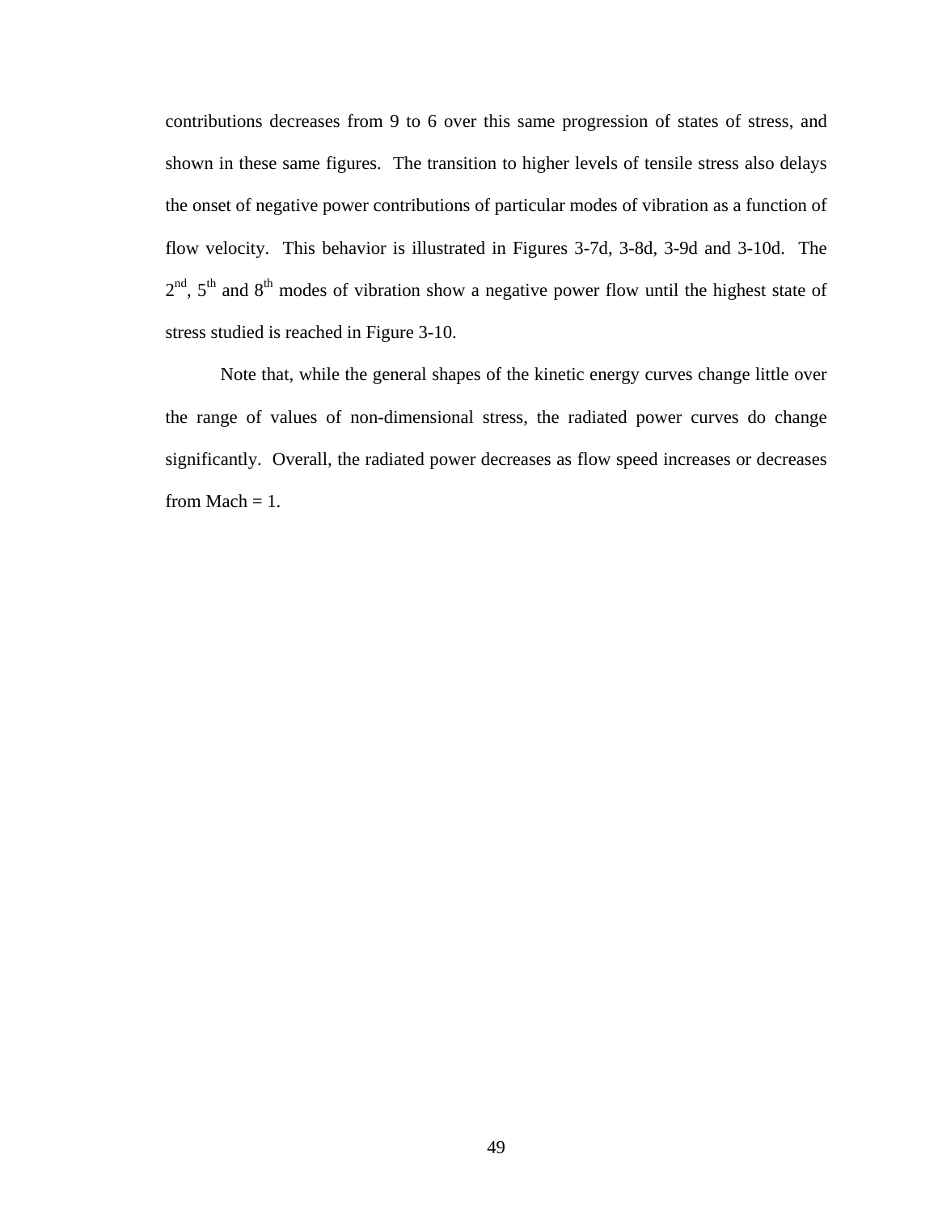contributions decreases from 9 to 6 over this same progression of states of stress, and shown in these same figures. The transition to higher levels of tensile stress also delays the onset of negative power contributions of particular modes of vibration as a function of flow velocity. This behavior is illustrated in Figures 3-7d, 3-8d, 3-9d and 3-10d. The $2^{nd}$, $5^{th}$ and $8^{th}$ modes of vibration show a negative power flow until the highest state of stress studied is reached in Figure 3-10.

Note that, while the general shapes of the kinetic energy curves change little over the range of values of non-dimensional stress, the radiated power curves do change significantly. Overall, the radiated power decreases as flow speed increases or decreases from Mach = 1.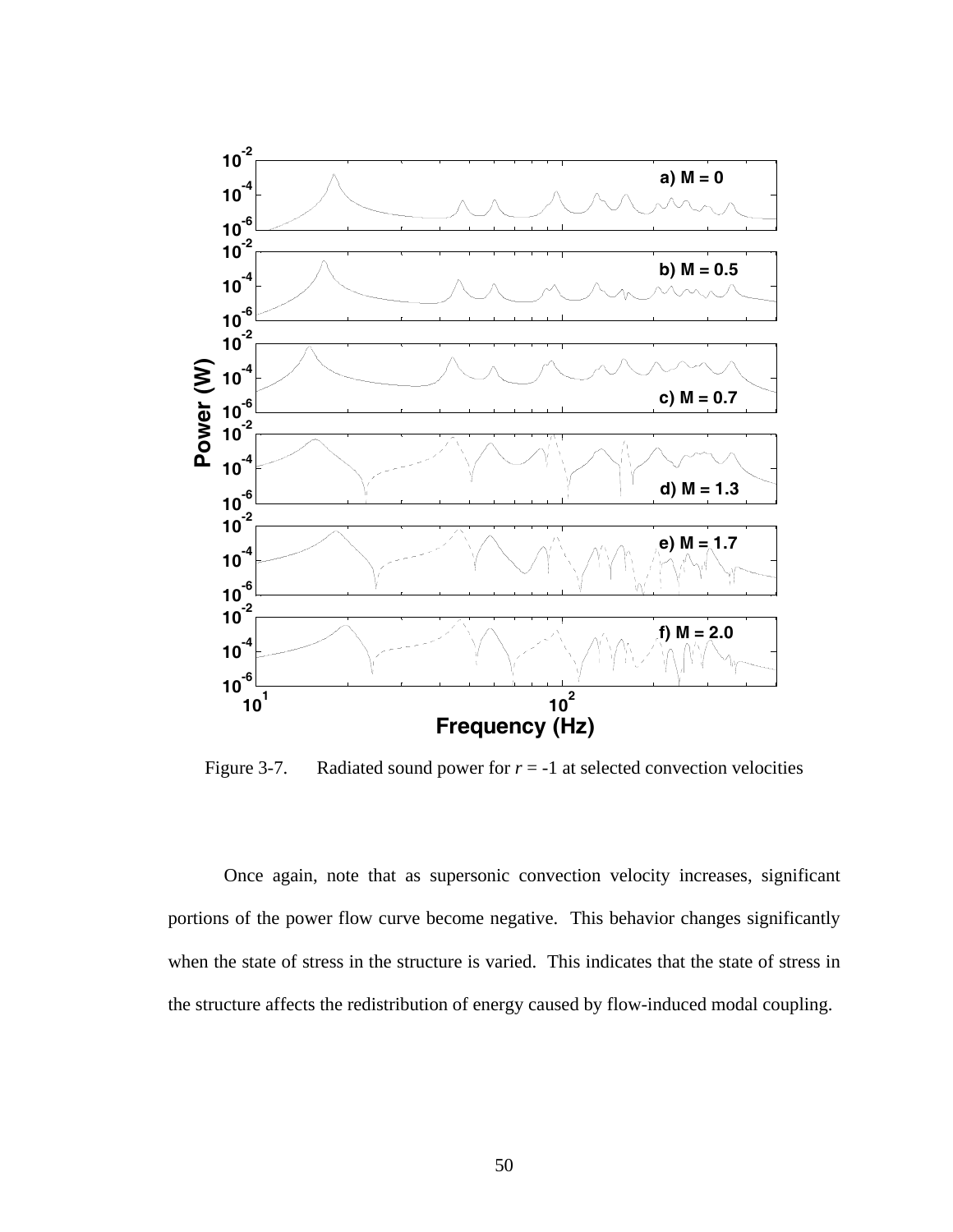Figure 3-7. Radiated sound power for $r$ = -1 at selected convection velocities

Once again, note that as supersonic convection velocity increases, significant portions of the power flow curve become negative. This behavior changes significantly when the state of stress in the structure is varied. This indicates that the state of stress in the structure affects the redistribution of energy caused by flow-induced modal coupling.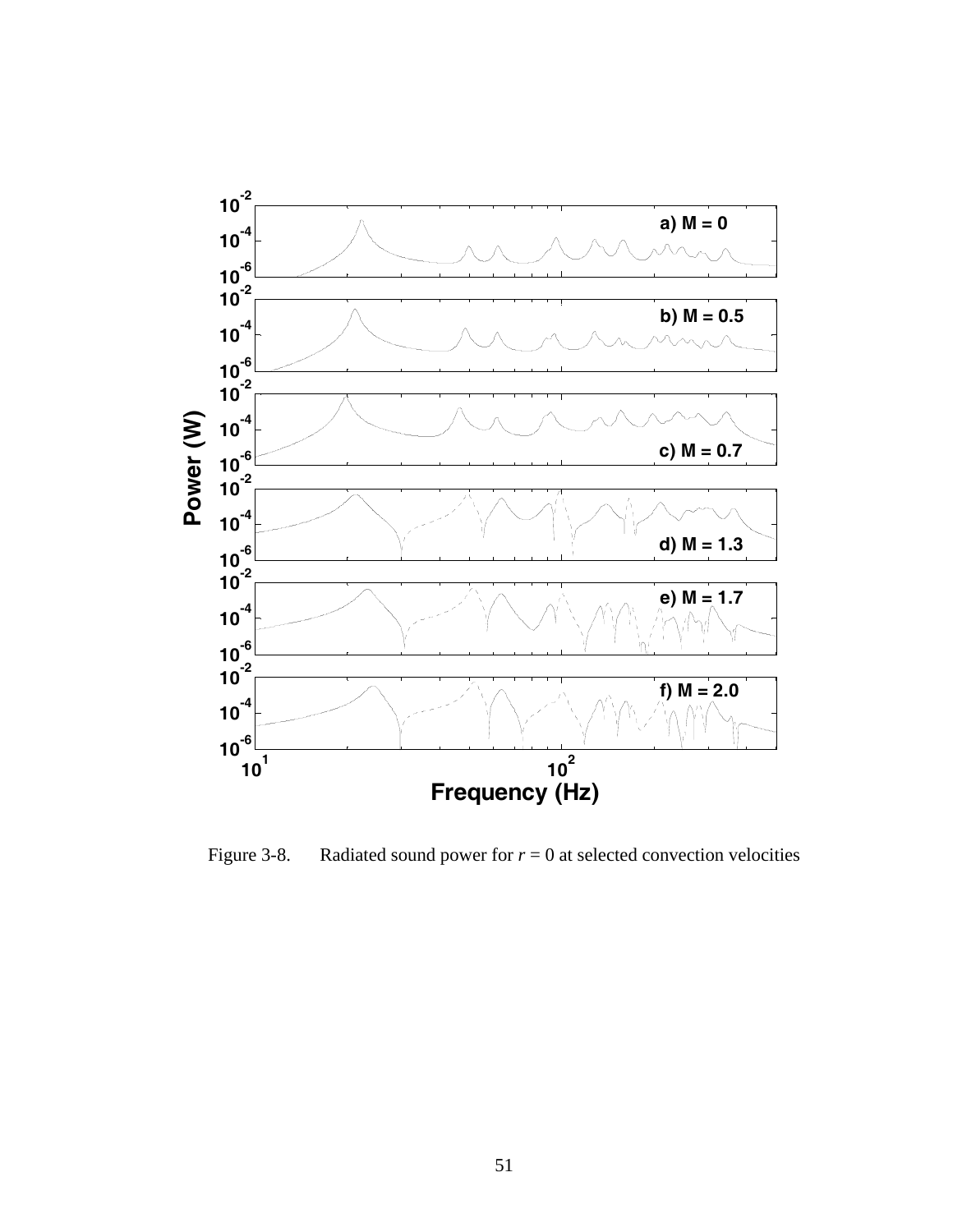Figure 3-8. Radiated sound power for $r = 0$ at selected convection velocities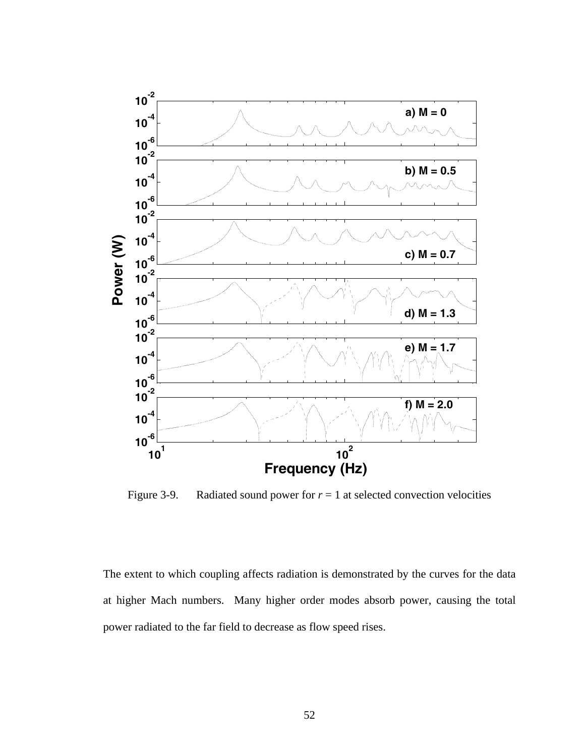Figure 3-9. Radiated sound power for $r$ = 1 at selected convection velocities

The extent to which coupling affects radiation is demonstrated by the curves for the data at higher Mach numbers. Many higher order modes absorb power, causing the total power radiated to the far field to decrease as flow speed rises.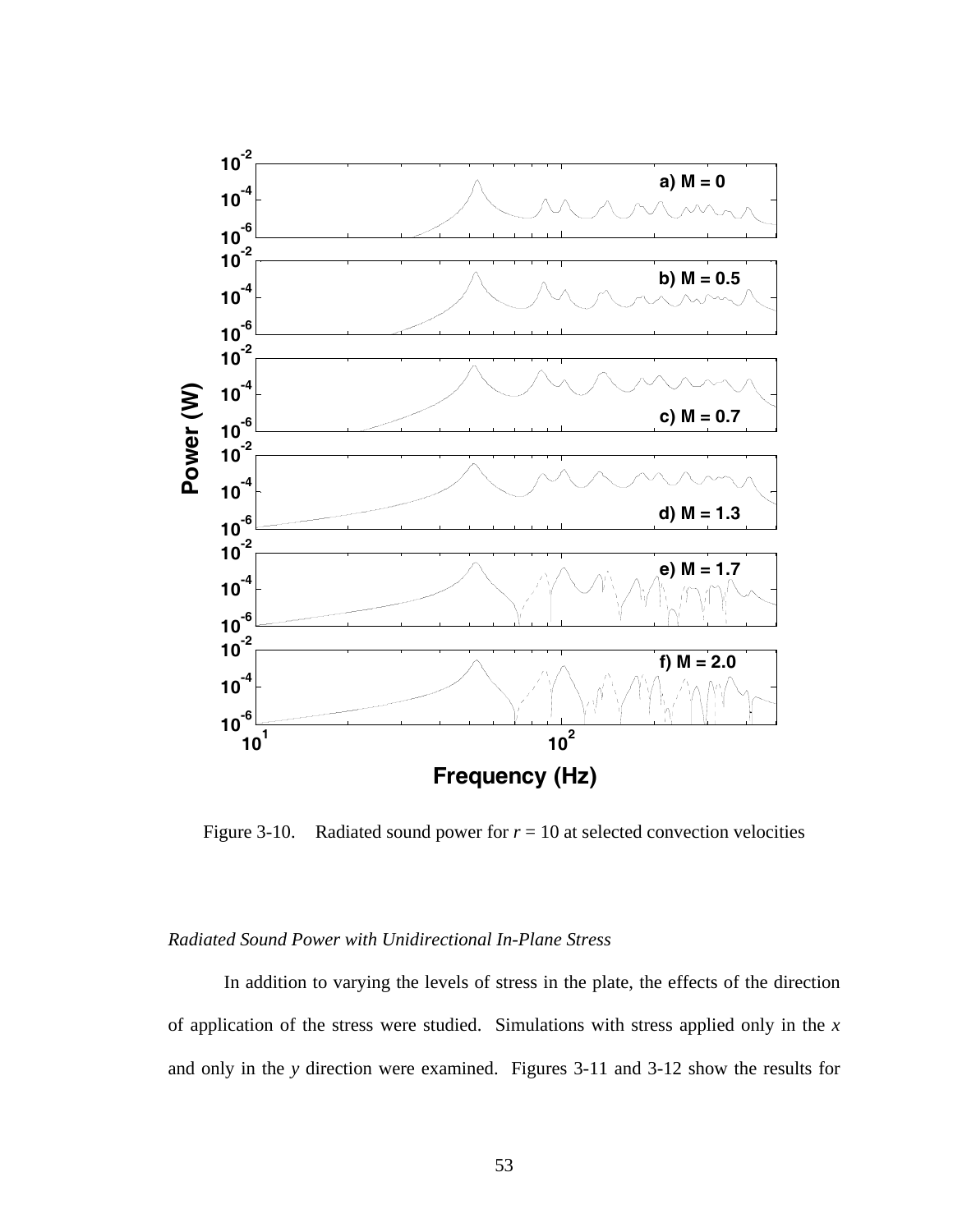Figure 3-10.  Radiated sound power for $r$ = 10 at selected convection velocities

*Radiated Sound Power with Unidirectional In-Plane Stress*

In addition to varying the levels of stress in the plate, the effects of the direction of application of the stress were studied. Simulations with stress applied only in the $x$ and only in the $y$ direction were examined. Figures 3-11 and 3-12 show the results for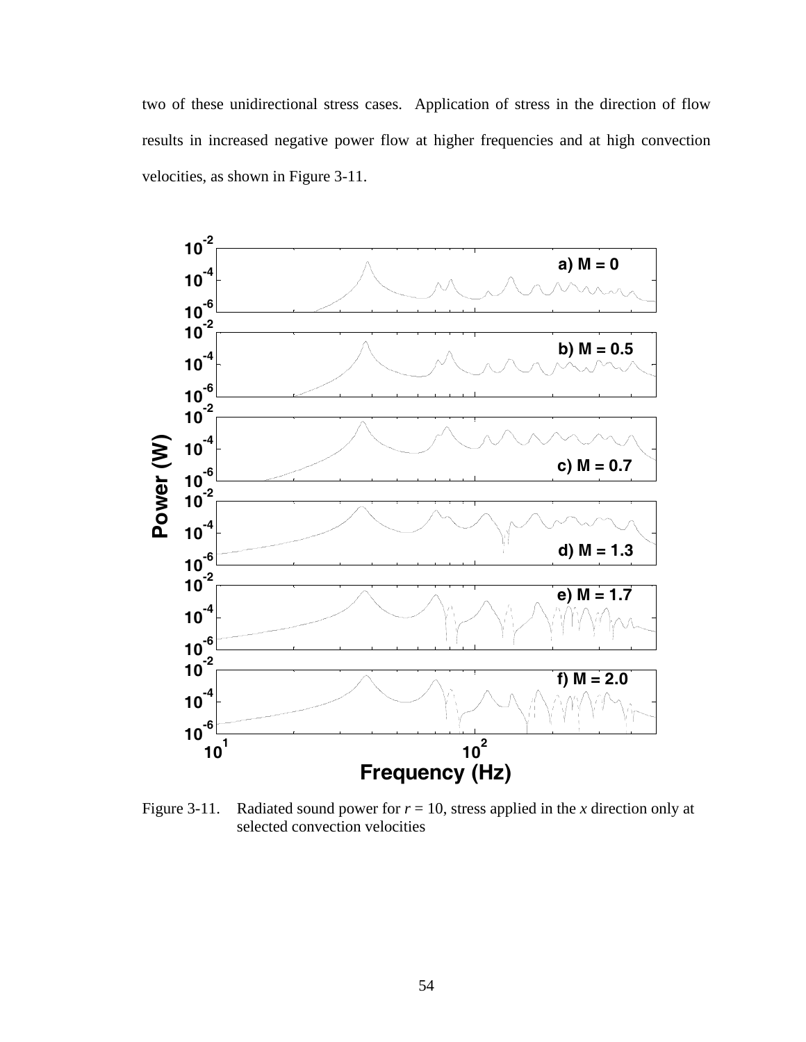two of these unidirectional stress cases. Application of stress in the direction of flow results in increased negative power flow at higher frequencies and at high convection velocities, as shown in Figure 3-11.

Figure 3-11. Radiated sound power for $r$ = 10, stress applied in the $x$ direction only at selected convection velocities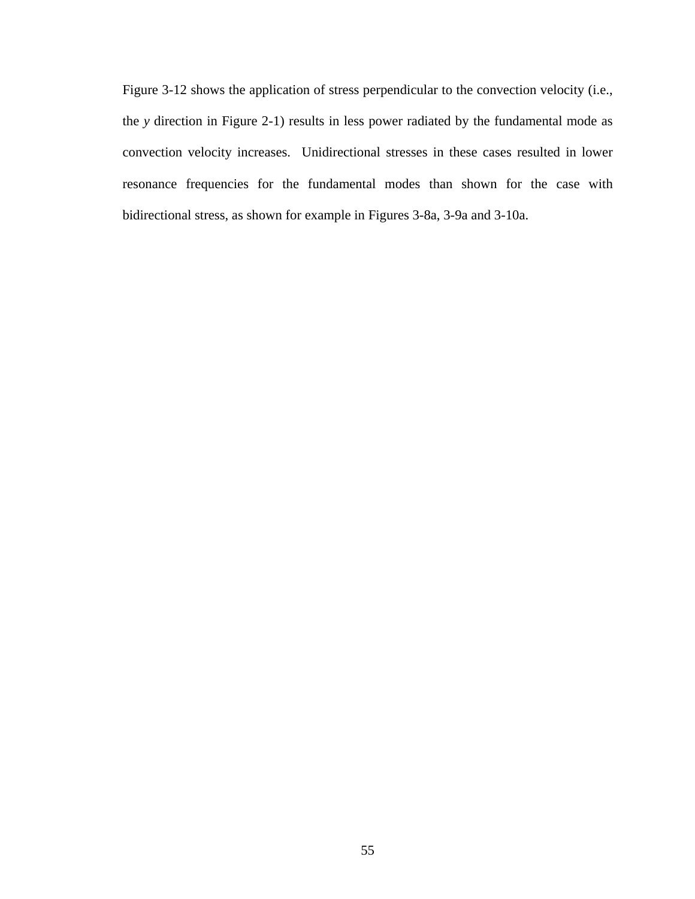Figure 3-12 shows the application of stress perpendicular to the convection velocity (i.e., the *y* direction in Figure 2-1) results in less power radiated by the fundamental mode as convection velocity increases.  Unidirectional stresses in these cases resulted in lower resonance frequencies for the fundamental modes than shown for the case with bidirectional stress, as shown for example in Figures 3-8a, 3-9a and 3-10a.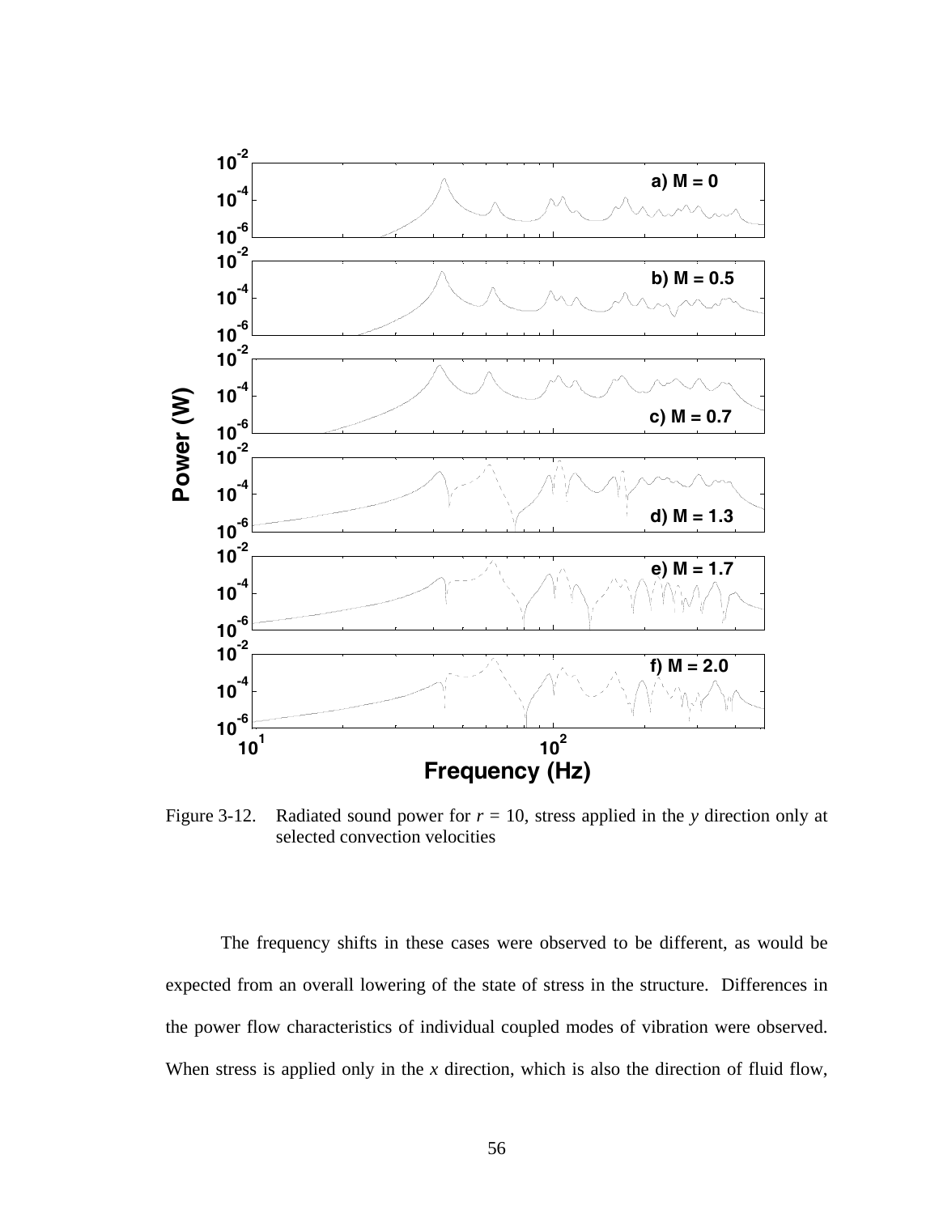Figure 3-12. Radiated sound power for $r$ = 10, stress applied in the $y$ direction only at selected convection velocities

The frequency shifts in these cases were observed to be different, as would be expected from an overall lowering of the state of stress in the structure. Differences in the power flow characteristics of individual coupled modes of vibration were observed. When stress is applied only in the $x$ direction, which is also the direction of fluid flow,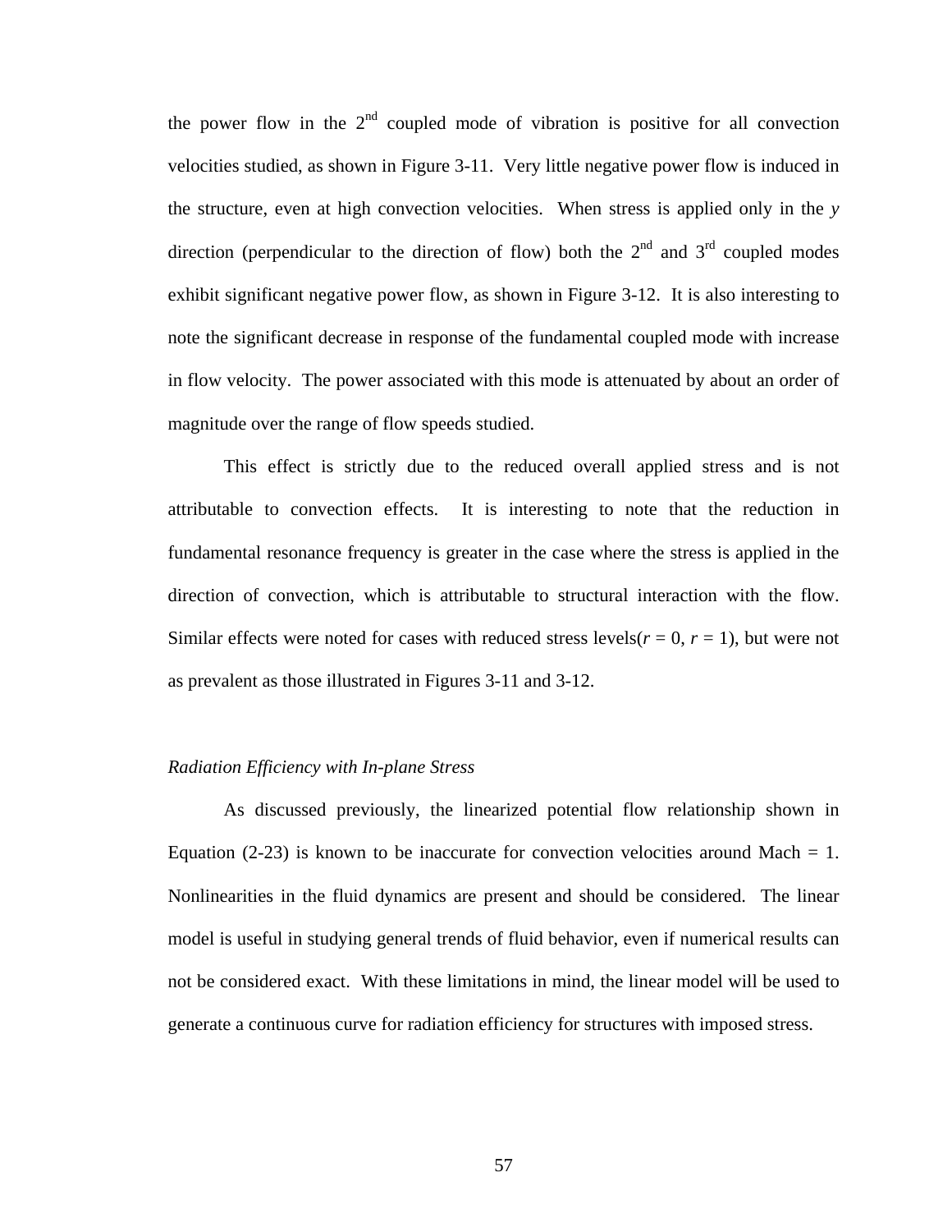the power flow in the 2nd coupled mode of vibration is positive for all convection velocities studied, as shown in Figure 3-11. Very little negative power flow is induced in the structure, even at high convection velocities. When stress is applied only in the *y* direction (perpendicular to the direction of flow) both the 2nd and 3rd coupled modes exhibit significant negative power flow, as shown in Figure 3-12. It is also interesting to note the significant decrease in response of the fundamental coupled mode with increase in flow velocity. The power associated with this mode is attenuated by about an order of magnitude over the range of flow speeds studied.

This effect is strictly due to the reduced overall applied stress and is not attributable to convection effects. It is interesting to note that the reduction in fundamental resonance frequency is greater in the case where the stress is applied in the direction of convection, which is attributable to structural interaction with the flow. Similar effects were noted for cases with reduced stress levels($r = 0$, $r = 1$), but were not as prevalent as those illustrated in Figures 3-11 and 3-12.

*Radiation Efficiency with In-plane Stress*

As discussed previously, the linearized potential flow relationship shown in Equation (2-23) is known to be inaccurate for convection velocities around Mach = 1. Nonlinearities in the fluid dynamics are present and should be considered. The linear model is useful in studying general trends of fluid behavior, even if numerical results can not be considered exact. With these limitations in mind, the linear model will be used to generate a continuous curve for radiation efficiency for structures with imposed stress.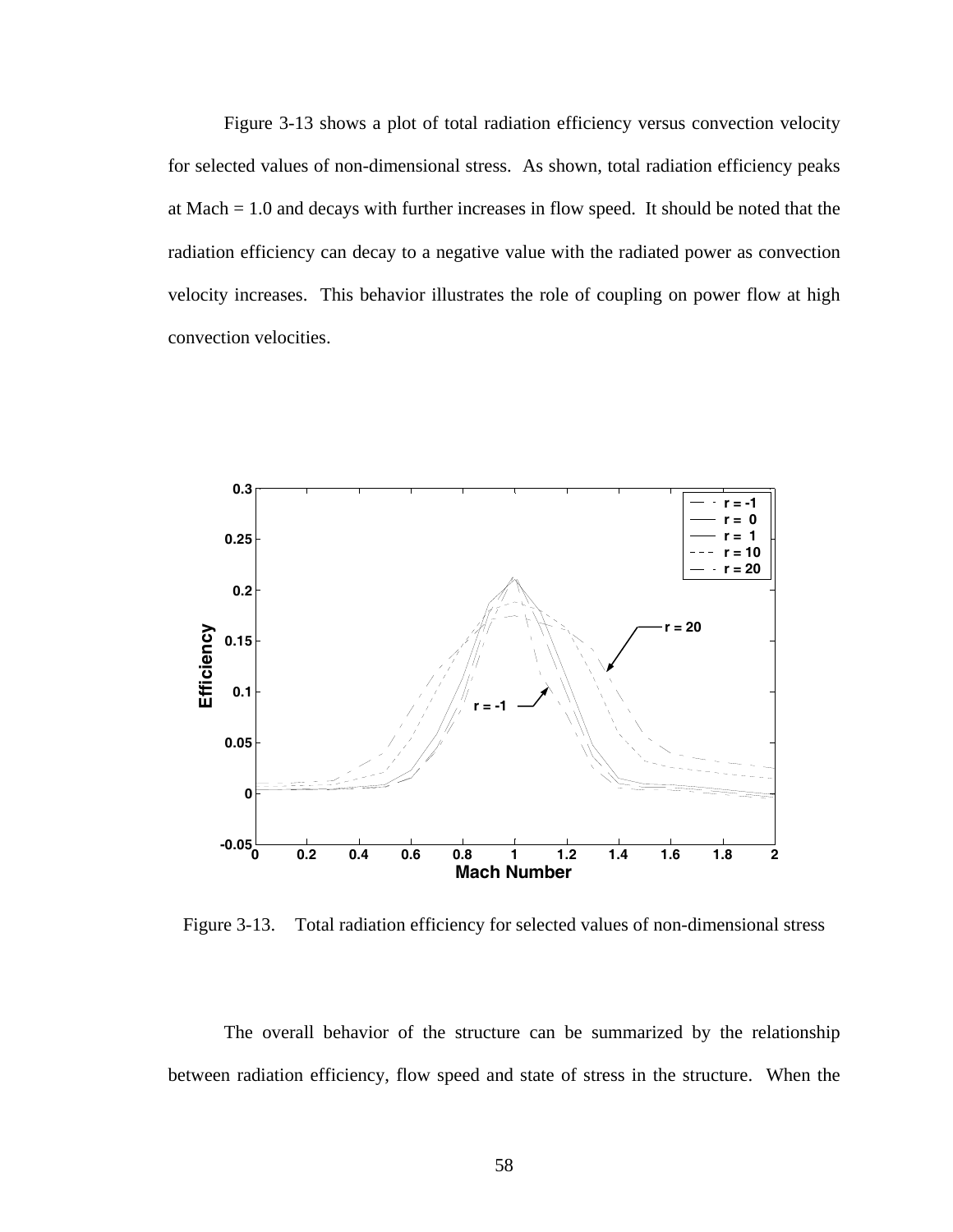Figure 3-13 shows a plot of total radiation efficiency versus convection velocity for selected values of non-dimensional stress. As shown, total radiation efficiency peaks at Mach = 1.0 and decays with further increases in flow speed. It should be noted that the radiation efficiency can decay to a negative value with the radiated power as convection velocity increases. This behavior illustrates the role of coupling on power flow at high convection velocities.

Figure 3-13. Total radiation efficiency for selected values of non-dimensional stress

The overall behavior of the structure can be summarized by the relationship between radiation efficiency, flow speed and state of stress in the structure. When the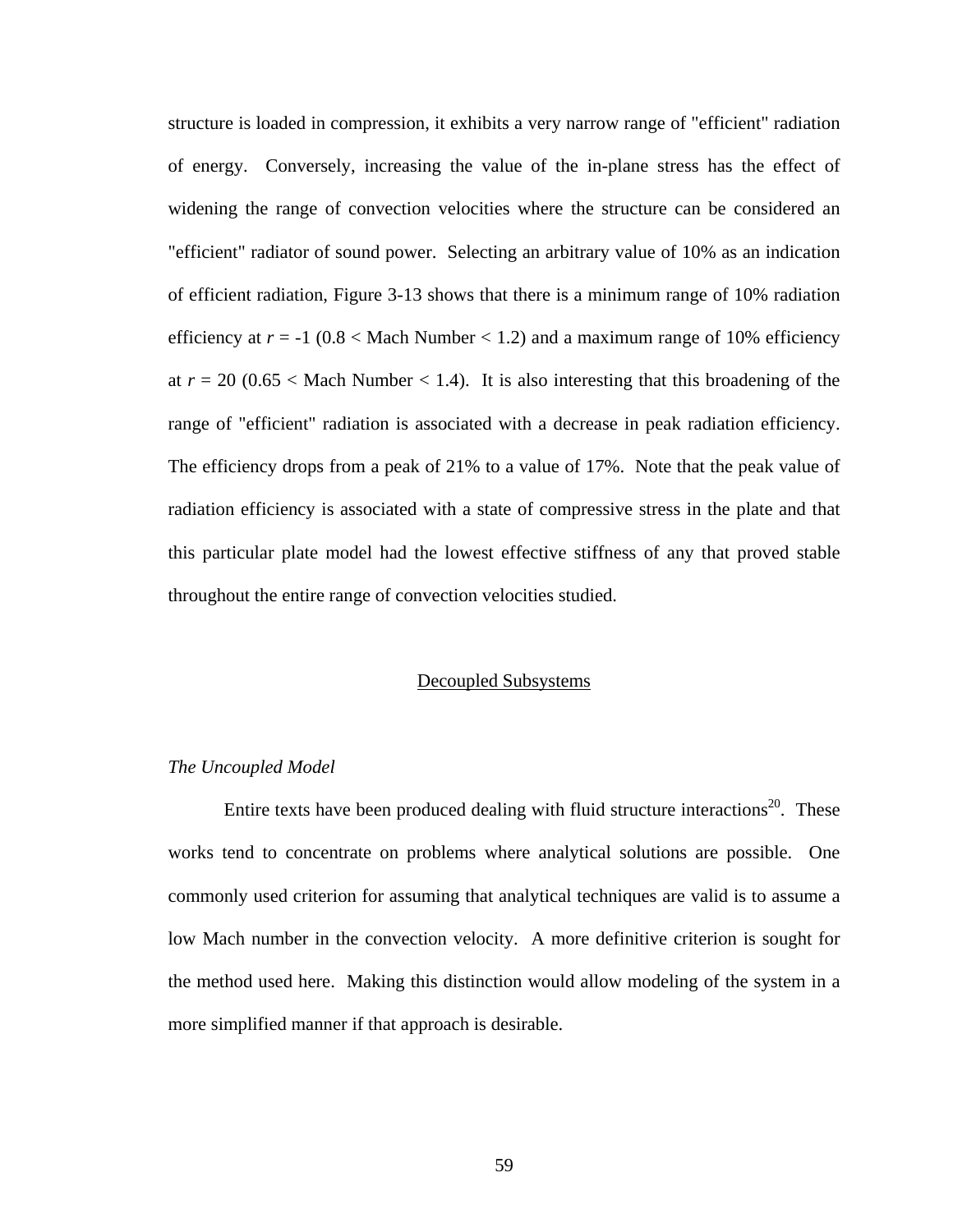structure is loaded in compression, it exhibits a very narrow range of "efficient" radiation of energy. Conversely, increasing the value of the in-plane stress has the effect of widening the range of convection velocities where the structure can be considered an "efficient" radiator of sound power. Selecting an arbitrary value of 10% as an indication of efficient radiation, Figure 3-13 shows that there is a minimum range of 10% radiation efficiency at $r = -1$ ($0.8 <$ Mach Number $< 1.2$) and a maximum range of 10% efficiency at $r = 20$ ($0.65 <$ Mach Number $< 1.4$). It is also interesting that this broadening of the range of "efficient" radiation is associated with a decrease in peak radiation efficiency. The efficiency drops from a peak of 21% to a value of 17%. Note that the peak value of radiation efficiency is associated with a state of compressive stress in the plate and that this particular plate model had the lowest effective stiffness of any that proved stable throughout the entire range of convection velocities studied.

## Decoupled Subsystems

### *The Uncoupled Model*

Entire texts have been produced dealing with fluid structure interactions[20]. These works tend to concentrate on problems where analytical solutions are possible. One commonly used criterion for assuming that analytical techniques are valid is to assume a low Mach number in the convection velocity. A more definitive criterion is sought for the method used here. Making this distinction would allow modeling of the system in a more simplified manner if that approach is desirable.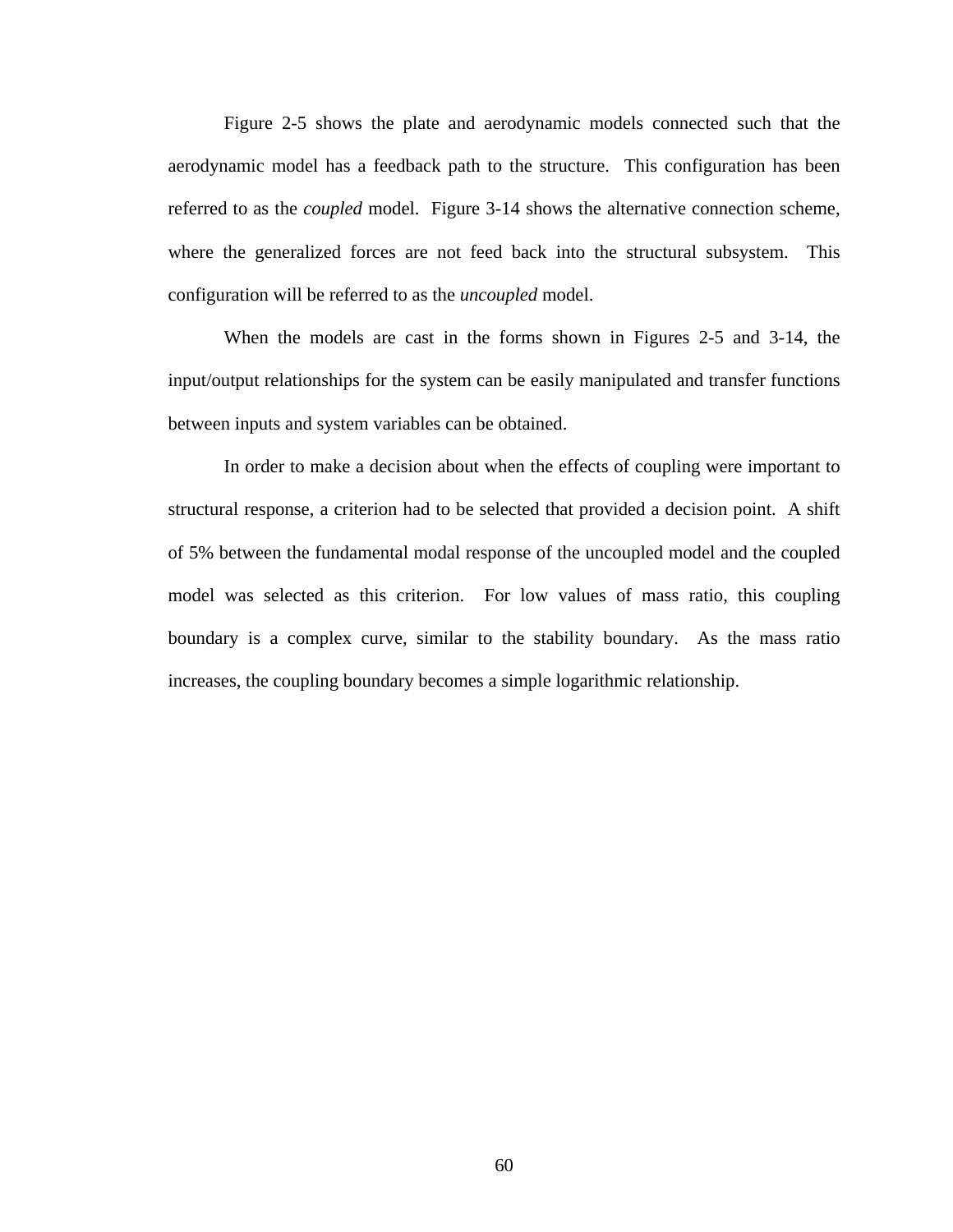Figure 2-5 shows the plate and aerodynamic models connected such that the aerodynamic model has a feedback path to the structure. This configuration has been referred to as the *coupled* model. Figure 3-14 shows the alternative connection scheme, where the generalized forces are not feed back into the structural subsystem. This configuration will be referred to as the *uncoupled* model.

When the models are cast in the forms shown in Figures 2-5 and 3-14, the input/output relationships for the system can be easily manipulated and transfer functions between inputs and system variables can be obtained.

In order to make a decision about when the effects of coupling were important to structural response, a criterion had to be selected that provided a decision point. A shift of 5% between the fundamental modal response of the uncoupled model and the coupled model was selected as this criterion. For low values of mass ratio, this coupling boundary is a complex curve, similar to the stability boundary. As the mass ratio increases, the coupling boundary becomes a simple logarithmic relationship.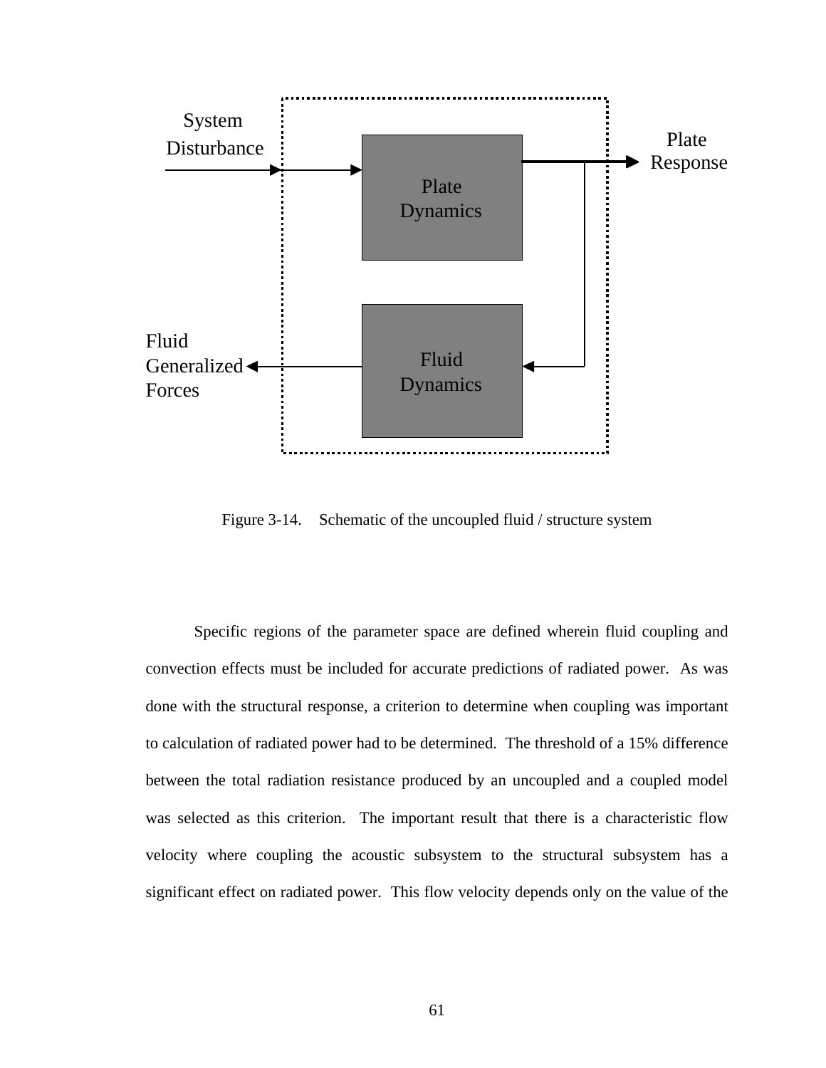Figure 3-14. Schematic of the uncoupled fluid / structure system

Specific regions of the parameter space are defined wherein fluid coupling and convection effects must be included for accurate predictions of radiated power. As was done with the structural response, a criterion to determine when coupling was important to calculation of radiated power had to be determined. The threshold of a 15% difference between the total radiation resistance produced by an uncoupled and a coupled model was selected as this criterion. The important result that there is a characteristic flow velocity where coupling the acoustic subsystem to the structural subsystem has a significant effect on radiated power. This flow velocity depends only on the value of the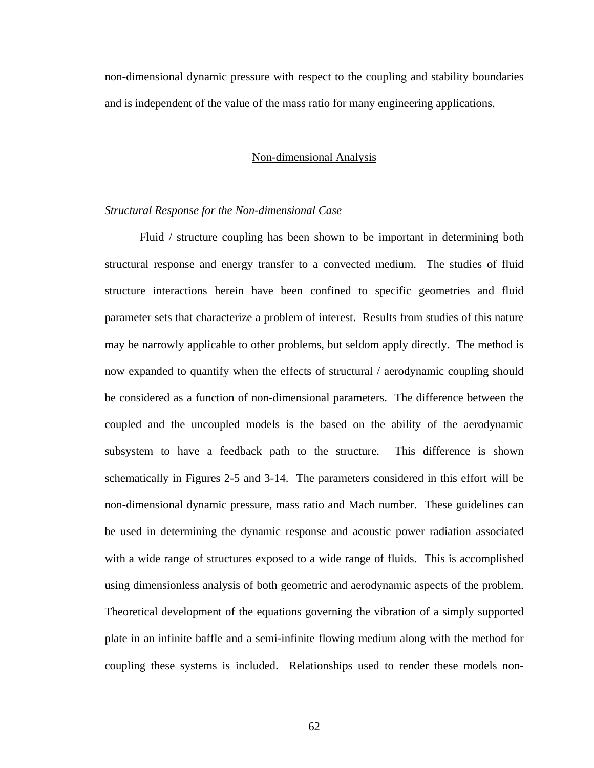non-dimensional dynamic pressure with respect to the coupling and stability boundaries and is independent of the value of the mass ratio for many engineering applications.

## Non-dimensional Analysis

### *Structural Response for the Non-dimensional Case*

Fluid / structure coupling has been shown to be important in determining both structural response and energy transfer to a convected medium. The studies of fluid structure interactions herein have been confined to specific geometries and fluid parameter sets that characterize a problem of interest. Results from studies of this nature may be narrowly applicable to other problems, but seldom apply directly. The method is now expanded to quantify when the effects of structural / aerodynamic coupling should be considered as a function of non-dimensional parameters. The difference between the coupled and the uncoupled models is the based on the ability of the aerodynamic subsystem to have a feedback path to the structure. This difference is shown schematically in Figures 2-5 and 3-14. The parameters considered in this effort will be non-dimensional dynamic pressure, mass ratio and Mach number. These guidelines can be used in determining the dynamic response and acoustic power radiation associated with a wide range of structures exposed to a wide range of fluids. This is accomplished using dimensionless analysis of both geometric and aerodynamic aspects of the problem. Theoretical development of the equations governing the vibration of a simply supported plate in an infinite baffle and a semi-infinite flowing medium along with the method for coupling these systems is included. Relationships used to render these models non-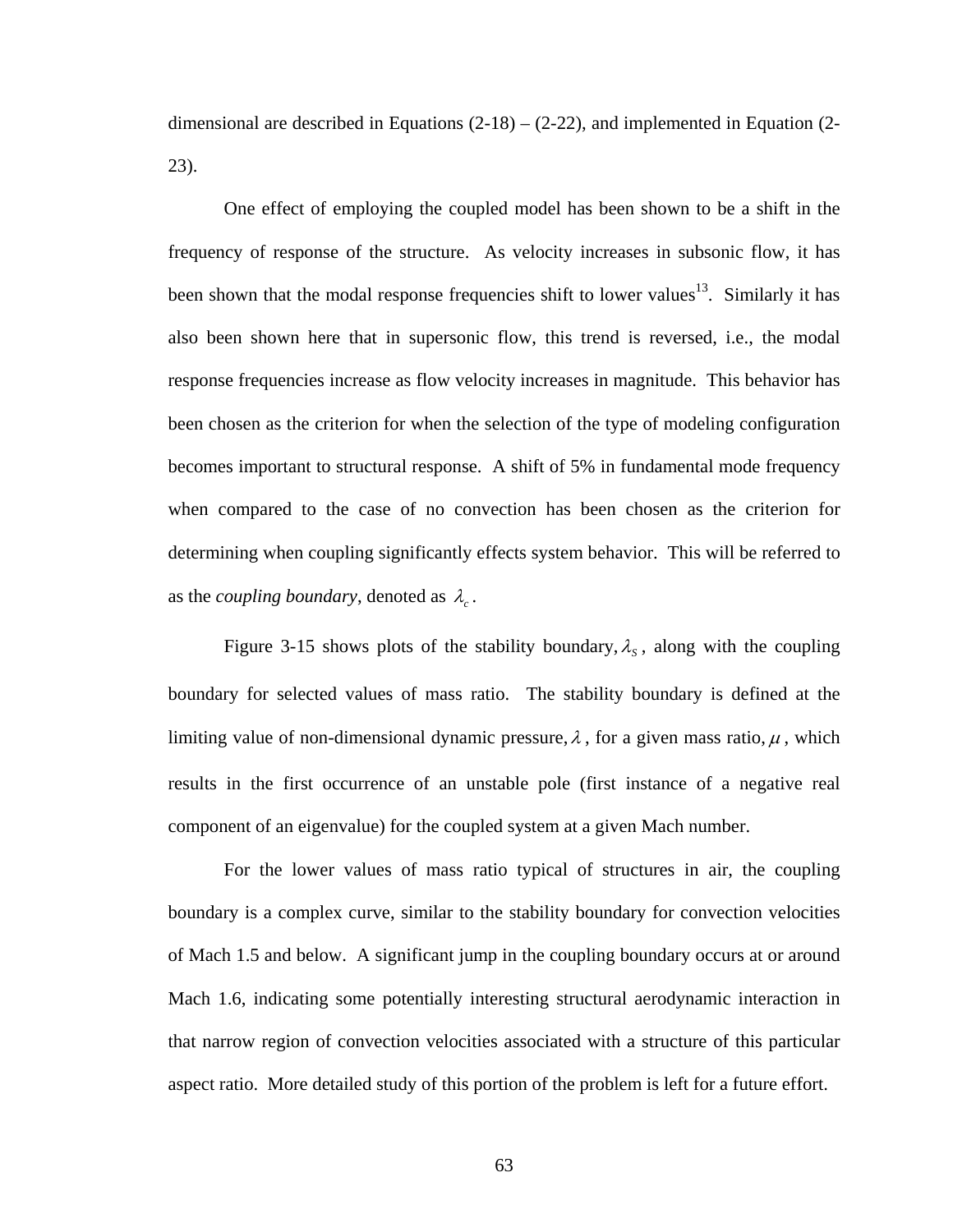dimensional are described in Equations (2-18) – (2-22), and implemented in Equation (2-23).

One effect of employing the coupled model has been shown to be a shift in the frequency of response of the structure. As velocity increases in subsonic flow, it has been shown that the modal response frequencies shift to lower values[13]. Similarly it has also been shown here that in supersonic flow, this trend is reversed, i.e., the modal response frequencies increase as flow velocity increases in magnitude. This behavior has been chosen as the criterion for when the selection of the type of modeling configuration becomes important to structural response. A shift of 5% in fundamental mode frequency when compared to the case of no convection has been chosen as the criterion for determining when coupling significantly effects system behavior. This will be referred to as the *coupling boundary*, denoted as $\lambda_c$.

Figure 3-15 shows plots of the stability boundary, $\lambda_S$, along with the coupling boundary for selected values of mass ratio. The stability boundary is defined at the limiting value of non-dimensional dynamic pressure, $\lambda$, for a given mass ratio, $\mu$, which results in the first occurrence of an unstable pole (first instance of a negative real component of an eigenvalue) for the coupled system at a given Mach number.

For the lower values of mass ratio typical of structures in air, the coupling boundary is a complex curve, similar to the stability boundary for convection velocities of Mach 1.5 and below. A significant jump in the coupling boundary occurs at or around Mach 1.6, indicating some potentially interesting structural aerodynamic interaction in that narrow region of convection velocities associated with a structure of this particular aspect ratio. More detailed study of this portion of the problem is left for a future effort.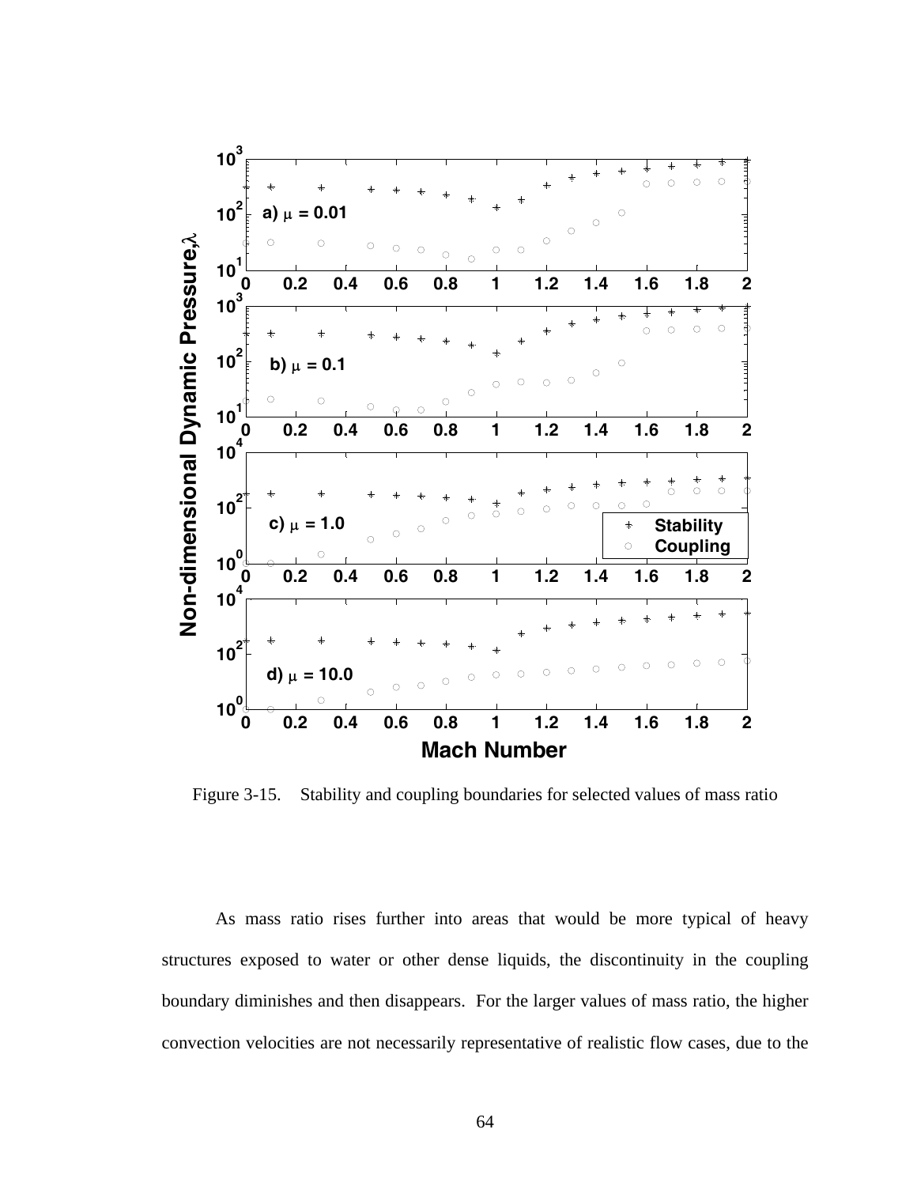Figure 3-15. Stability and coupling boundaries for selected values of mass ratio

As mass ratio rises further into areas that would be more typical of heavy structures exposed to water or other dense liquids, the discontinuity in the coupling boundary diminishes and then disappears. For the larger values of mass ratio, the higher convection velocities are not necessarily representative of realistic flow cases, due to the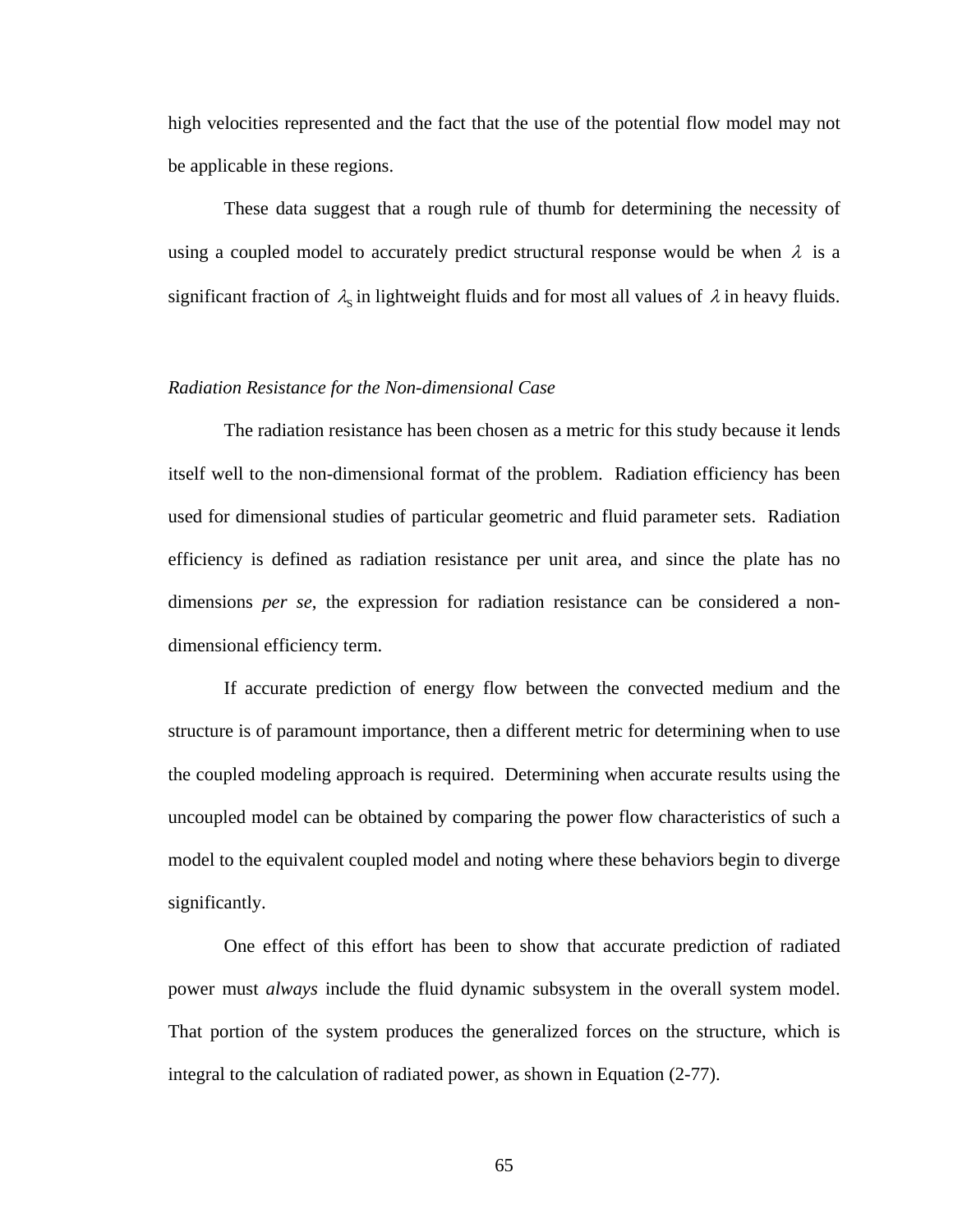high velocities represented and the fact that the use of the potential flow model may not be applicable in these regions.

These data suggest that a rough rule of thumb for determining the necessity of using a coupled model to accurately predict structural response would be when $\lambda$ is a significant fraction of $\lambda_S$ in lightweight fluids and for most all values of $\lambda$ in heavy fluids.

### *Radiation Resistance for the Non-dimensional Case*

The radiation resistance has been chosen as a metric for this study because it lends itself well to the non-dimensional format of the problem. Radiation efficiency has been used for dimensional studies of particular geometric and fluid parameter sets. Radiation efficiency is defined as radiation resistance per unit area, and since the plate has no dimensions *per se*, the expression for radiation resistance can be considered a non-dimensional efficiency term.

If accurate prediction of energy flow between the convected medium and the structure is of paramount importance, then a different metric for determining when to use the coupled modeling approach is required. Determining when accurate results using the uncoupled model can be obtained by comparing the power flow characteristics of such a model to the equivalent coupled model and noting where these behaviors begin to diverge significantly.

One effect of this effort has been to show that accurate prediction of radiated power must *always* include the fluid dynamic subsystem in the overall system model. That portion of the system produces the generalized forces on the structure, which is integral to the calculation of radiated power, as shown in Equation (2-77).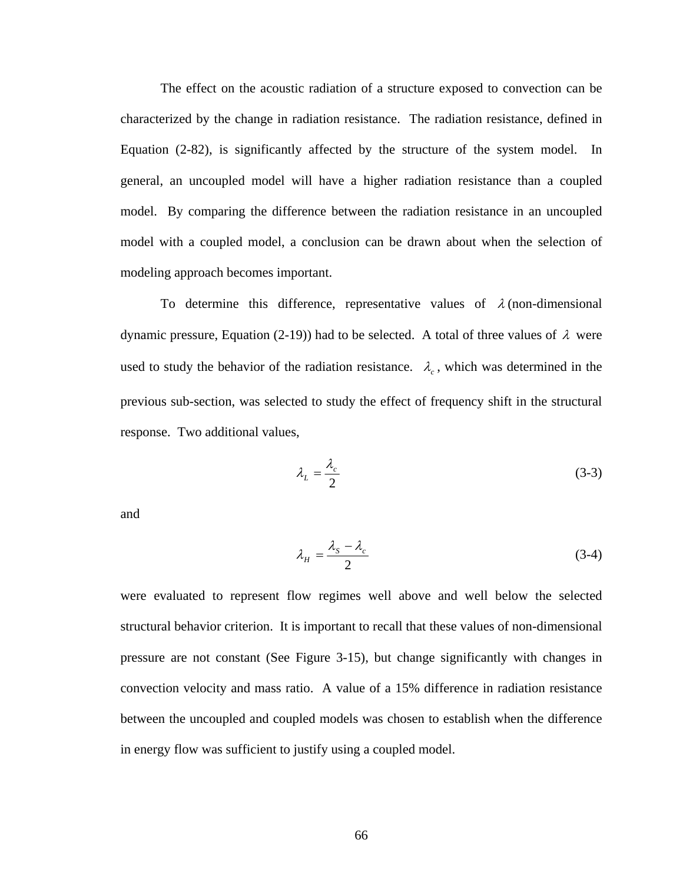The effect on the acoustic radiation of a structure exposed to convection can be characterized by the change in radiation resistance. The radiation resistance, defined in Equation (2-82), is significantly affected by the structure of the system model. In general, an uncoupled model will have a higher radiation resistance than a coupled model. By comparing the difference between the radiation resistance in an uncoupled model with a coupled model, a conclusion can be drawn about when the selection of modeling approach becomes important.

To determine this difference, representative values of $\lambda$ (non-dimensional dynamic pressure, Equation (2-19)) had to be selected. A total of three values of $\lambda$ were used to study the behavior of the radiation resistance. $\lambda_c$, which was determined in the previous sub-section, was selected to study the effect of frequency shift in the structural response. Two additional values,

$$\lambda_L = \frac{\lambda_c}{2} \tag{3-3}$$

and

$$\lambda_H = \frac{\lambda_S - \lambda_c}{2} \tag{3-4}$$

were evaluated to represent flow regimes well above and well below the selected structural behavior criterion. It is important to recall that these values of non-dimensional pressure are not constant (See Figure 3-15), but change significantly with changes in convection velocity and mass ratio. A value of a 15% difference in radiation resistance between the uncoupled and coupled models was chosen to establish when the difference in energy flow was sufficient to justify using a coupled model.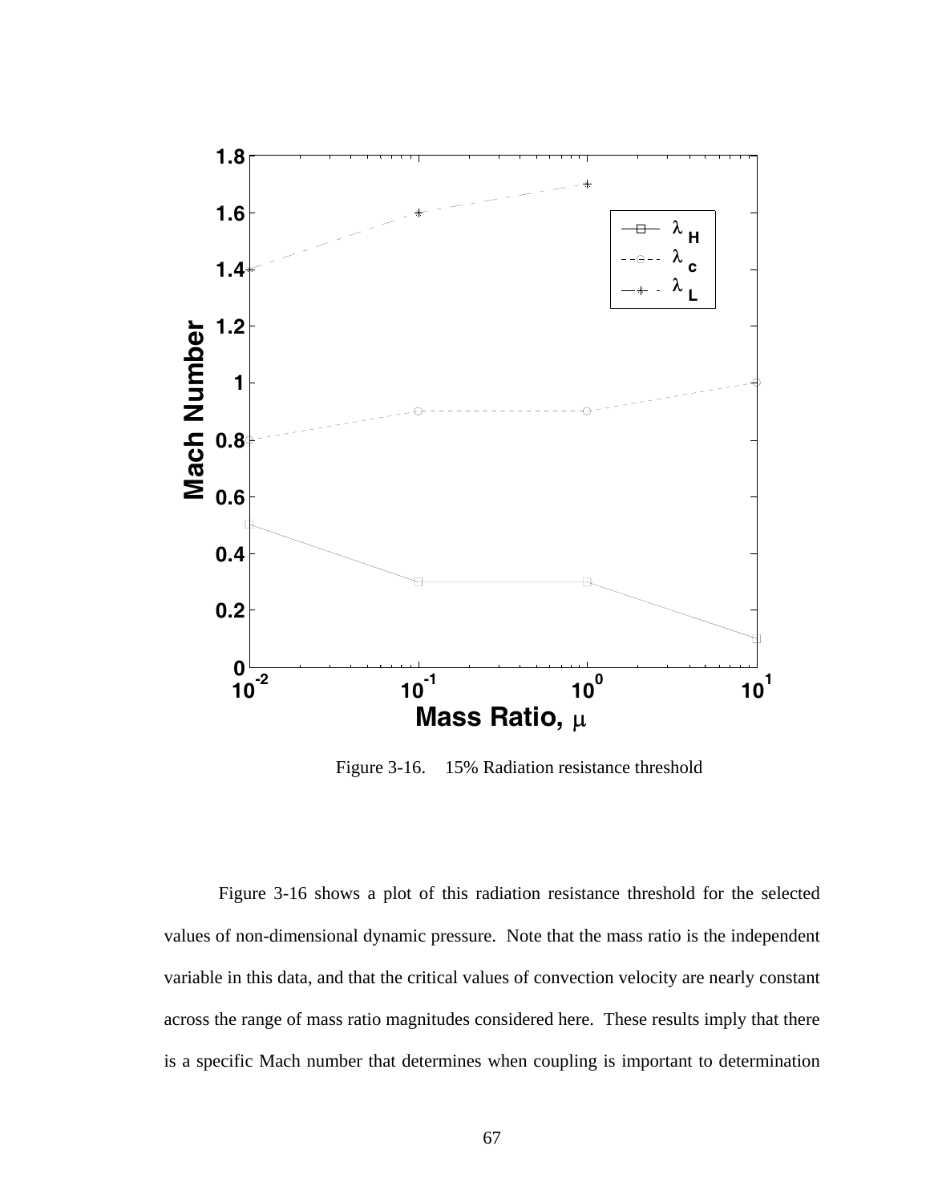Figure 3-16.  15% Radiation resistance threshold

Figure 3-16 shows a plot of this radiation resistance threshold for the selected values of non-dimensional dynamic pressure. Note that the mass ratio is the independent variable in this data, and that the critical values of convection velocity are nearly constant across the range of mass ratio magnitudes considered here. These results imply that there is a specific Mach number that determines when coupling is important to determination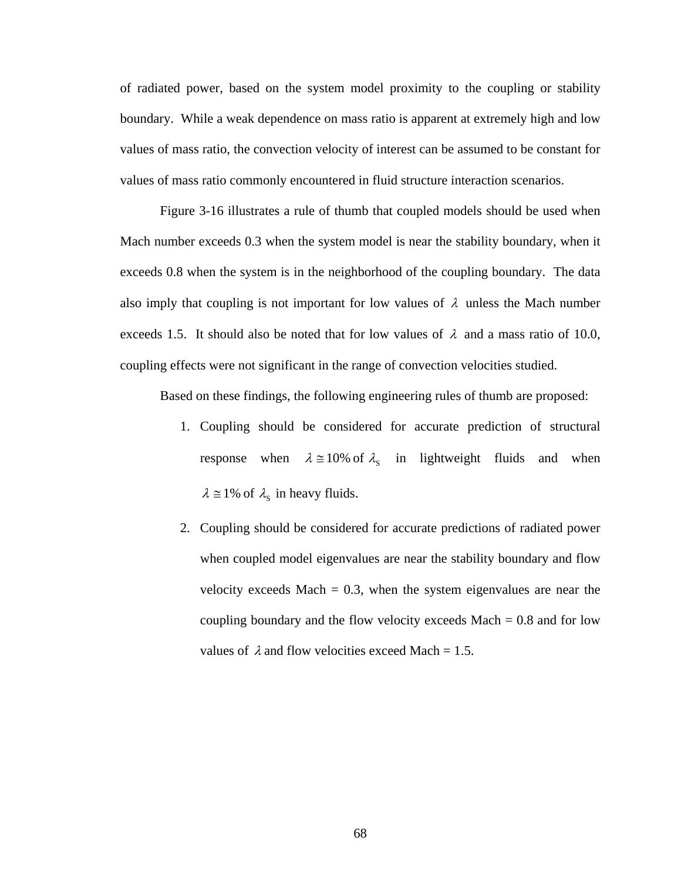of radiated power, based on the system model proximity to the coupling or stability boundary. While a weak dependence on mass ratio is apparent at extremely high and low values of mass ratio, the convection velocity of interest can be assumed to be constant for values of mass ratio commonly encountered in fluid structure interaction scenarios.

Figure 3-16 illustrates a rule of thumb that coupled models should be used when Mach number exceeds 0.3 when the system model is near the stability boundary, when it exceeds 0.8 when the system is in the neighborhood of the coupling boundary. The data also imply that coupling is not important for low values of $\lambda$ unless the Mach number exceeds 1.5. It should also be noted that for low values of $\lambda$ and a mass ratio of 10.0, coupling effects were not significant in the range of convection velocities studied.

Based on these findings, the following engineering rules of thumb are proposed:

1. Coupling should be considered for accurate prediction of structural response when $\lambda \cong 10\%$ of $\lambda_S$ in lightweight fluids and when $\lambda \cong 1\%$ of $\lambda_S$ in heavy fluids.
2. Coupling should be considered for accurate predictions of radiated power when coupled model eigenvalues are near the stability boundary and flow velocity exceeds Mach = 0.3, when the system eigenvalues are near the coupling boundary and the flow velocity exceeds Mach = 0.8 and for low values of $\lambda$ and flow velocities exceed Mach = 1.5.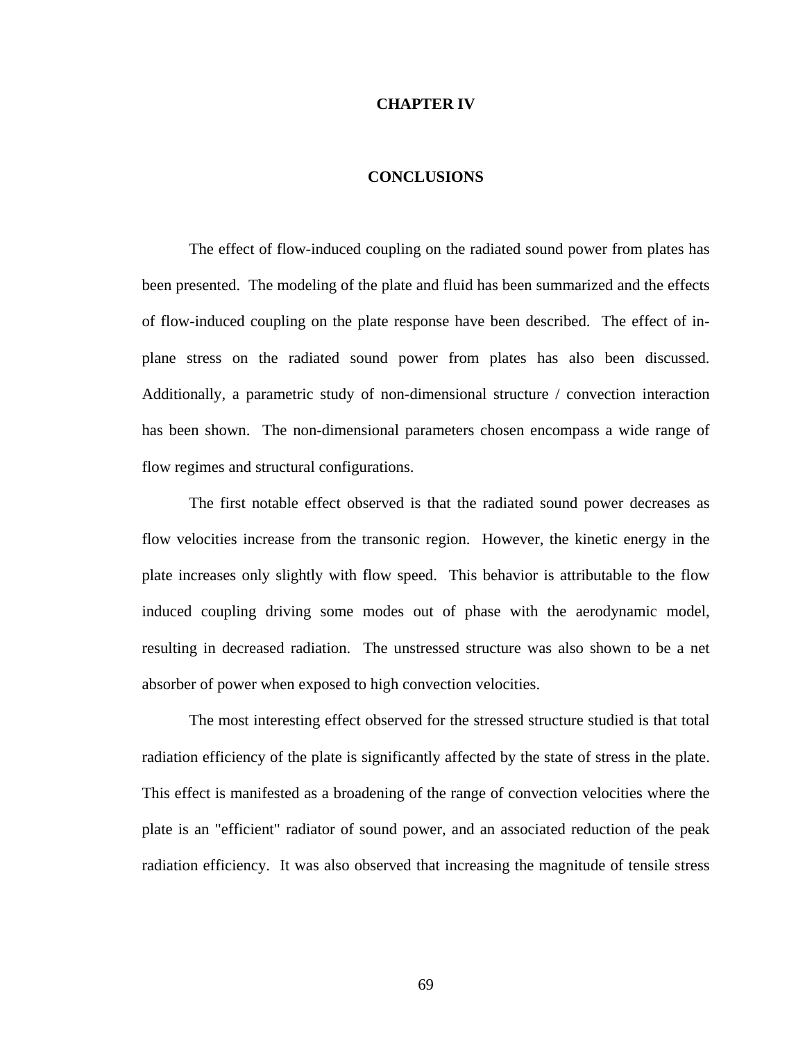# CHAPTER IV

## CONCLUSIONS

The effect of flow-induced coupling on the radiated sound power from plates has been presented. The modeling of the plate and fluid has been summarized and the effects of flow-induced coupling on the plate response have been described. The effect of in-plane stress on the radiated sound power from plates has also been discussed. Additionally, a parametric study of non-dimensional structure / convection interaction has been shown. The non-dimensional parameters chosen encompass a wide range of flow regimes and structural configurations.

The first notable effect observed is that the radiated sound power decreases as flow velocities increase from the transonic region. However, the kinetic energy in the plate increases only slightly with flow speed. This behavior is attributable to the flow induced coupling driving some modes out of phase with the aerodynamic model, resulting in decreased radiation. The unstressed structure was also shown to be a net absorber of power when exposed to high convection velocities.

The most interesting effect observed for the stressed structure studied is that total radiation efficiency of the plate is significantly affected by the state of stress in the plate. This effect is manifested as a broadening of the range of convection velocities where the plate is an "efficient" radiator of sound power, and an associated reduction of the peak radiation efficiency. It was also observed that increasing the magnitude of tensile stress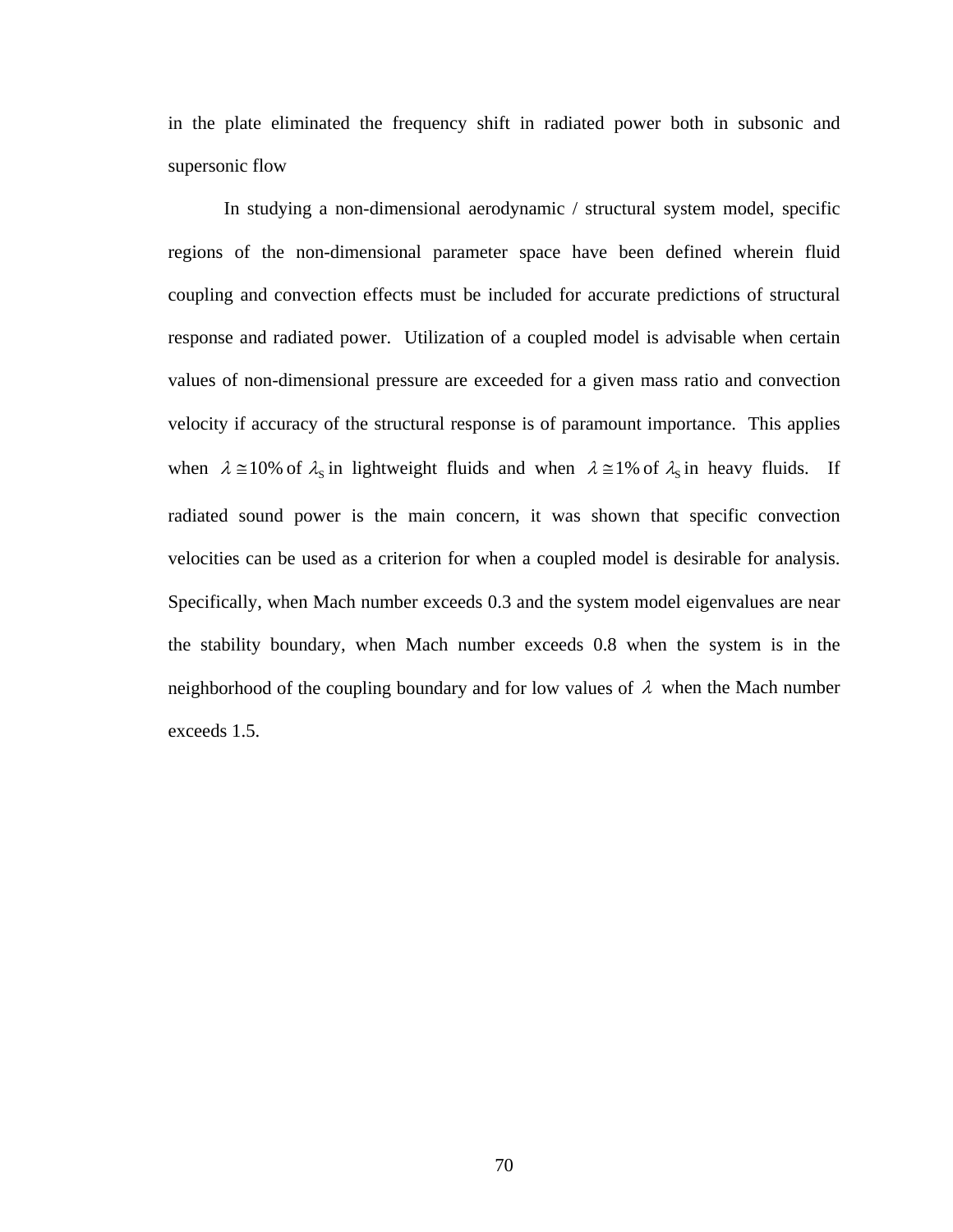in the plate eliminated the frequency shift in radiated power both in subsonic and supersonic flow

In studying a non-dimensional aerodynamic / structural system model, specific regions of the non-dimensional parameter space have been defined wherein fluid coupling and convection effects must be included for accurate predictions of structural response and radiated power. Utilization of a coupled model is advisable when certain values of non-dimensional pressure are exceeded for a given mass ratio and convection velocity if accuracy of the structural response is of paramount importance. This applies when $\lambda \cong 10\%$ of $\lambda_S$ in lightweight fluids and when $\lambda \cong 1\%$ of $\lambda_S$ in heavy fluids. If radiated sound power is the main concern, it was shown that specific convection velocities can be used as a criterion for when a coupled model is desirable for analysis. Specifically, when Mach number exceeds 0.3 and the system model eigenvalues are near the stability boundary, when Mach number exceeds 0.8 when the system is in the neighborhood of the coupling boundary and for low values of $\lambda$ when the Mach number exceeds 1.5.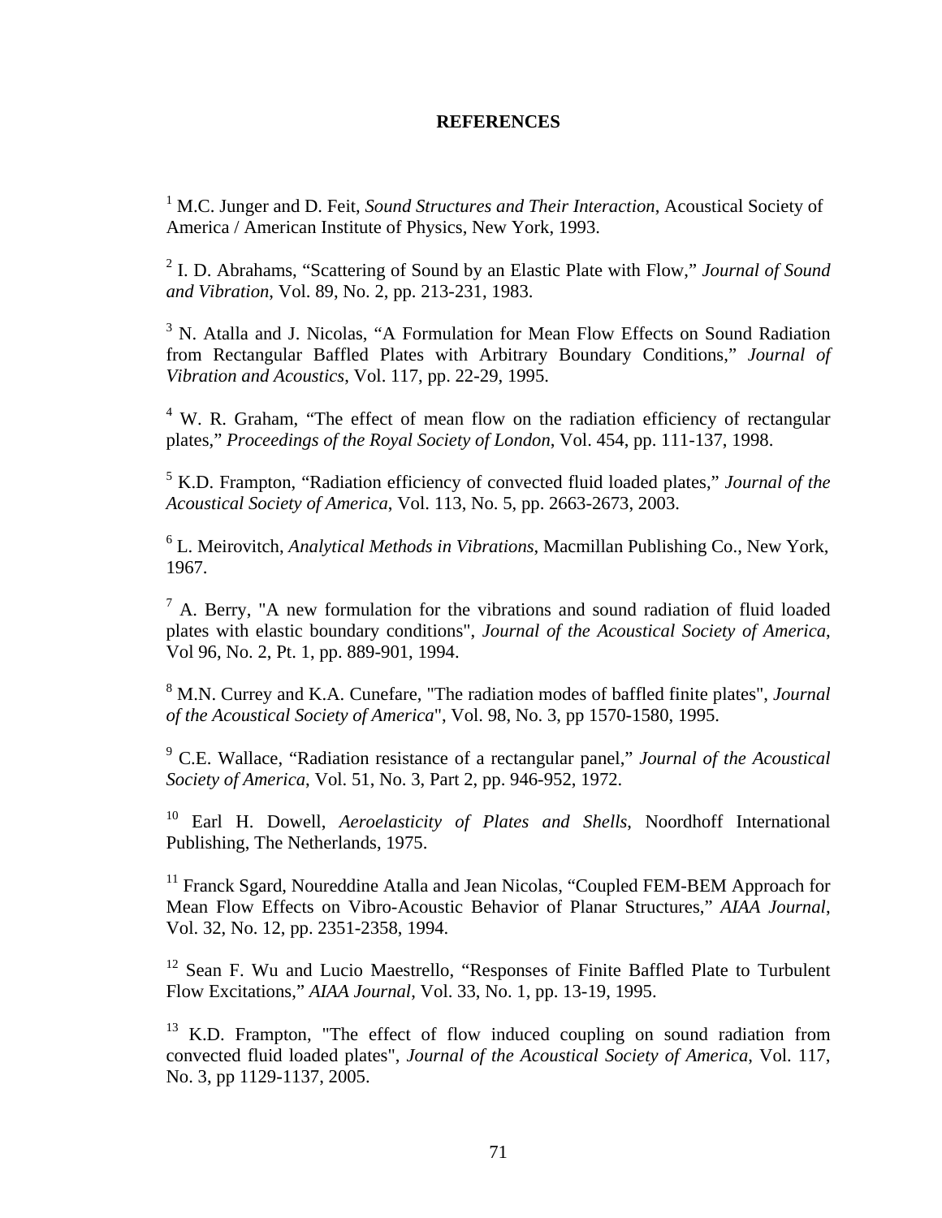# REFERENCES

[1] M.C. Junger and D. Feit, *Sound Structures and Their Interaction*, Acoustical Society of America / American Institute of Physics, New York, 1993.

[2] I. D. Abrahams, "Scattering of Sound by an Elastic Plate with Flow," *Journal of Sound and Vibration*, Vol. 89, No. 2, pp. 213-231, 1983.

[3] N. Atalla and J. Nicolas, "A Formulation for Mean Flow Effects on Sound Radiation from Rectangular Baffled Plates with Arbitrary Boundary Conditions," *Journal of Vibration and Acoustics*, Vol. 117, pp. 22-29, 1995.

[4] W. R. Graham, "The effect of mean flow on the radiation efficiency of rectangular plates," *Proceedings of the Royal Society of London*, Vol. 454, pp. 111-137, 1998.

[5] K.D. Frampton, "Radiation efficiency of convected fluid loaded plates," *Journal of the Acoustical Society of America*, Vol. 113, No. 5, pp. 2663-2673, 2003.

[6] L. Meirovitch, *Analytical Methods in Vibrations*, Macmillan Publishing Co., New York, 1967.

[7] A. Berry, "A new formulation for the vibrations and sound radiation of fluid loaded plates with elastic boundary conditions", *Journal of the Acoustical Society of America*, Vol 96, No. 2, Pt. 1, pp. 889-901, 1994.

[8] M.N. Currey and K.A. Cunefare, "The radiation modes of baffled finite plates", *Journal of the Acoustical Society of America*", Vol. 98, No. 3, pp 1570-1580, 1995.

[9] C.E. Wallace, "Radiation resistance of a rectangular panel," *Journal of the Acoustical Society of America*, Vol. 51, No. 3, Part 2, pp. 946-952, 1972.

[10] Earl H. Dowell, *Aeroelasticity of Plates and Shells*, Noordhoff International Publishing, The Netherlands, 1975.

[11] Franck Sgard, Noureddine Atalla and Jean Nicolas, "Coupled FEM-BEM Approach for Mean Flow Effects on Vibro-Acoustic Behavior of Planar Structures," *AIAA Journal*, Vol. 32, No. 12, pp. 2351-2358, 1994.

[12] Sean F. Wu and Lucio Maestrello, "Responses of Finite Baffled Plate to Turbulent Flow Excitations," *AIAA Journal*, Vol. 33, No. 1, pp. 13-19, 1995.

[13] K.D. Frampton, "The effect of flow induced coupling on sound radiation from convected fluid loaded plates", *Journal of the Acoustical Society of America*, Vol. 117, No. 3, pp 1129-1137, 2005.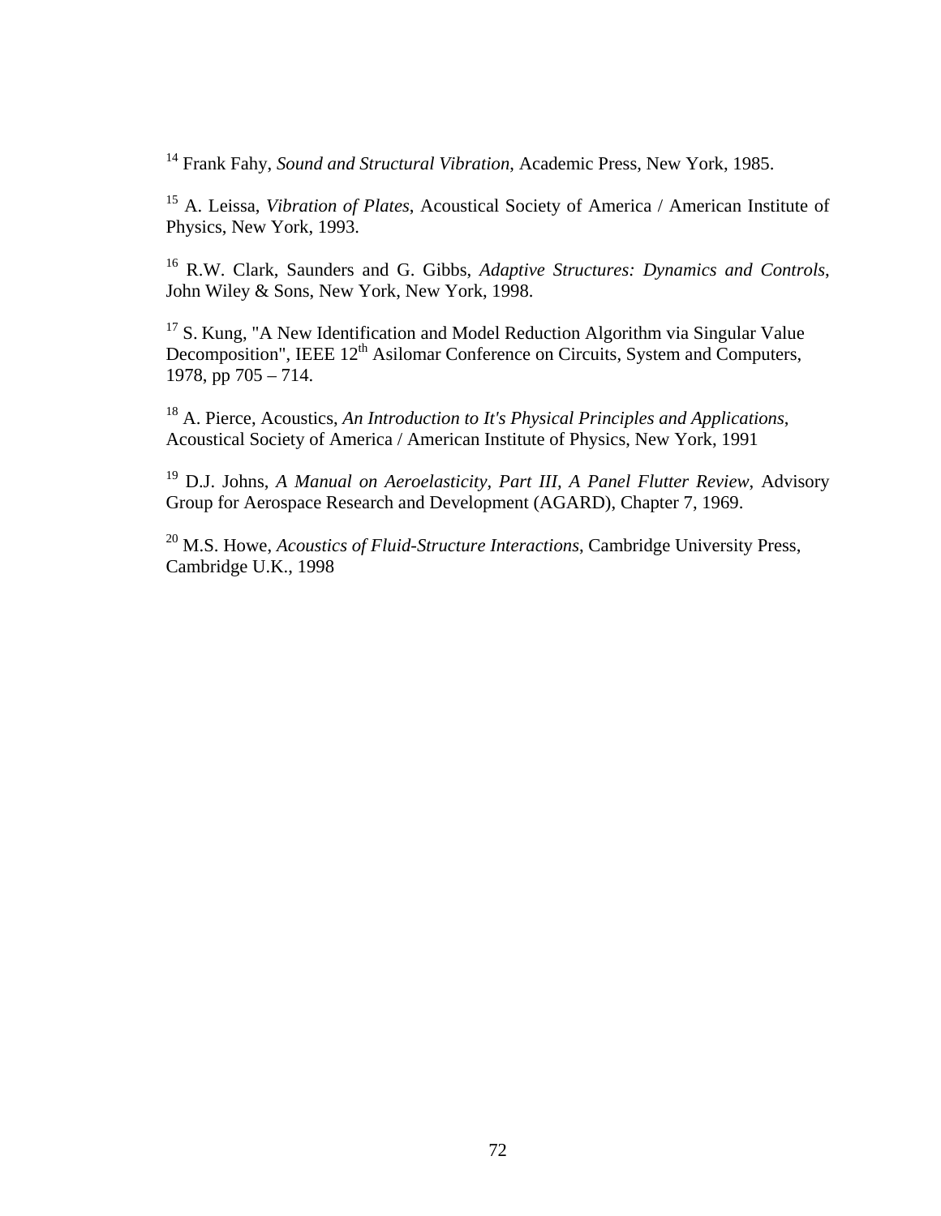[14] Frank Fahy, *Sound and Structural Vibration*, Academic Press, New York, 1985.

[15] A. Leissa, *Vibration of Plates*, Acoustical Society of America / American Institute of Physics, New York, 1993.

[16] R.W. Clark, Saunders and G. Gibbs, *Adaptive Structures: Dynamics and Controls*, John Wiley & Sons, New York, New York, 1998.

[17] S. Kung, "A New Identification and Model Reduction Algorithm via Singular Value Decomposition", IEEE 12th Asilomar Conference on Circuits, System and Computers, 1978, pp 705 – 714.

[18] A. Pierce, Acoustics, *An Introduction to It's Physical Principles and Applications*, Acoustical Society of America / American Institute of Physics, New York, 1991

[19] D.J. Johns, *A Manual on Aeroelasticity, Part III, A Panel Flutter Review*, Advisory Group for Aerospace Research and Development (AGARD), Chapter 7, 1969.

[20] M.S. Howe, *Acoustics of Fluid-Structure Interactions*, Cambridge University Press, Cambridge U.K., 1998